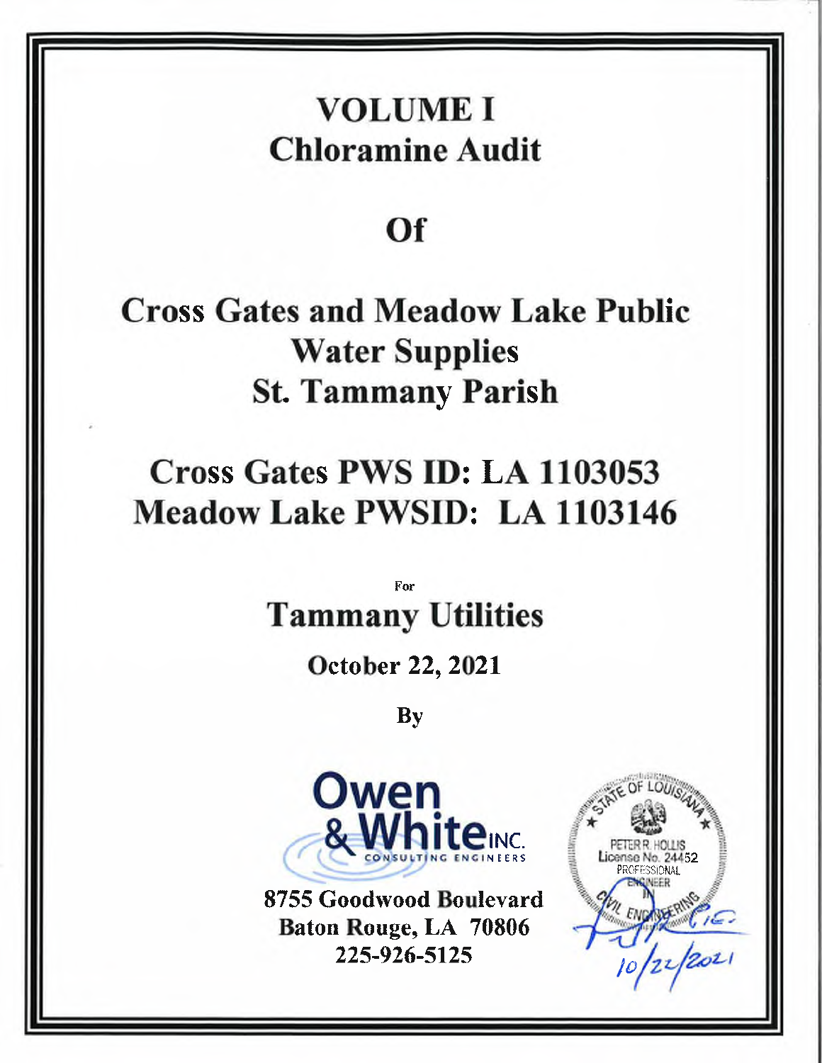# VOLUME I
# Chloramine Audit

## Of

## Cross Gates and Meadow Lake Public Water Supplies
## St. Tammany Parish

## Cross Gates PWS ID: LA 1103053
## Meadow Lake PWSID: LA 1103146

For

## Tammany Utilities

**October 22, 2021**

**By**

Owen & White INC.
CONSULTING ENGINEERS

**8755 Goodwood Boulevard**
**Baton Rouge, LA 70806**
**225-926-5125**

STATE OF LOUISIANA
PETER R. HOLLIS
License No. 24452
PROFESSIONAL ENGINEER
IN
CIVIL ENGINEERING

10/22/2021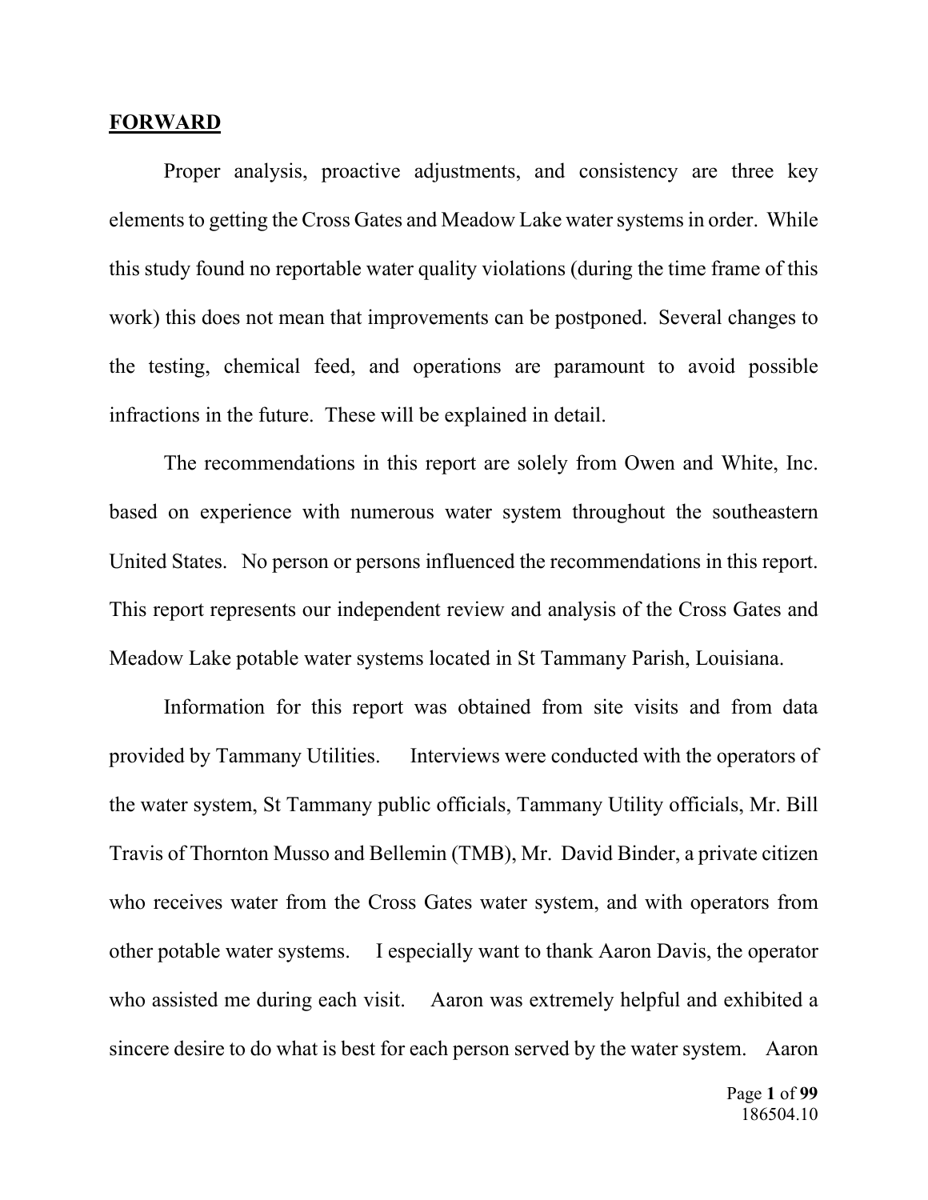## FORWARD

Proper analysis, proactive adjustments, and consistency are three key elements to getting the Cross Gates and Meadow Lake water systems in order. While this study found no reportable water quality violations (during the time frame of this work) this does not mean that improvements can be postponed. Several changes to the testing, chemical feed, and operations are paramount to avoid possible infractions in the future. These will be explained in detail.

The recommendations in this report are solely from Owen and White, Inc. based on experience with numerous water system throughout the southeastern United States. No person or persons influenced the recommendations in this report. This report represents our independent review and analysis of the Cross Gates and Meadow Lake potable water systems located in St Tammany Parish, Louisiana.

Information for this report was obtained from site visits and from data provided by Tammany Utilities. Interviews were conducted with the operators of the water system, St Tammany public officials, Tammany Utility officials, Mr. Bill Travis of Thornton Musso and Bellemin (TMB), Mr. David Binder, a private citizen who receives water from the Cross Gates water system, and with operators from other potable water systems. I especially want to thank Aaron Davis, the operator who assisted me during each visit. Aaron was extremely helpful and exhibited a sincere desire to do what is best for each person served by the water system. Aaron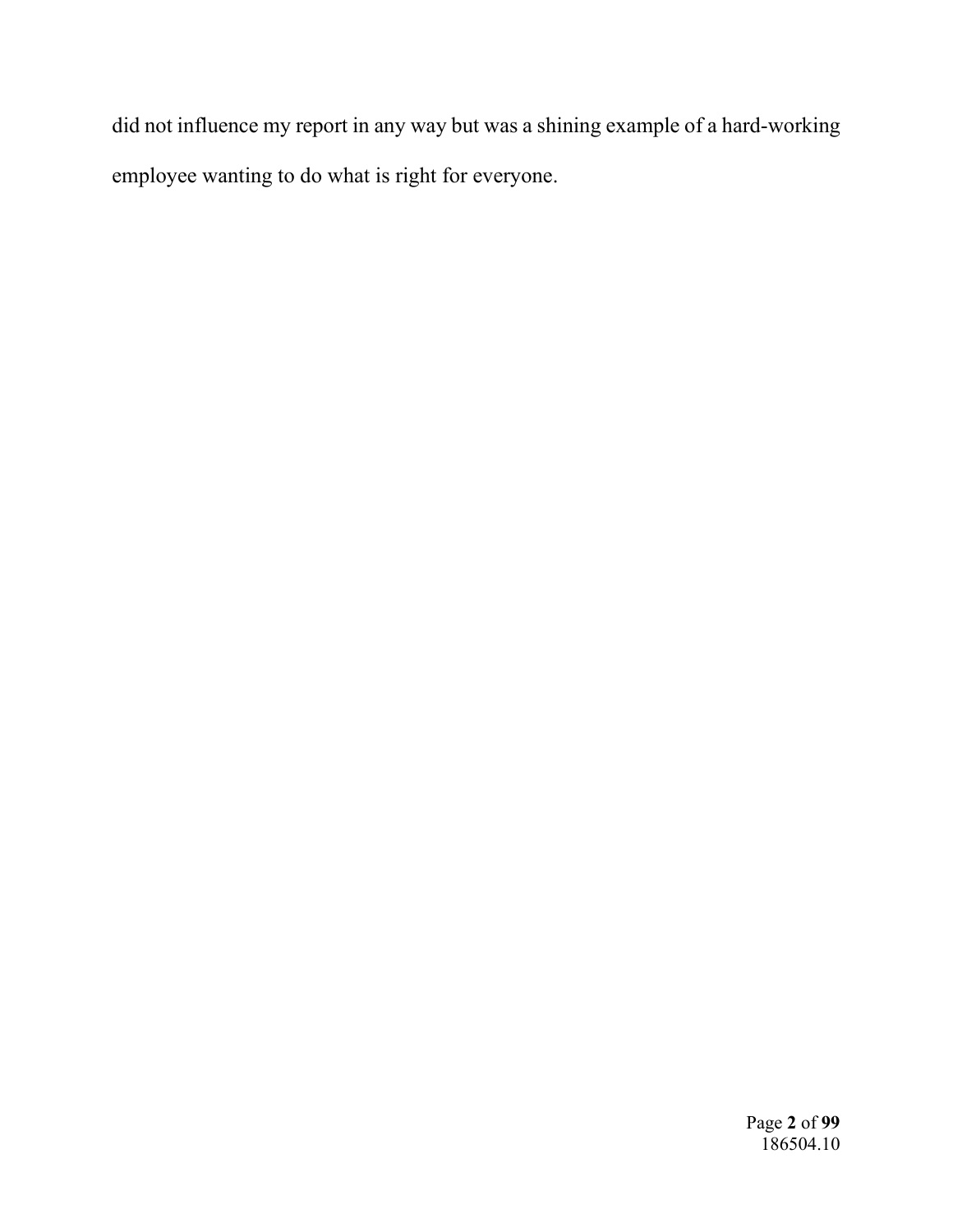did not influence my report in any way but was a shining example of a hard-working employee wanting to do what is right for everyone.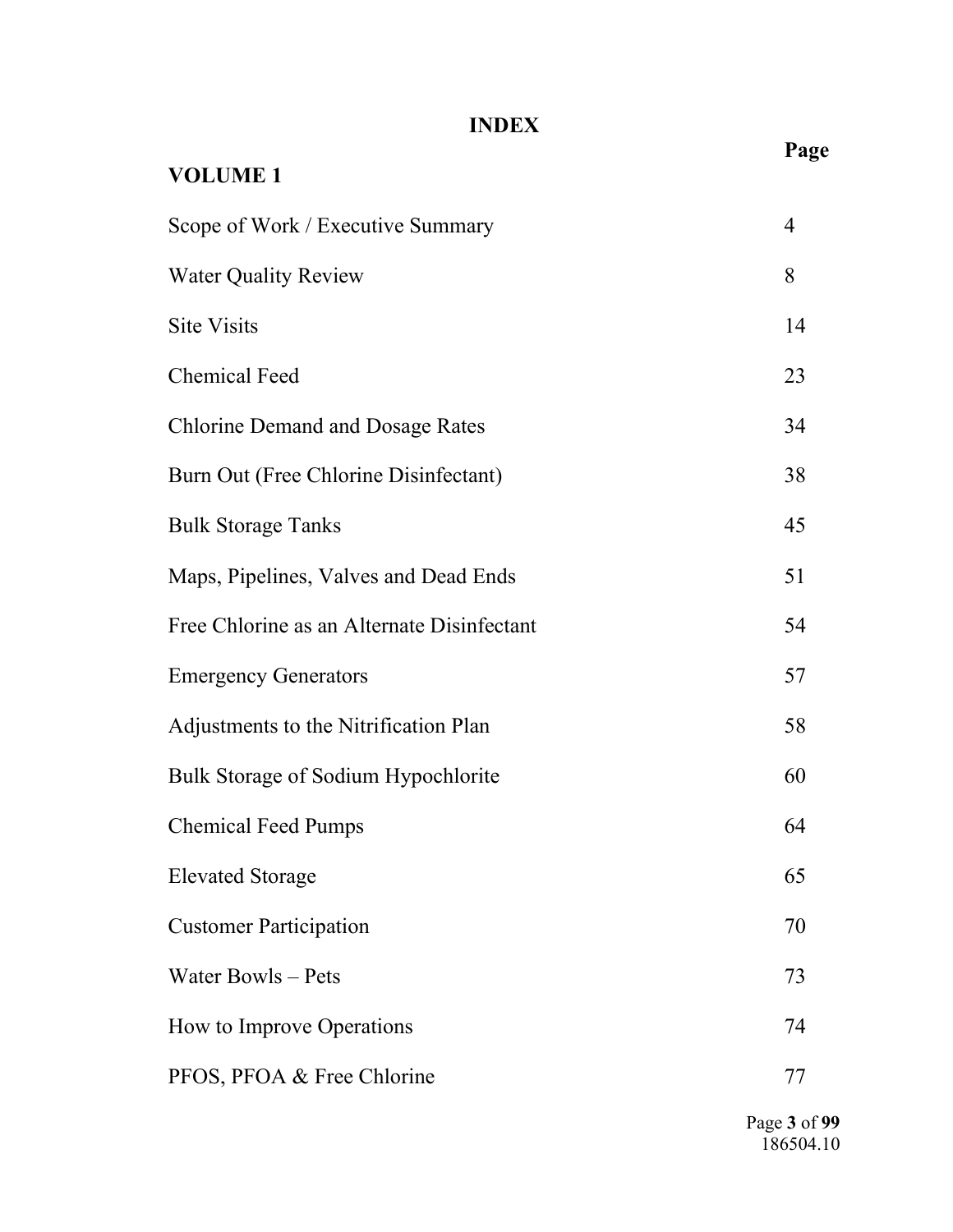# INDEX

## VOLUME 1

| | Page |
|---|---|
| Scope of Work / Executive Summary | 4 |
| Water Quality Review | 8 |
| Site Visits | 14 |
| Chemical Feed | 23 |
| Chlorine Demand and Dosage Rates | 34 |
| Burn Out (Free Chlorine Disinfectant) | 38 |
| Bulk Storage Tanks | 45 |
| Maps, Pipelines, Valves and Dead Ends | 51 |
| Free Chlorine as an Alternate Disinfectant | 54 |
| Emergency Generators | 57 |
| Adjustments to the Nitrification Plan | 58 |
| Bulk Storage of Sodium Hypochlorite | 60 |
| Chemical Feed Pumps | 64 |
| Elevated Storage | 65 |
| Customer Participation | 70 |
| Water Bowls – Pets | 73 |
| How to Improve Operations | 74 |
| PFOS, PFOA & Free Chlorine | 77 |

186504.10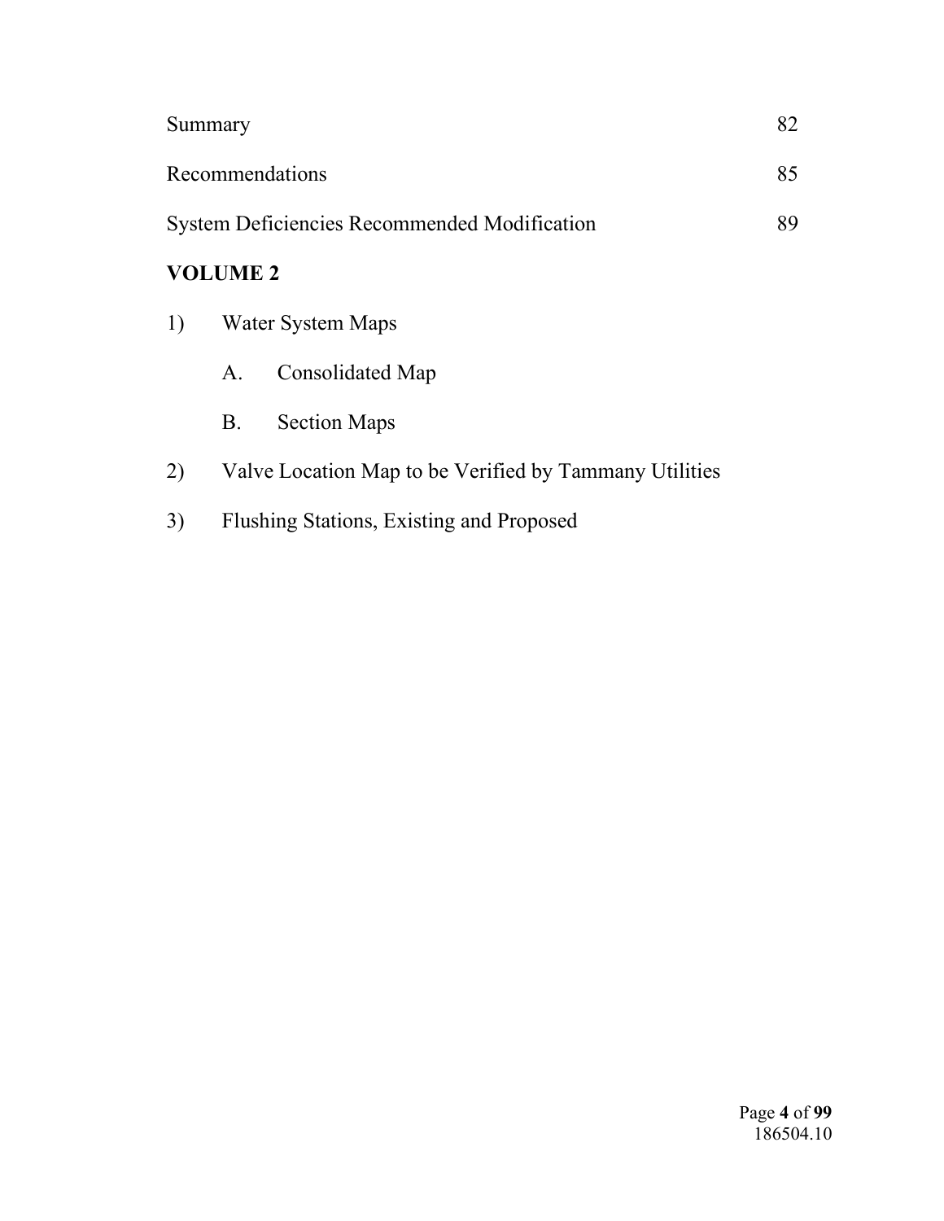| | |
|---|---|
| Summary | 82 |
| Recommendations | 85 |
| System Deficiencies Recommended Modification | 89 |

**VOLUME 2**

1) Water System Maps

   A. Consolidated Map

   B. Section Maps

2) Valve Location Map to be Verified by Tammany Utilities

3) Flushing Stations, Existing and Proposed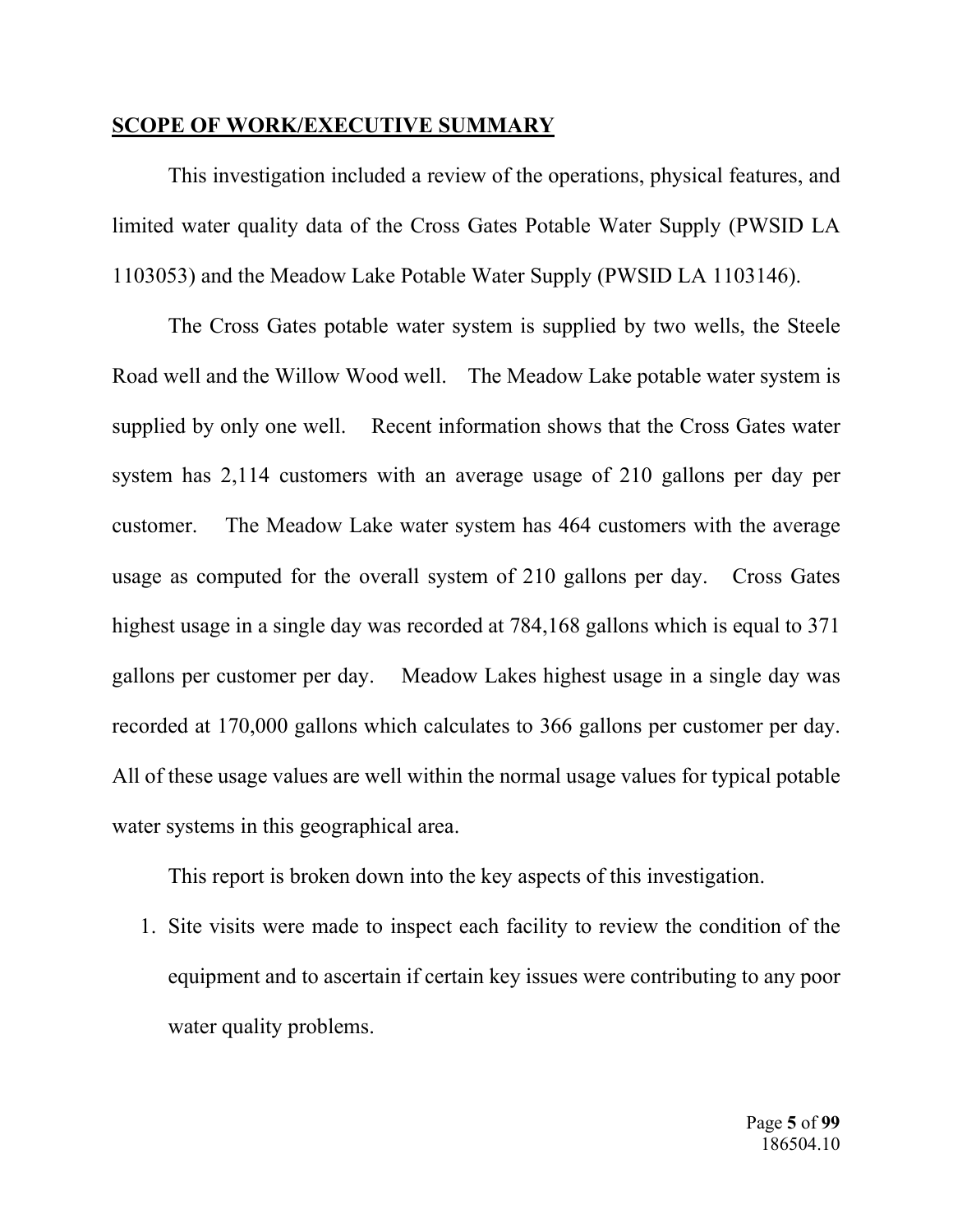## SCOPE OF WORK/EXECUTIVE SUMMARY

This investigation included a review of the operations, physical features, and limited water quality data of the Cross Gates Potable Water Supply (PWSID LA 1103053) and the Meadow Lake Potable Water Supply (PWSID LA 1103146).

The Cross Gates potable water system is supplied by two wells, the Steele Road well and the Willow Wood well. The Meadow Lake potable water system is supplied by only one well. Recent information shows that the Cross Gates water system has 2,114 customers with an average usage of 210 gallons per day per customer. The Meadow Lake water system has 464 customers with the average usage as computed for the overall system of 210 gallons per day. Cross Gates highest usage in a single day was recorded at 784,168 gallons which is equal to 371 gallons per customer per day. Meadow Lakes highest usage in a single day was recorded at 170,000 gallons which calculates to 366 gallons per customer per day. All of these usage values are well within the normal usage values for typical potable water systems in this geographical area.

This report is broken down into the key aspects of this investigation.

1. Site visits were made to inspect each facility to review the condition of the equipment and to ascertain if certain key issues were contributing to any poor water quality problems.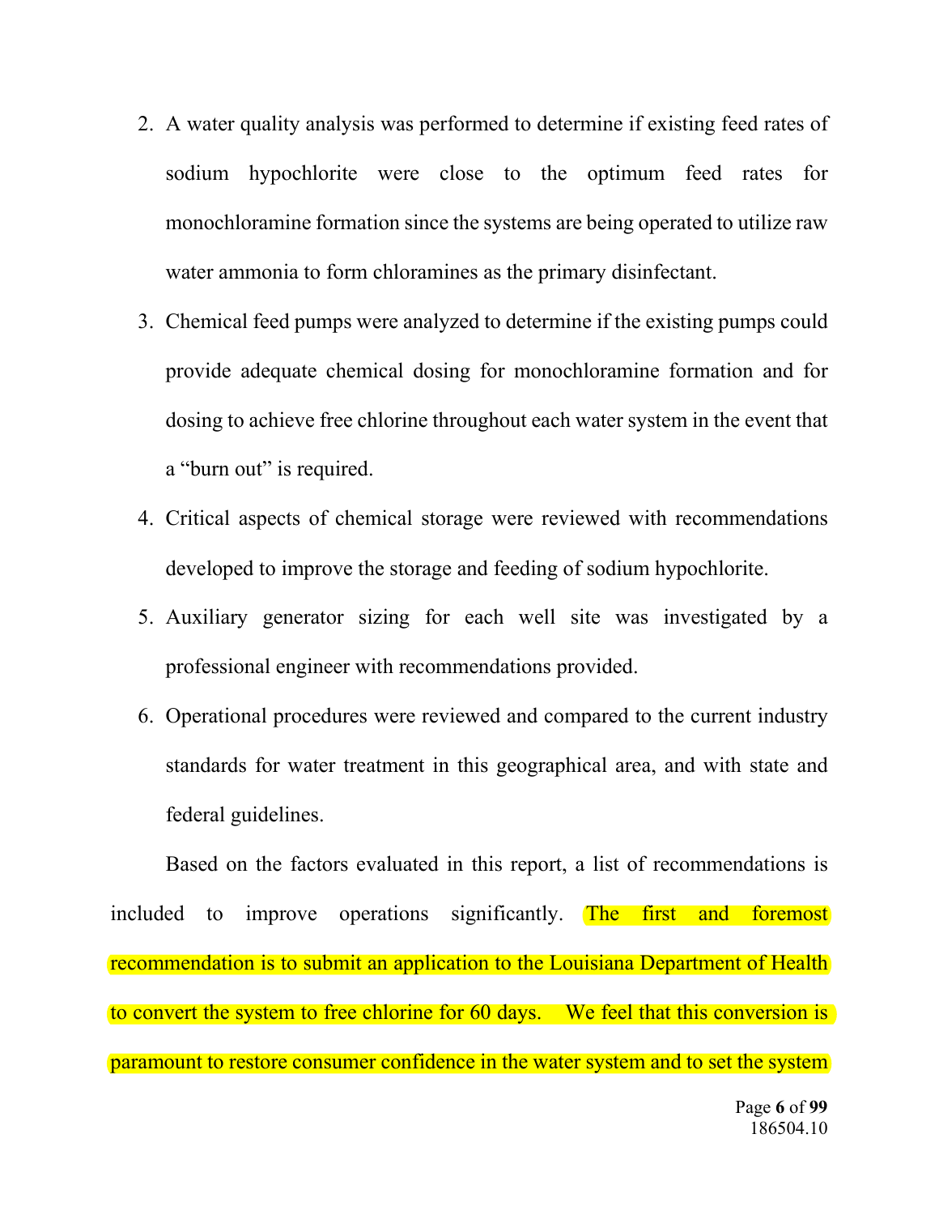2. A water quality analysis was performed to determine if existing feed rates of sodium hypochlorite were close to the optimum feed rates for monochloramine formation since the systems are being operated to utilize raw water ammonia to form chloramines as the primary disinfectant.
3. Chemical feed pumps were analyzed to determine if the existing pumps could provide adequate chemical dosing for monochloramine formation and for dosing to achieve free chlorine throughout each water system in the event that a "burn out" is required.
4. Critical aspects of chemical storage were reviewed with recommendations developed to improve the storage and feeding of sodium hypochlorite.
5. Auxiliary generator sizing for each well site was investigated by a professional engineer with recommendations provided.
6. Operational procedures were reviewed and compared to the current industry standards for water treatment in this geographical area, and with state and federal guidelines.

Based on the factors evaluated in this report, a list of recommendations is included to improve operations significantly. The first and foremost recommendation is to submit an application to the Louisiana Department of Health to convert the system to free chlorine for 60 days. We feel that this conversion is paramount to restore consumer confidence in the water system and to set the system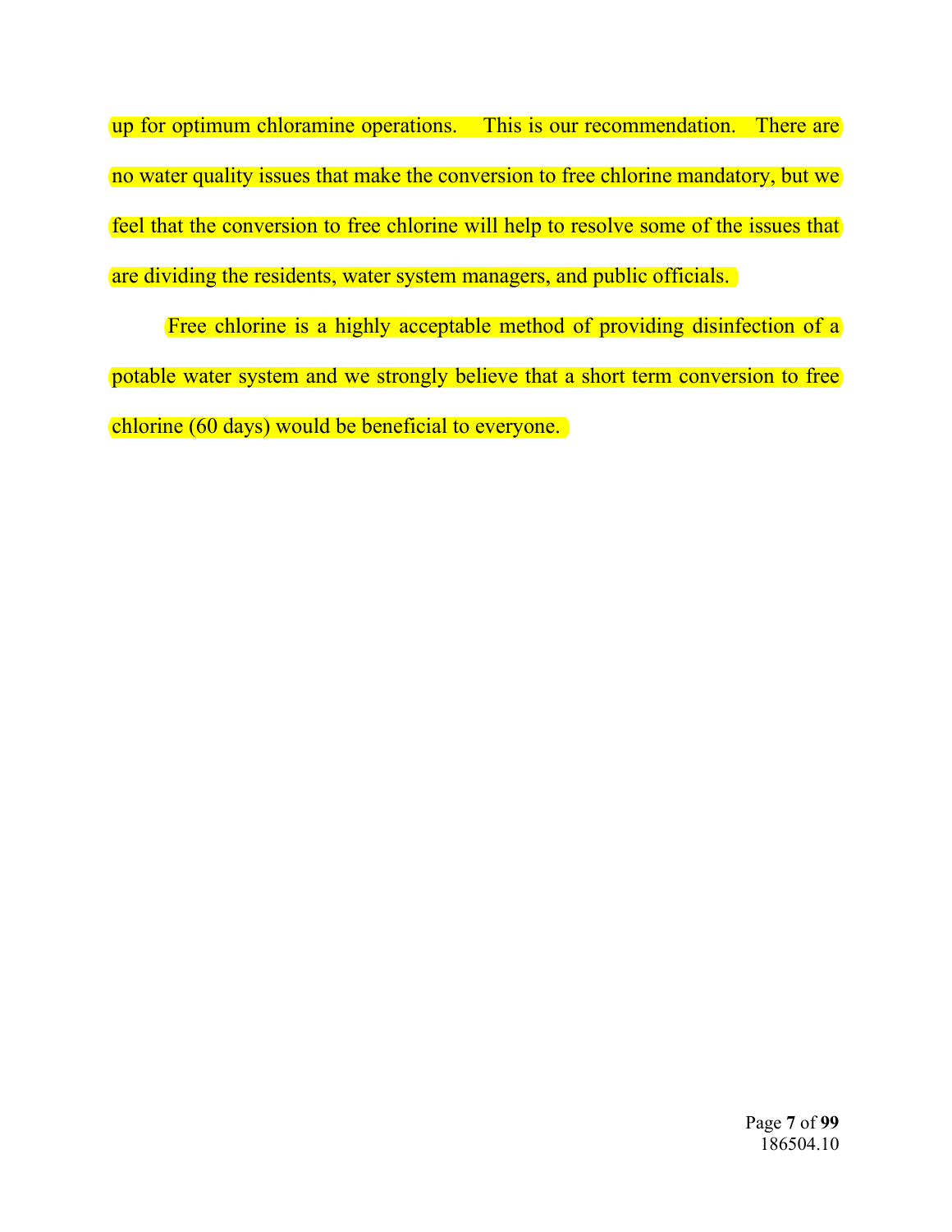up for optimum chloramine operations. This is our recommendation. There are no water quality issues that make the conversion to free chlorine mandatory, but we feel that the conversion to free chlorine will help to resolve some of the issues that are dividing the residents, water system managers, and public officials.

Free chlorine is a highly acceptable method of providing disinfection of a potable water system and we strongly believe that a short term conversion to free chlorine (60 days) would be beneficial to everyone.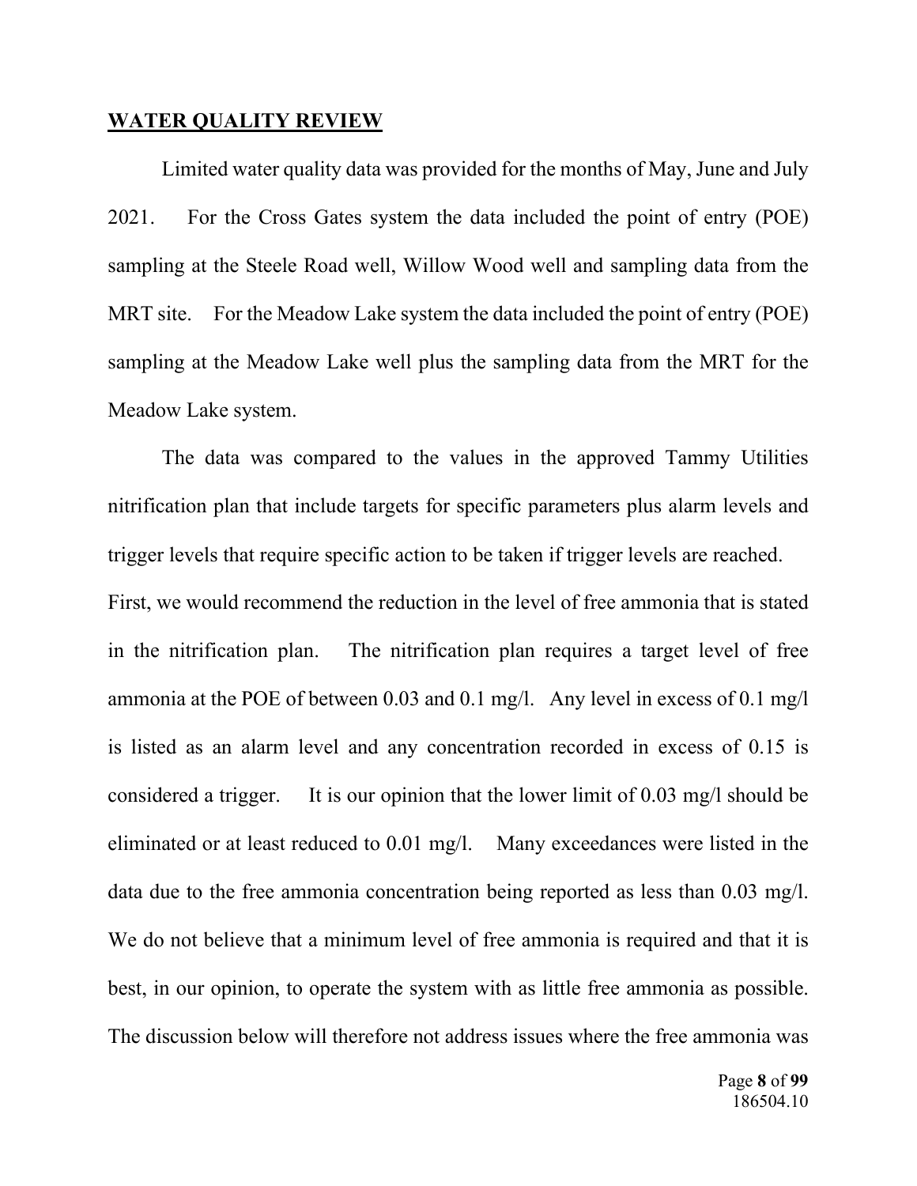## WATER QUALITY REVIEW

Limited water quality data was provided for the months of May, June and July 2021. For the Cross Gates system the data included the point of entry (POE) sampling at the Steele Road well, Willow Wood well and sampling data from the MRT site. For the Meadow Lake system the data included the point of entry (POE) sampling at the Meadow Lake well plus the sampling data from the MRT for the Meadow Lake system.

The data was compared to the values in the approved Tammy Utilities nitrification plan that include targets for specific parameters plus alarm levels and trigger levels that require specific action to be taken if trigger levels are reached.
First, we would recommend the reduction in the level of free ammonia that is stated in the nitrification plan. The nitrification plan requires a target level of free ammonia at the POE of between 0.03 and 0.1 mg/l. Any level in excess of 0.1 mg/l is listed as an alarm level and any concentration recorded in excess of 0.15 is considered a trigger. It is our opinion that the lower limit of 0.03 mg/l should be eliminated or at least reduced to 0.01 mg/l. Many exceedances were listed in the data due to the free ammonia concentration being reported as less than 0.03 mg/l. We do not believe that a minimum level of free ammonia is required and that it is best, in our opinion, to operate the system with as little free ammonia as possible. The discussion below will therefore not address issues where the free ammonia was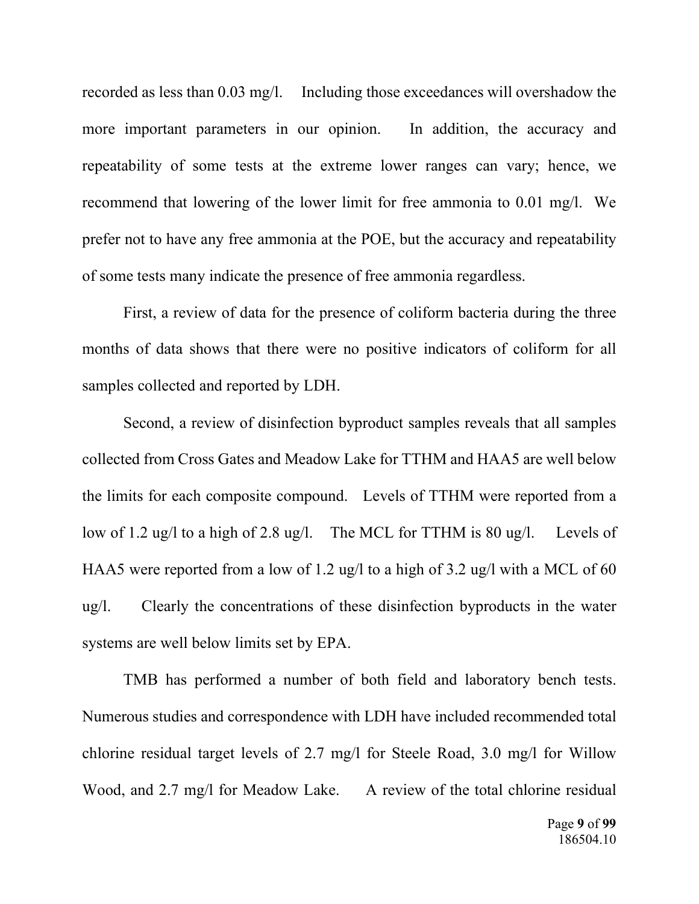recorded as less than 0.03 mg/l. Including those exceedances will overshadow the more important parameters in our opinion. In addition, the accuracy and repeatability of some tests at the extreme lower ranges can vary; hence, we recommend that lowering of the lower limit for free ammonia to 0.01 mg/l. We prefer not to have any free ammonia at the POE, but the accuracy and repeatability of some tests many indicate the presence of free ammonia regardless.

First, a review of data for the presence of coliform bacteria during the three months of data shows that there were no positive indicators of coliform for all samples collected and reported by LDH.

Second, a review of disinfection byproduct samples reveals that all samples collected from Cross Gates and Meadow Lake for TTHM and HAA5 are well below the limits for each composite compound. Levels of TTHM were reported from a low of 1.2 ug/l to a high of 2.8 ug/l. The MCL for TTHM is 80 ug/l. Levels of HAA5 were reported from a low of 1.2 ug/l to a high of 3.2 ug/l with a MCL of 60 ug/l. Clearly the concentrations of these disinfection byproducts in the water systems are well below limits set by EPA.

TMB has performed a number of both field and laboratory bench tests. Numerous studies and correspondence with LDH have included recommended total chlorine residual target levels of 2.7 mg/l for Steele Road, 3.0 mg/l for Willow Wood, and 2.7 mg/l for Meadow Lake. A review of the total chlorine residual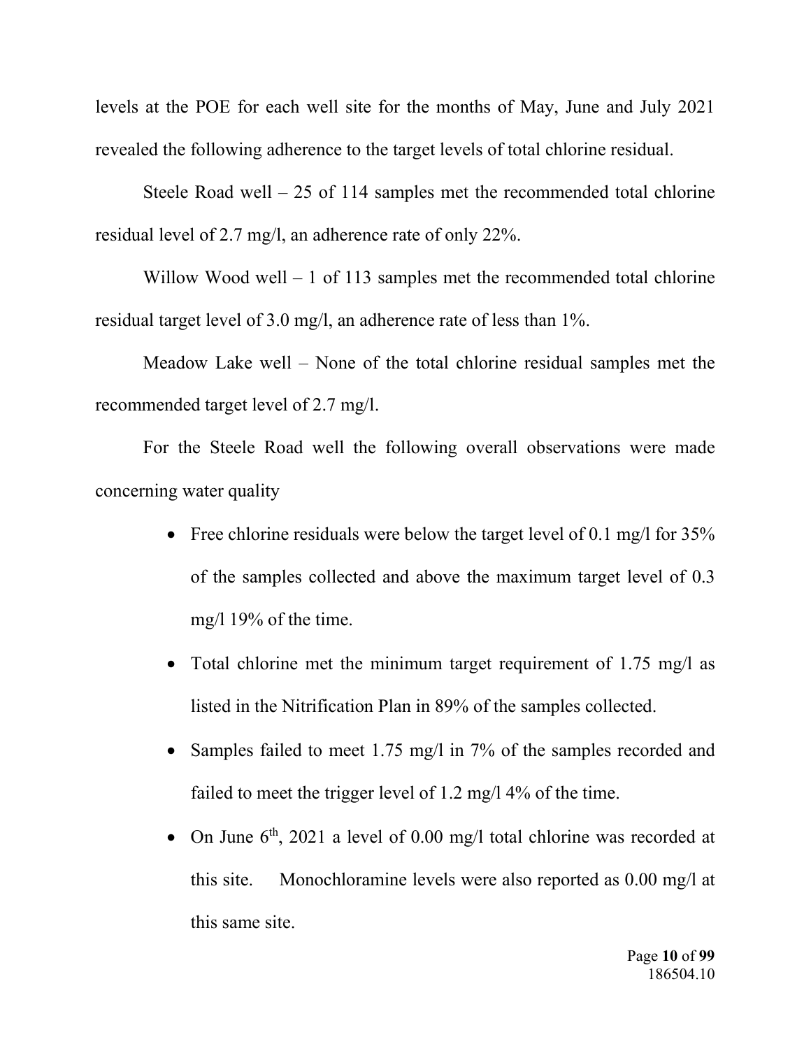levels at the POE for each well site for the months of May, June and July 2021 revealed the following adherence to the target levels of total chlorine residual.

Steele Road well – 25 of 114 samples met the recommended total chlorine residual level of 2.7 mg/l, an adherence rate of only 22%.

Willow Wood well – 1 of 113 samples met the recommended total chlorine residual target level of 3.0 mg/l, an adherence rate of less than 1%.

Meadow Lake well – None of the total chlorine residual samples met the recommended target level of 2.7 mg/l.

For the Steele Road well the following overall observations were made concerning water quality

- Free chlorine residuals were below the target level of 0.1 mg/l for 35% of the samples collected and above the maximum target level of 0.3 mg/l 19% of the time.
- Total chlorine met the minimum target requirement of 1.75 mg/l as listed in the Nitrification Plan in 89% of the samples collected.
- Samples failed to meet 1.75 mg/l in 7% of the samples recorded and failed to meet the trigger level of 1.2 mg/l 4% of the time.
- On June 6th, 2021 a level of 0.00 mg/l total chlorine was recorded at this site. Monochloramine levels were also reported as 0.00 mg/l at this same site.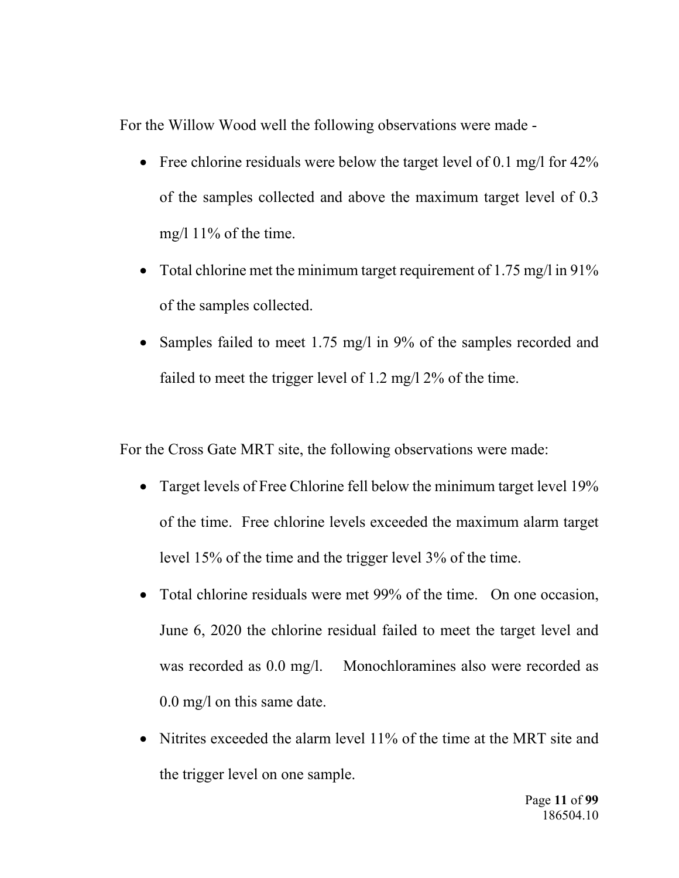For the Willow Wood well the following observations were made -

- Free chlorine residuals were below the target level of 0.1 mg/l for 42% of the samples collected and above the maximum target level of 0.3 mg/l 11% of the time.
- Total chlorine met the minimum target requirement of 1.75 mg/l in 91% of the samples collected.
- Samples failed to meet 1.75 mg/l in 9% of the samples recorded and failed to meet the trigger level of 1.2 mg/l 2% of the time.

For the Cross Gate MRT site, the following observations were made:

- Target levels of Free Chlorine fell below the minimum target level 19% of the time. Free chlorine levels exceeded the maximum alarm target level 15% of the time and the trigger level 3% of the time.
- Total chlorine residuals were met 99% of the time. On one occasion, June 6, 2020 the chlorine residual failed to meet the target level and was recorded as 0.0 mg/l. Monochloramines also were recorded as 0.0 mg/l on this same date.
- Nitrites exceeded the alarm level 11% of the time at the MRT site and the trigger level on one sample.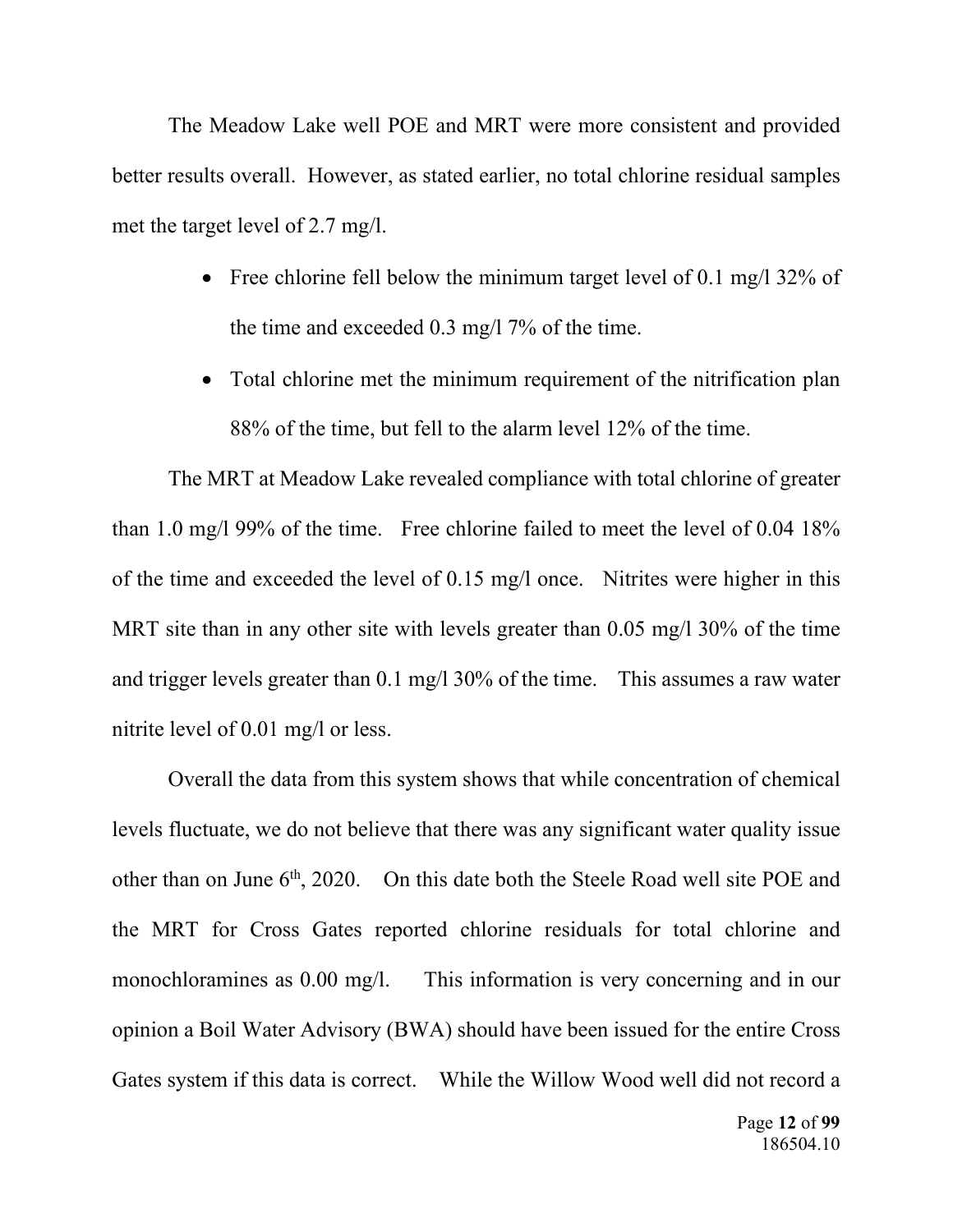The Meadow Lake well POE and MRT were more consistent and provided better results overall. However, as stated earlier, no total chlorine residual samples met the target level of 2.7 mg/l.

- Free chlorine fell below the minimum target level of 0.1 mg/l 32% of the time and exceeded 0.3 mg/l 7% of the time.
- Total chlorine met the minimum requirement of the nitrification plan 88% of the time, but fell to the alarm level 12% of the time.

The MRT at Meadow Lake revealed compliance with total chlorine of greater than 1.0 mg/l 99% of the time. Free chlorine failed to meet the level of 0.04 18% of the time and exceeded the level of 0.15 mg/l once. Nitrites were higher in this MRT site than in any other site with levels greater than 0.05 mg/l 30% of the time and trigger levels greater than 0.1 mg/l 30% of the time. This assumes a raw water nitrite level of 0.01 mg/l or less.

Overall the data from this system shows that while concentration of chemical levels fluctuate, we do not believe that there was any significant water quality issue other than on June 6th, 2020. On this date both the Steele Road well site POE and the MRT for Cross Gates reported chlorine residuals for total chlorine and monochloramines as 0.00 mg/l. This information is very concerning and in our opinion a Boil Water Advisory (BWA) should have been issued for the entire Cross Gates system if this data is correct. While the Willow Wood well did not record a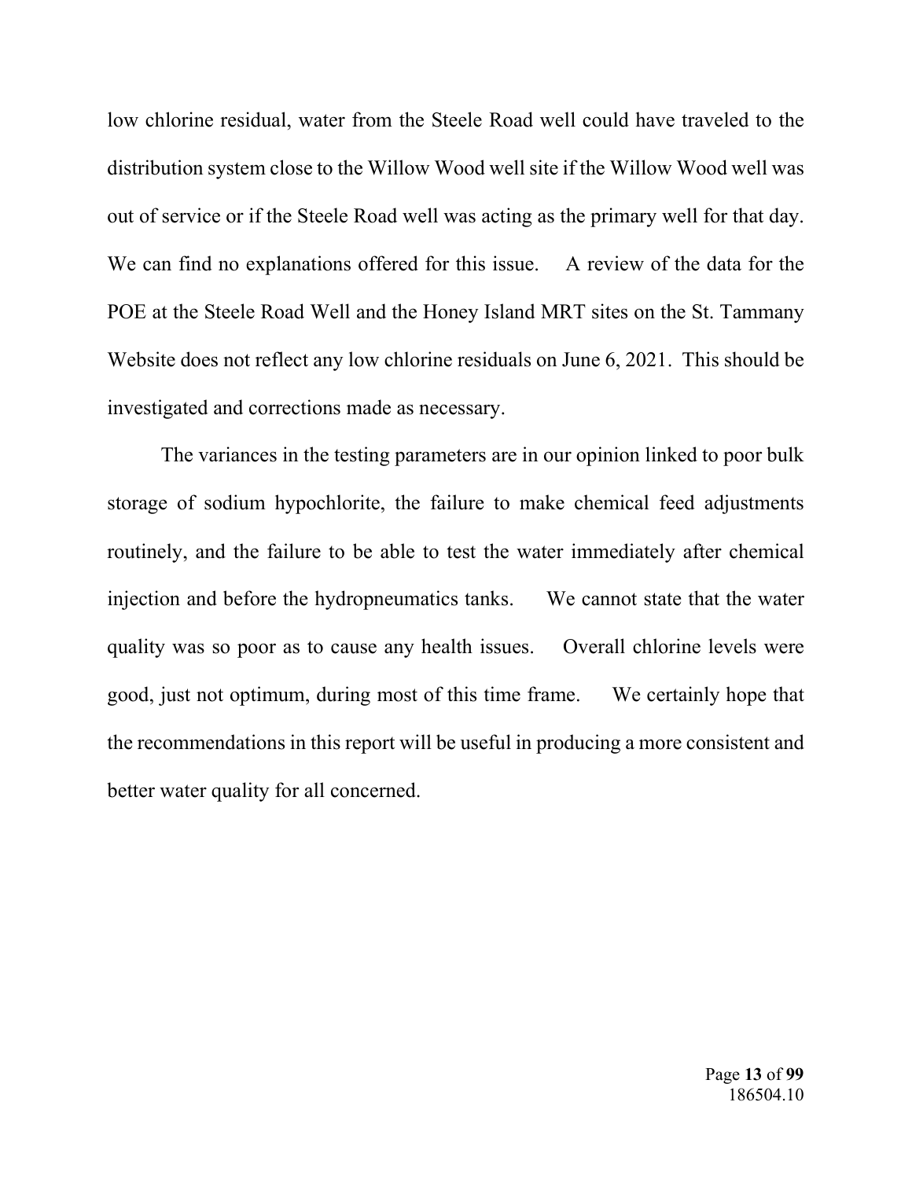low chlorine residual, water from the Steele Road well could have traveled to the distribution system close to the Willow Wood well site if the Willow Wood well was out of service or if the Steele Road well was acting as the primary well for that day. We can find no explanations offered for this issue. A review of the data for the POE at the Steele Road Well and the Honey Island MRT sites on the St. Tammany Website does not reflect any low chlorine residuals on June 6, 2021. This should be investigated and corrections made as necessary.

The variances in the testing parameters are in our opinion linked to poor bulk storage of sodium hypochlorite, the failure to make chemical feed adjustments routinely, and the failure to be able to test the water immediately after chemical injection and before the hydropneumatics tanks. We cannot state that the water quality was so poor as to cause any health issues. Overall chlorine levels were good, just not optimum, during most of this time frame. We certainly hope that the recommendations in this report will be useful in producing a more consistent and better water quality for all concerned.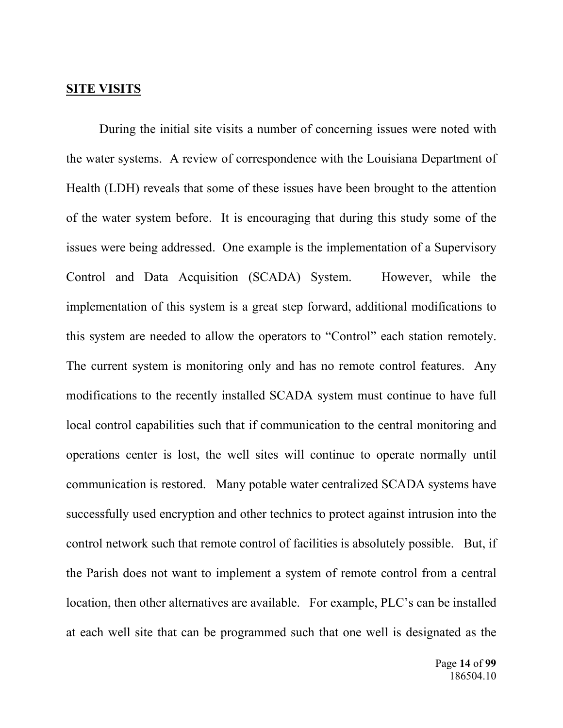**SITE VISITS**

During the initial site visits a number of concerning issues were noted with the water systems. A review of correspondence with the Louisiana Department of Health (LDH) reveals that some of these issues have been brought to the attention of the water system before. It is encouraging that during this study some of the issues were being addressed. One example is the implementation of a Supervisory Control and Data Acquisition (SCADA) System. However, while the implementation of this system is a great step forward, additional modifications to this system are needed to allow the operators to "Control" each station remotely. The current system is monitoring only and has no remote control features. Any modifications to the recently installed SCADA system must continue to have full local control capabilities such that if communication to the central monitoring and operations center is lost, the well sites will continue to operate normally until communication is restored. Many potable water centralized SCADA systems have successfully used encryption and other technics to protect against intrusion into the control network such that remote control of facilities is absolutely possible. But, if the Parish does not want to implement a system of remote control from a central location, then other alternatives are available. For example, PLC's can be installed at each well site that can be programmed such that one well is designated as the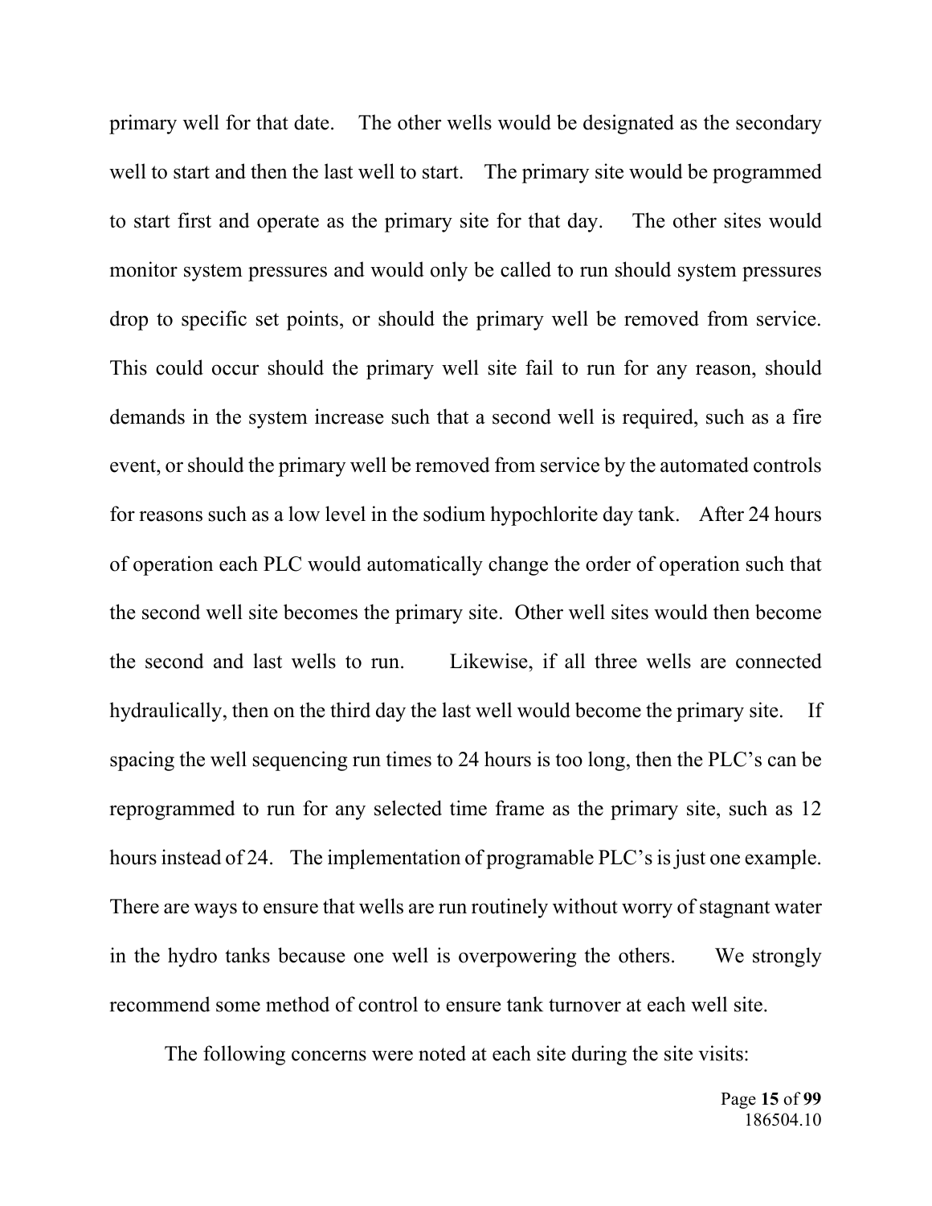primary well for that date. The other wells would be designated as the secondary well to start and then the last well to start. The primary site would be programmed to start first and operate as the primary site for that day. The other sites would monitor system pressures and would only be called to run should system pressures drop to specific set points, or should the primary well be removed from service. This could occur should the primary well site fail to run for any reason, should demands in the system increase such that a second well is required, such as a fire event, or should the primary well be removed from service by the automated controls for reasons such as a low level in the sodium hypochlorite day tank. After 24 hours of operation each PLC would automatically change the order of operation such that the second well site becomes the primary site. Other well sites would then become the second and last wells to run. Likewise, if all three wells are connected hydraulically, then on the third day the last well would become the primary site. If spacing the well sequencing run times to 24 hours is too long, then the PLC's can be reprogrammed to run for any selected time frame as the primary site, such as 12 hours instead of 24. The implementation of programable PLC's is just one example. There are ways to ensure that wells are run routinely without worry of stagnant water in the hydro tanks because one well is overpowering the others. We strongly recommend some method of control to ensure tank turnover at each well site.

The following concerns were noted at each site during the site visits: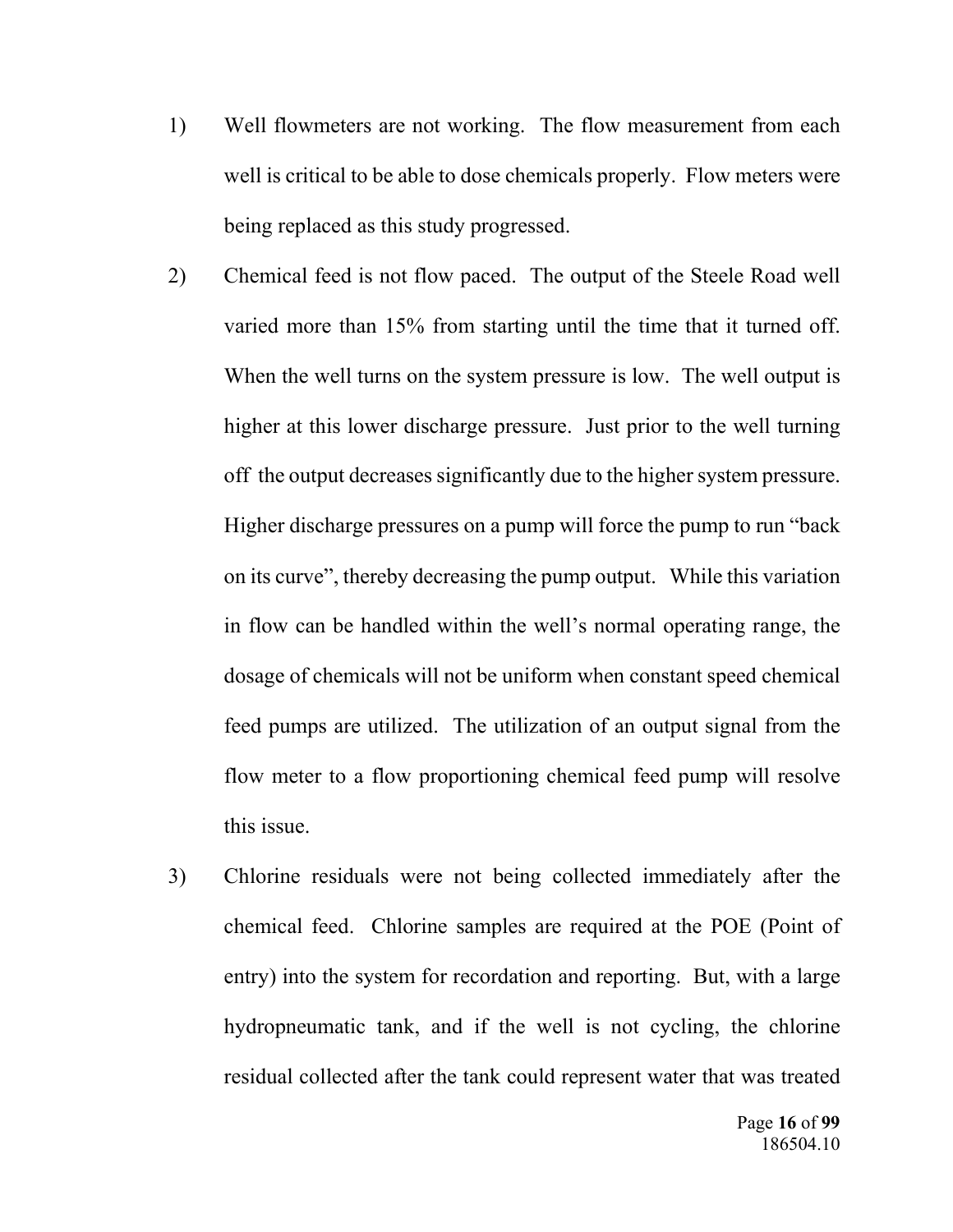1) Well flowmeters are not working. The flow measurement from each well is critical to be able to dose chemicals properly. Flow meters were being replaced as this study progressed.

2) Chemical feed is not flow paced. The output of the Steele Road well varied more than 15% from starting until the time that it turned off. When the well turns on the system pressure is low. The well output is higher at this lower discharge pressure. Just prior to the well turning off the output decreases significantly due to the higher system pressure. Higher discharge pressures on a pump will force the pump to run "back on its curve", thereby decreasing the pump output. While this variation in flow can be handled within the well's normal operating range, the dosage of chemicals will not be uniform when constant speed chemical feed pumps are utilized. The utilization of an output signal from the flow meter to a flow proportioning chemical feed pump will resolve this issue.

3) Chlorine residuals were not being collected immediately after the chemical feed. Chlorine samples are required at the POE (Point of entry) into the system for recordation and reporting. But, with a large hydropneumatic tank, and if the well is not cycling, the chlorine residual collected after the tank could represent water that was treated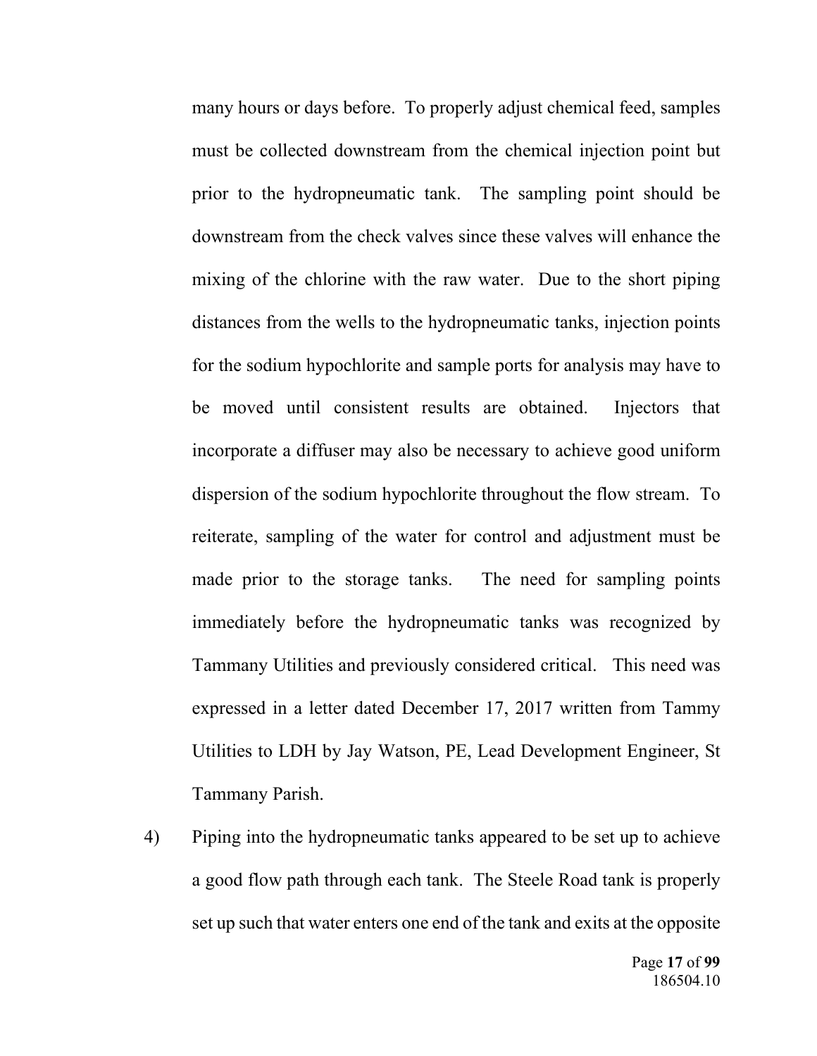many hours or days before. To properly adjust chemical feed, samples must be collected downstream from the chemical injection point but prior to the hydropneumatic tank. The sampling point should be downstream from the check valves since these valves will enhance the mixing of the chlorine with the raw water. Due to the short piping distances from the wells to the hydropneumatic tanks, injection points for the sodium hypochlorite and sample ports for analysis may have to be moved until consistent results are obtained. Injectors that incorporate a diffuser may also be necessary to achieve good uniform dispersion of the sodium hypochlorite throughout the flow stream. To reiterate, sampling of the water for control and adjustment must be made prior to the storage tanks. The need for sampling points immediately before the hydropneumatic tanks was recognized by Tammany Utilities and previously considered critical. This need was expressed in a letter dated December 17, 2017 written from Tammy Utilities to LDH by Jay Watson, PE, Lead Development Engineer, St Tammany Parish.

4) Piping into the hydropneumatic tanks appeared to be set up to achieve a good flow path through each tank. The Steele Road tank is properly set up such that water enters one end of the tank and exits at the opposite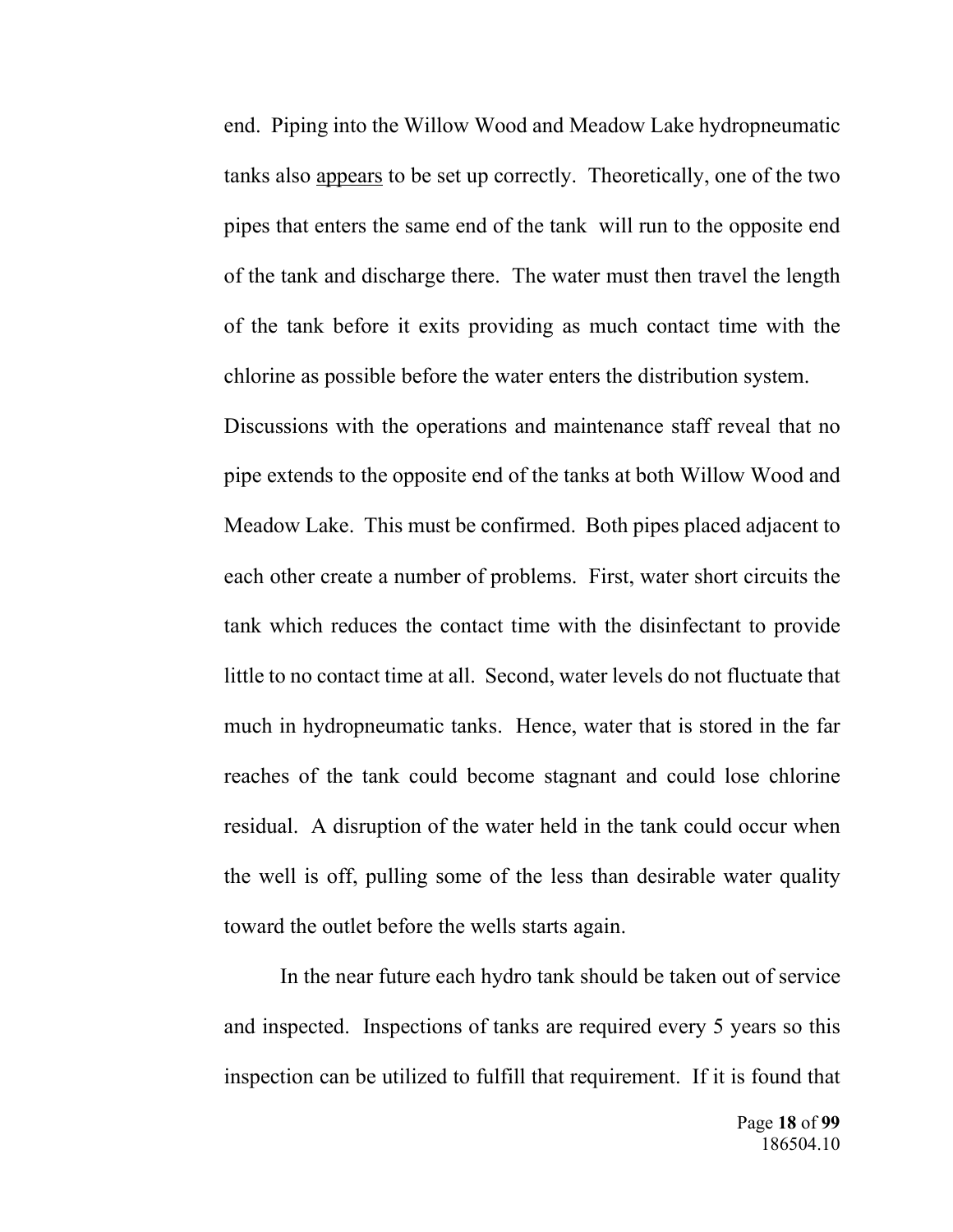end. Piping into the Willow Wood and Meadow Lake hydropneumatic tanks also <u>appears</u> to be set up correctly. Theoretically, one of the two pipes that enters the same end of the tank will run to the opposite end of the tank and discharge there. The water must then travel the length of the tank before it exits providing as much contact time with the chlorine as possible before the water enters the distribution system. Discussions with the operations and maintenance staff reveal that no pipe extends to the opposite end of the tanks at both Willow Wood and Meadow Lake. This must be confirmed. Both pipes placed adjacent to each other create a number of problems. First, water short circuits the tank which reduces the contact time with the disinfectant to provide little to no contact time at all. Second, water levels do not fluctuate that much in hydropneumatic tanks. Hence, water that is stored in the far reaches of the tank could become stagnant and could lose chlorine residual. A disruption of the water held in the tank could occur when the well is off, pulling some of the less than desirable water quality toward the outlet before the wells starts again.

In the near future each hydro tank should be taken out of service and inspected. Inspections of tanks are required every 5 years so this inspection can be utilized to fulfill that requirement. If it is found that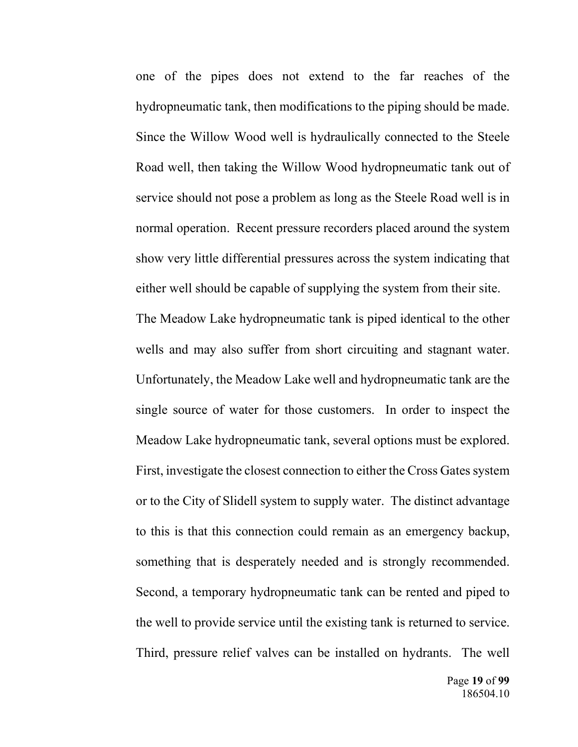one of the pipes does not extend to the far reaches of the hydropneumatic tank, then modifications to the piping should be made. Since the Willow Wood well is hydraulically connected to the Steele Road well, then taking the Willow Wood hydropneumatic tank out of service should not pose a problem as long as the Steele Road well is in normal operation. Recent pressure recorders placed around the system show very little differential pressures across the system indicating that either well should be capable of supplying the system from their site. The Meadow Lake hydropneumatic tank is piped identical to the other wells and may also suffer from short circuiting and stagnant water. Unfortunately, the Meadow Lake well and hydropneumatic tank are the single source of water for those customers. In order to inspect the Meadow Lake hydropneumatic tank, several options must be explored. First, investigate the closest connection to either the Cross Gates system or to the City of Slidell system to supply water. The distinct advantage to this is that this connection could remain as an emergency backup, something that is desperately needed and is strongly recommended. Second, a temporary hydropneumatic tank can be rented and piped to the well to provide service until the existing tank is returned to service. Third, pressure relief valves can be installed on hydrants. The well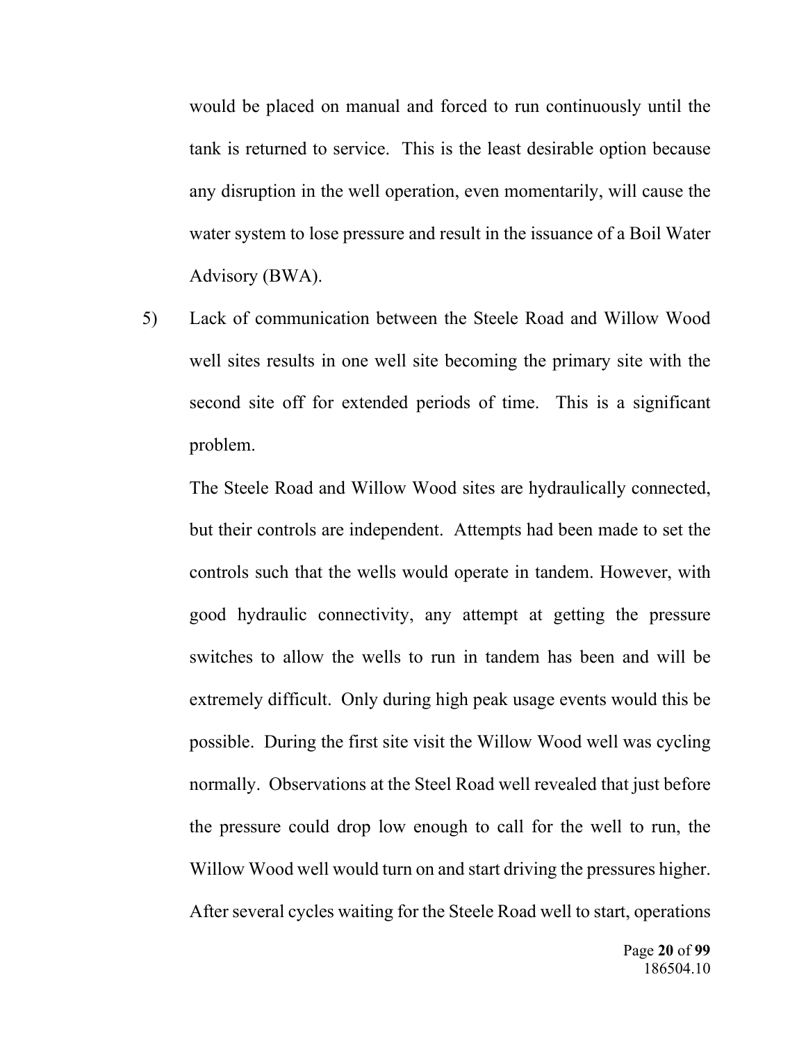would be placed on manual and forced to run continuously until the tank is returned to service. This is the least desirable option because any disruption in the well operation, even momentarily, will cause the water system to lose pressure and result in the issuance of a Boil Water Advisory (BWA).

5) Lack of communication between the Steele Road and Willow Wood well sites results in one well site becoming the primary site with the second site off for extended periods of time. This is a significant problem.

   The Steele Road and Willow Wood sites are hydraulically connected, but their controls are independent. Attempts had been made to set the controls such that the wells would operate in tandem. However, with good hydraulic connectivity, any attempt at getting the pressure switches to allow the wells to run in tandem has been and will be extremely difficult. Only during high peak usage events would this be possible. During the first site visit the Willow Wood well was cycling normally. Observations at the Steel Road well revealed that just before the pressure could drop low enough to call for the well to run, the Willow Wood well would turn on and start driving the pressures higher. After several cycles waiting for the Steele Road well to start, operations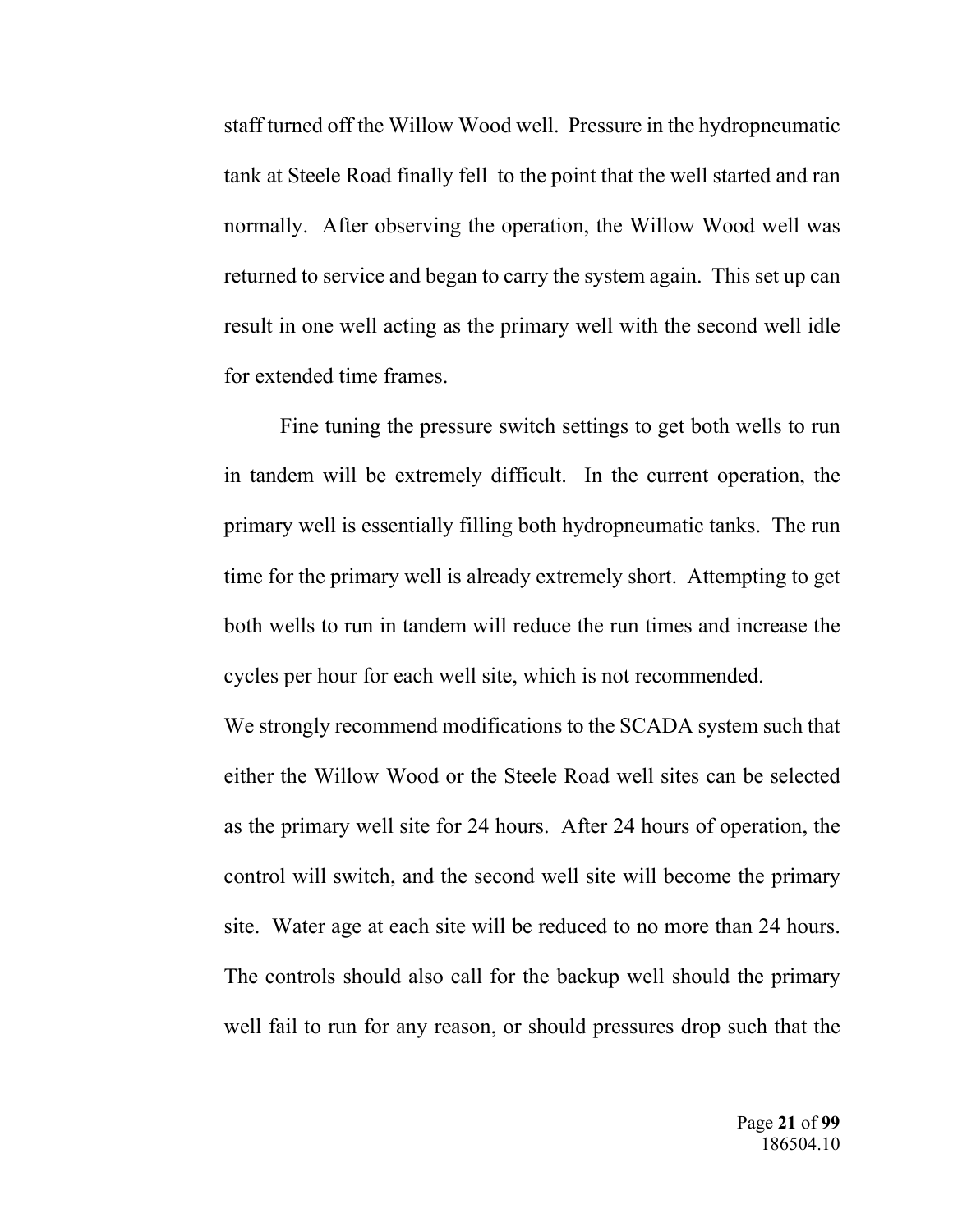staff turned off the Willow Wood well. Pressure in the hydropneumatic tank at Steele Road finally fell to the point that the well started and ran normally. After observing the operation, the Willow Wood well was returned to service and began to carry the system again. This set up can result in one well acting as the primary well with the second well idle for extended time frames.

Fine tuning the pressure switch settings to get both wells to run in tandem will be extremely difficult. In the current operation, the primary well is essentially filling both hydropneumatic tanks. The run time for the primary well is already extremely short. Attempting to get both wells to run in tandem will reduce the run times and increase the cycles per hour for each well site, which is not recommended.

We strongly recommend modifications to the SCADA system such that either the Willow Wood or the Steele Road well sites can be selected as the primary well site for 24 hours. After 24 hours of operation, the control will switch, and the second well site will become the primary site. Water age at each site will be reduced to no more than 24 hours. The controls should also call for the backup well should the primary well fail to run for any reason, or should pressures drop such that the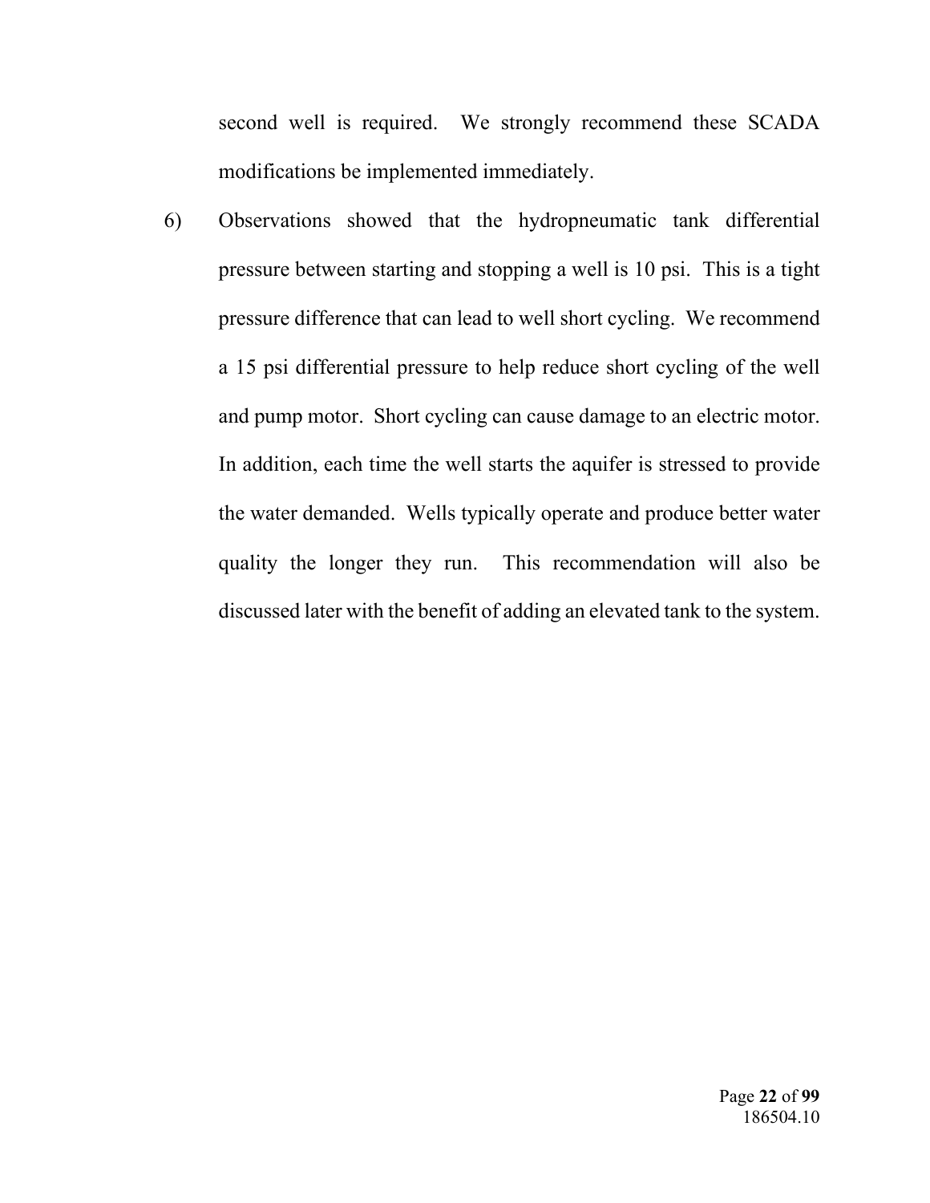second well is required. We strongly recommend these SCADA modifications be implemented immediately.

6) Observations showed that the hydropneumatic tank differential pressure between starting and stopping a well is 10 psi. This is a tight pressure difference that can lead to well short cycling. We recommend a 15 psi differential pressure to help reduce short cycling of the well and pump motor. Short cycling can cause damage to an electric motor. In addition, each time the well starts the aquifer is stressed to provide the water demanded. Wells typically operate and produce better water quality the longer they run. This recommendation will also be discussed later with the benefit of adding an elevated tank to the system.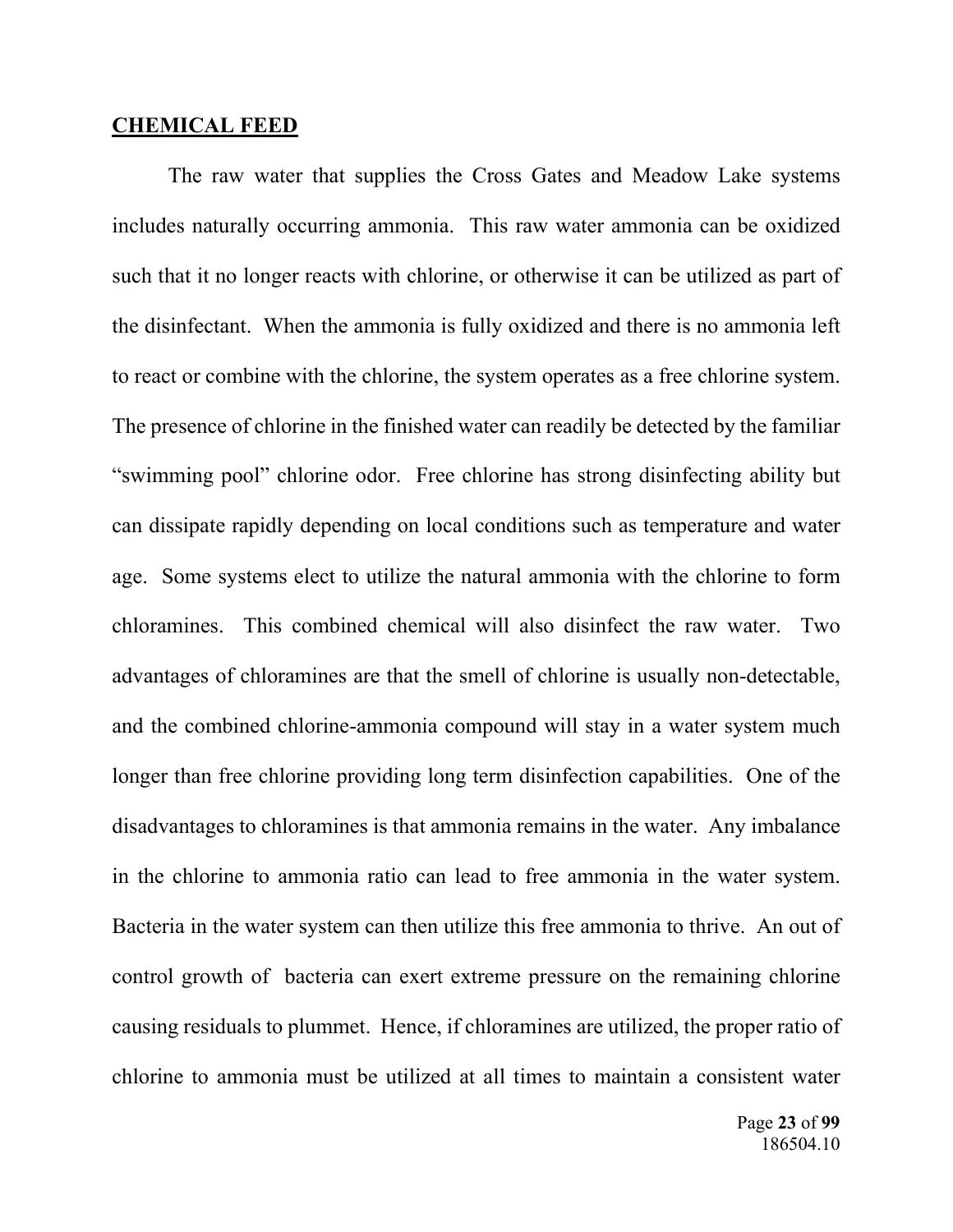## CHEMICAL FEED

The raw water that supplies the Cross Gates and Meadow Lake systems includes naturally occurring ammonia. This raw water ammonia can be oxidized such that it no longer reacts with chlorine, or otherwise it can be utilized as part of the disinfectant. When the ammonia is fully oxidized and there is no ammonia left to react or combine with the chlorine, the system operates as a free chlorine system. The presence of chlorine in the finished water can readily be detected by the familiar "swimming pool" chlorine odor. Free chlorine has strong disinfecting ability but can dissipate rapidly depending on local conditions such as temperature and water age. Some systems elect to utilize the natural ammonia with the chlorine to form chloramines. This combined chemical will also disinfect the raw water. Two advantages of chloramines are that the smell of chlorine is usually non-detectable, and the combined chlorine-ammonia compound will stay in a water system much longer than free chlorine providing long term disinfection capabilities. One of the disadvantages to chloramines is that ammonia remains in the water. Any imbalance in the chlorine to ammonia ratio can lead to free ammonia in the water system. Bacteria in the water system can then utilize this free ammonia to thrive. An out of control growth of bacteria can exert extreme pressure on the remaining chlorine causing residuals to plummet. Hence, if chloramines are utilized, the proper ratio of chlorine to ammonia must be utilized at all times to maintain a consistent water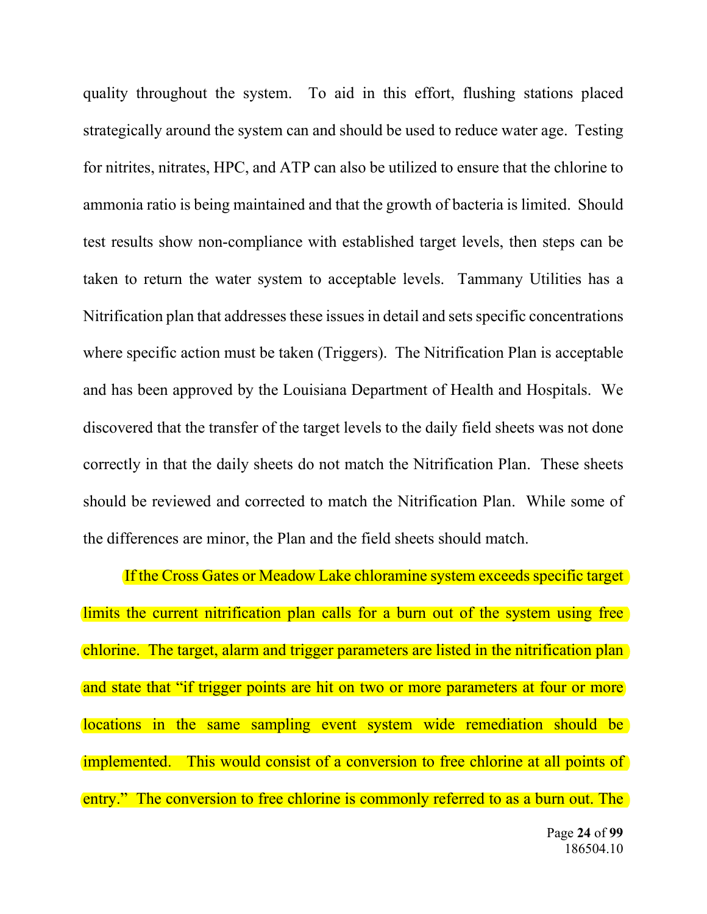quality throughout the system. To aid in this effort, flushing stations placed strategically around the system can and should be used to reduce water age. Testing for nitrites, nitrates, HPC, and ATP can also be utilized to ensure that the chlorine to ammonia ratio is being maintained and that the growth of bacteria is limited. Should test results show non-compliance with established target levels, then steps can be taken to return the water system to acceptable levels. Tammany Utilities has a Nitrification plan that addresses these issues in detail and sets specific concentrations where specific action must be taken (Triggers). The Nitrification Plan is acceptable and has been approved by the Louisiana Department of Health and Hospitals. We discovered that the transfer of the target levels to the daily field sheets was not done correctly in that the daily sheets do not match the Nitrification Plan. These sheets should be reviewed and corrected to match the Nitrification Plan. While some of the differences are minor, the Plan and the field sheets should match.

If the Cross Gates or Meadow Lake chloramine system exceeds specific target limits the current nitrification plan calls for a burn out of the system using free chlorine. The target, alarm and trigger parameters are listed in the nitrification plan and state that "if trigger points are hit on two or more parameters at four or more locations in the same sampling event system wide remediation should be implemented. This would consist of a conversion to free chlorine at all points of entry." The conversion to free chlorine is commonly referred to as a burn out. The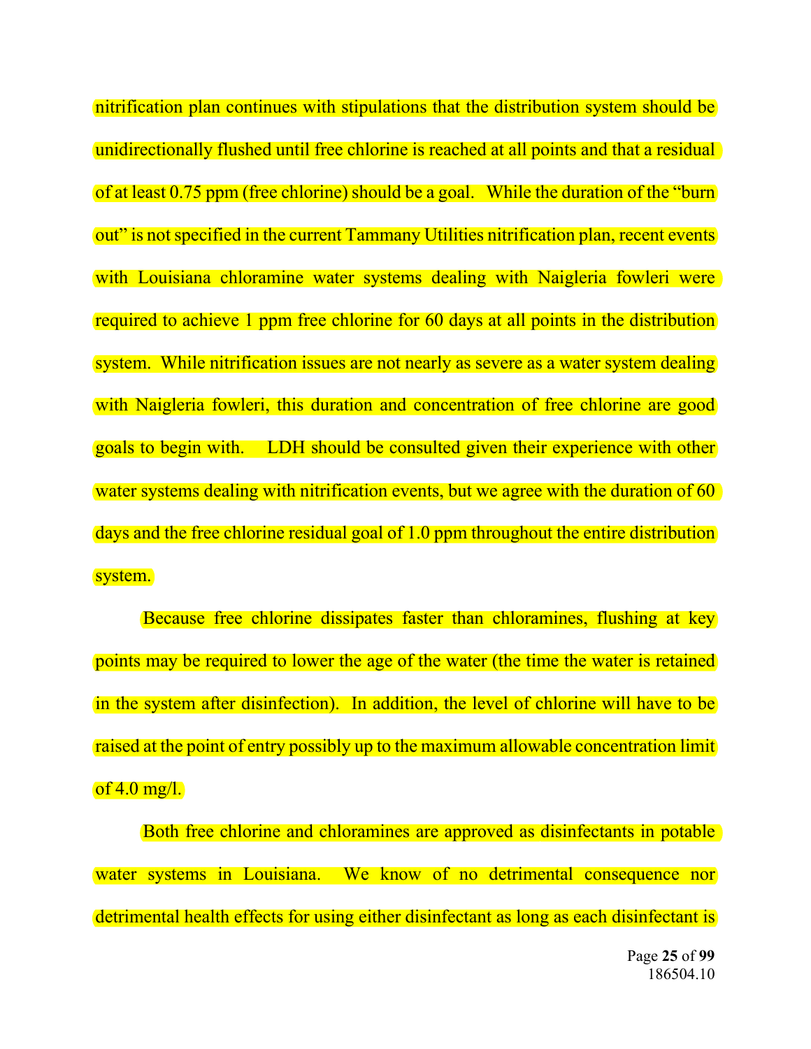nitrification plan continues with stipulations that the distribution system should be unidirectionally flushed until free chlorine is reached at all points and that a residual of at least 0.75 ppm (free chlorine) should be a goal. While the duration of the "burn out" is not specified in the current Tammany Utilities nitrification plan, recent events with Louisiana chloramine water systems dealing with Naigleria fowleri were required to achieve 1 ppm free chlorine for 60 days at all points in the distribution system. While nitrification issues are not nearly as severe as a water system dealing with Naigleria fowleri, this duration and concentration of free chlorine are good goals to begin with. LDH should be consulted given their experience with other water systems dealing with nitrification events, but we agree with the duration of 60 days and the free chlorine residual goal of 1.0 ppm throughout the entire distribution system.

Because free chlorine dissipates faster than chloramines, flushing at key points may be required to lower the age of the water (the time the water is retained in the system after disinfection). In addition, the level of chlorine will have to be raised at the point of entry possibly up to the maximum allowable concentration limit of 4.0 mg/l.

Both free chlorine and chloramines are approved as disinfectants in potable water systems in Louisiana. We know of no detrimental consequence nor detrimental health effects for using either disinfectant as long as each disinfectant is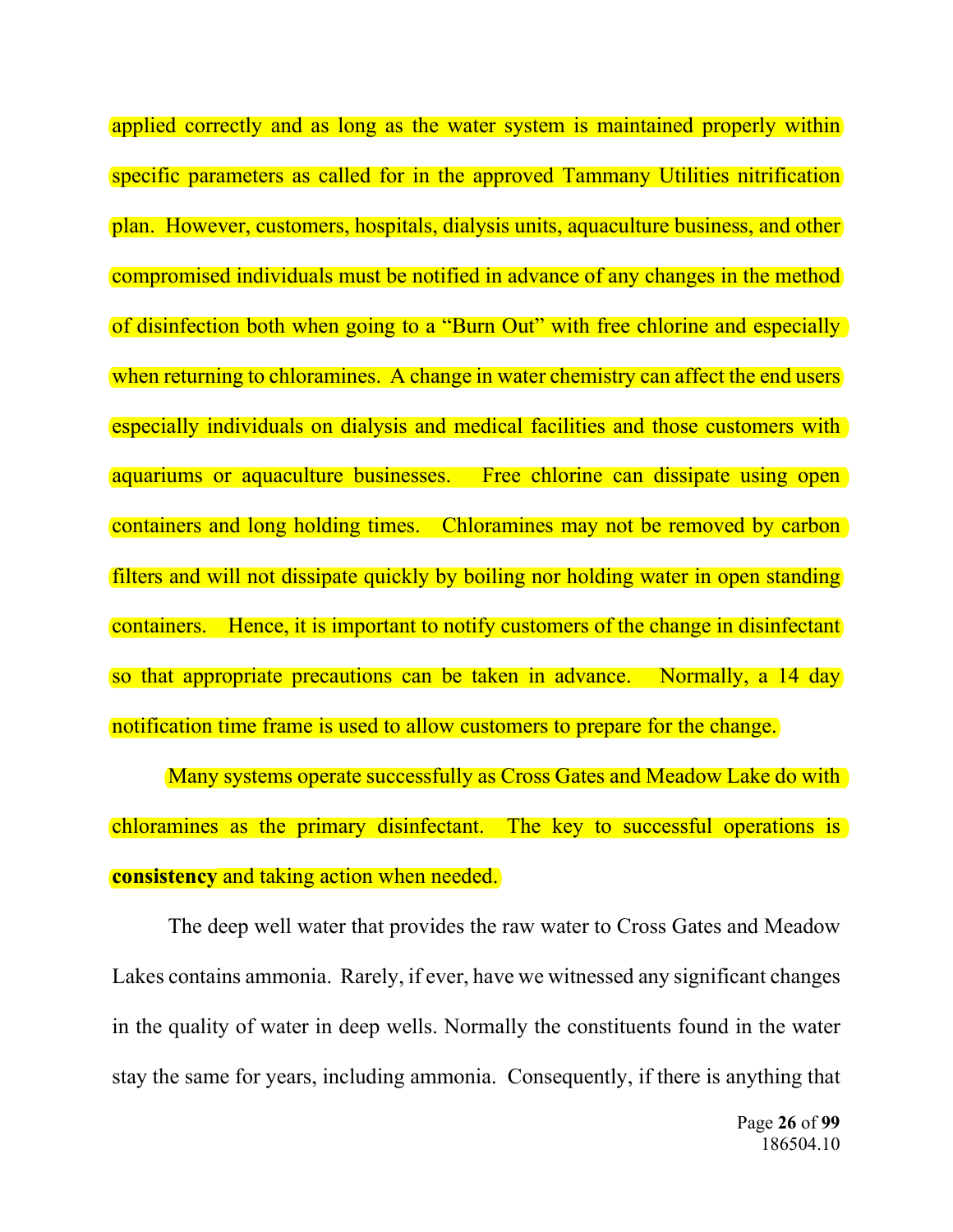applied correctly and as long as the water system is maintained properly within specific parameters as called for in the approved Tammany Utilities nitrification plan. However, customers, hospitals, dialysis units, aquaculture business, and other compromised individuals must be notified in advance of any changes in the method of disinfection both when going to a "Burn Out" with free chlorine and especially when returning to chloramines. A change in water chemistry can affect the end users especially individuals on dialysis and medical facilities and those customers with aquariums or aquaculture businesses. Free chlorine can dissipate using open containers and long holding times. Chloramines may not be removed by carbon filters and will not dissipate quickly by boiling nor holding water in open standing containers. Hence, it is important to notify customers of the change in disinfectant so that appropriate precautions can be taken in advance. Normally, a 14 day notification time frame is used to allow customers to prepare for the change.

Many systems operate successfully as Cross Gates and Meadow Lake do with chloramines as the primary disinfectant. The key to successful operations is **consistency** and taking action when needed.

The deep well water that provides the raw water to Cross Gates and Meadow Lakes contains ammonia. Rarely, if ever, have we witnessed any significant changes in the quality of water in deep wells. Normally the constituents found in the water stay the same for years, including ammonia. Consequently, if there is anything that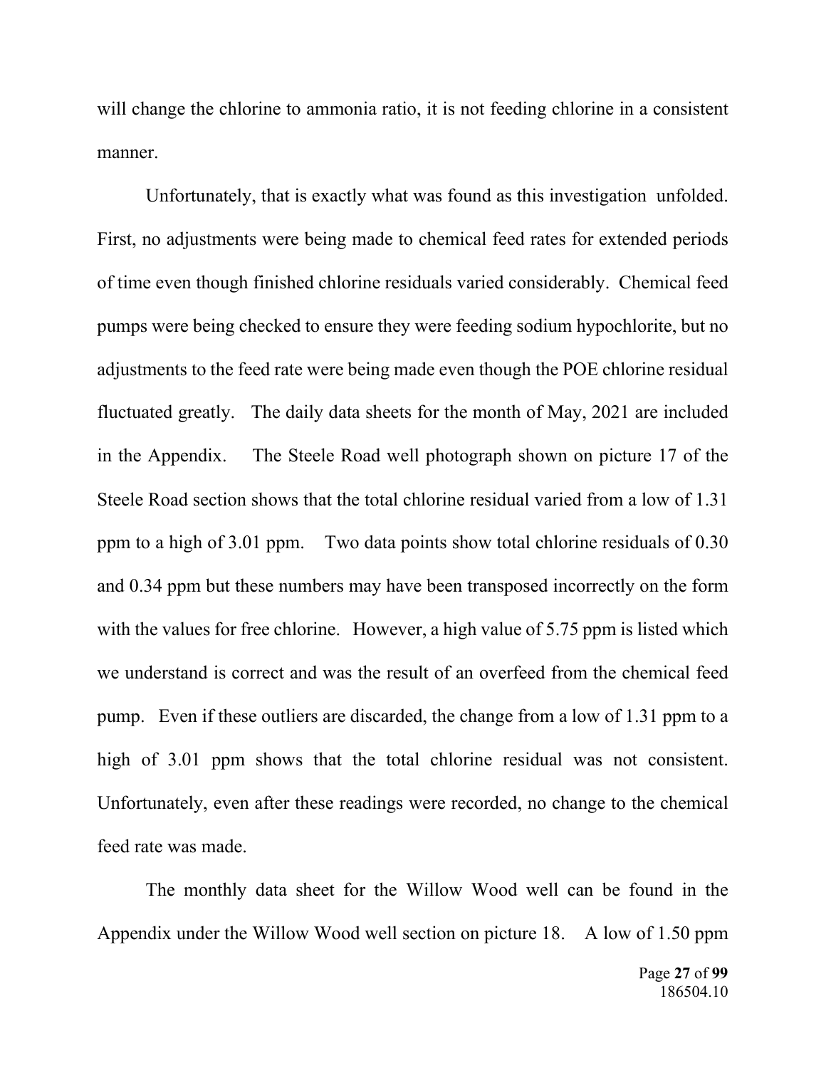will change the chlorine to ammonia ratio, it is not feeding chlorine in a consistent manner.

Unfortunately, that is exactly what was found as this investigation unfolded. First, no adjustments were being made to chemical feed rates for extended periods of time even though finished chlorine residuals varied considerably. Chemical feed pumps were being checked to ensure they were feeding sodium hypochlorite, but no adjustments to the feed rate were being made even though the POE chlorine residual fluctuated greatly. The daily data sheets for the month of May, 2021 are included in the Appendix. The Steele Road well photograph shown on picture 17 of the Steele Road section shows that the total chlorine residual varied from a low of 1.31 ppm to a high of 3.01 ppm. Two data points show total chlorine residuals of 0.30 and 0.34 ppm but these numbers may have been transposed incorrectly on the form with the values for free chlorine. However, a high value of 5.75 ppm is listed which we understand is correct and was the result of an overfeed from the chemical feed pump. Even if these outliers are discarded, the change from a low of 1.31 ppm to a high of 3.01 ppm shows that the total chlorine residual was not consistent. Unfortunately, even after these readings were recorded, no change to the chemical feed rate was made.

The monthly data sheet for the Willow Wood well can be found in the Appendix under the Willow Wood well section on picture 18. A low of 1.50 ppm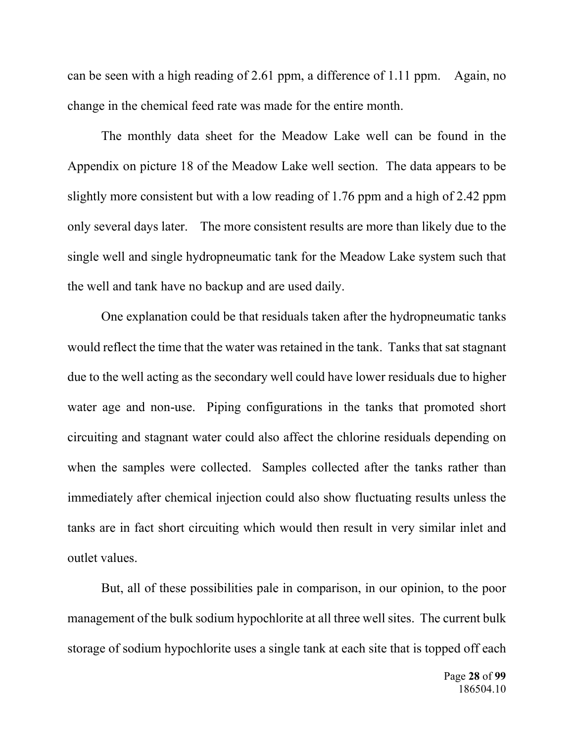can be seen with a high reading of 2.61 ppm, a difference of 1.11 ppm. Again, no change in the chemical feed rate was made for the entire month.

The monthly data sheet for the Meadow Lake well can be found in the Appendix on picture 18 of the Meadow Lake well section. The data appears to be slightly more consistent but with a low reading of 1.76 ppm and a high of 2.42 ppm only several days later. The more consistent results are more than likely due to the single well and single hydropneumatic tank for the Meadow Lake system such that the well and tank have no backup and are used daily.

One explanation could be that residuals taken after the hydropneumatic tanks would reflect the time that the water was retained in the tank. Tanks that sat stagnant due to the well acting as the secondary well could have lower residuals due to higher water age and non-use. Piping configurations in the tanks that promoted short circuiting and stagnant water could also affect the chlorine residuals depending on when the samples were collected. Samples collected after the tanks rather than immediately after chemical injection could also show fluctuating results unless the tanks are in fact short circuiting which would then result in very similar inlet and outlet values.

But, all of these possibilities pale in comparison, in our opinion, to the poor management of the bulk sodium hypochlorite at all three well sites. The current bulk storage of sodium hypochlorite uses a single tank at each site that is topped off each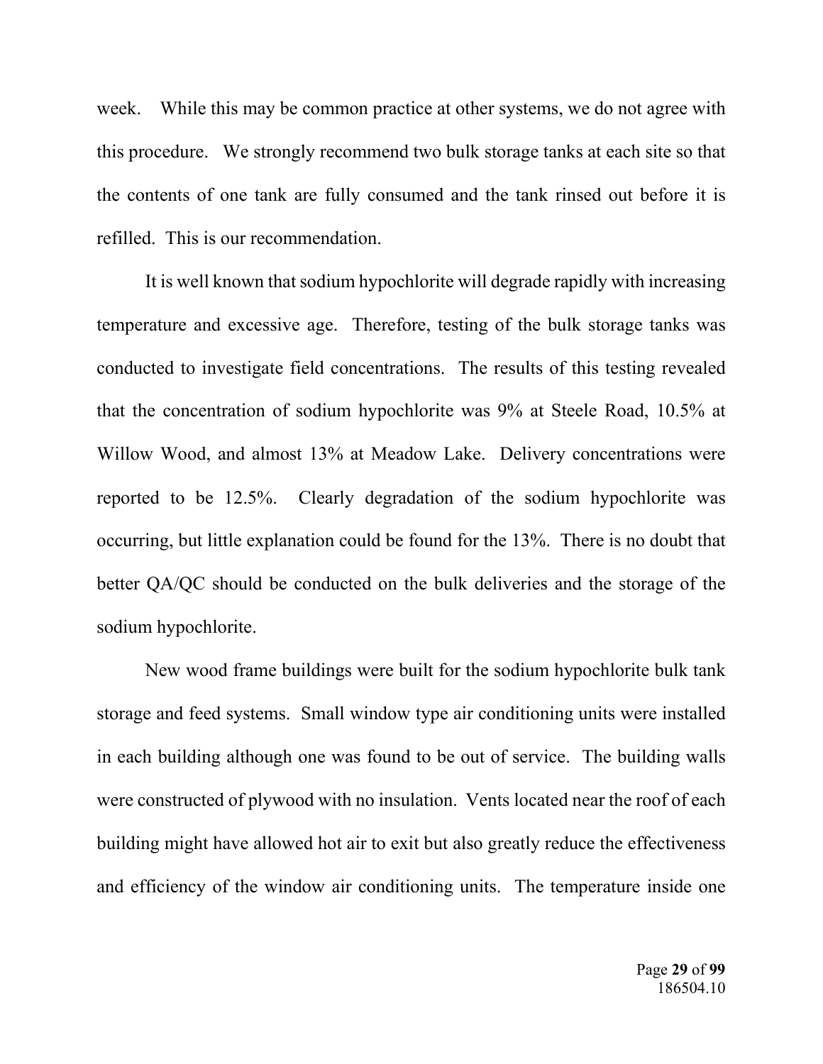week. While this may be common practice at other systems, we do not agree with this procedure. We strongly recommend two bulk storage tanks at each site so that the contents of one tank are fully consumed and the tank rinsed out before it is refilled. This is our recommendation.

It is well known that sodium hypochlorite will degrade rapidly with increasing temperature and excessive age. Therefore, testing of the bulk storage tanks was conducted to investigate field concentrations. The results of this testing revealed that the concentration of sodium hypochlorite was 9% at Steele Road, 10.5% at Willow Wood, and almost 13% at Meadow Lake. Delivery concentrations were reported to be 12.5%. Clearly degradation of the sodium hypochlorite was occurring, but little explanation could be found for the 13%. There is no doubt that better QA/QC should be conducted on the bulk deliveries and the storage of the sodium hypochlorite.

New wood frame buildings were built for the sodium hypochlorite bulk tank storage and feed systems. Small window type air conditioning units were installed in each building although one was found to be out of service. The building walls were constructed of plywood with no insulation. Vents located near the roof of each building might have allowed hot air to exit but also greatly reduce the effectiveness and efficiency of the window air conditioning units. The temperature inside one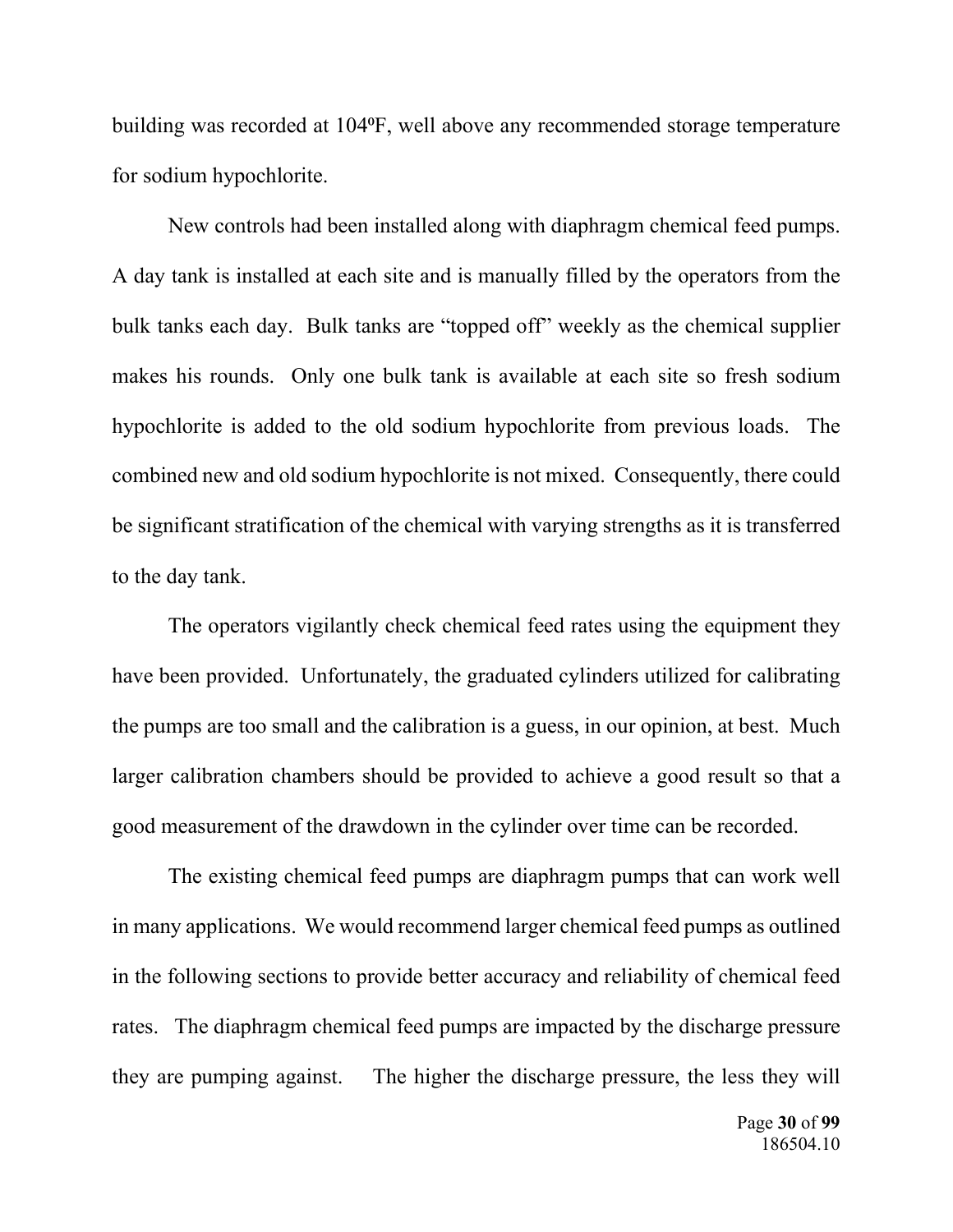building was recorded at 104ºF, well above any recommended storage temperature for sodium hypochlorite.

New controls had been installed along with diaphragm chemical feed pumps. A day tank is installed at each site and is manually filled by the operators from the bulk tanks each day. Bulk tanks are "topped off" weekly as the chemical supplier makes his rounds. Only one bulk tank is available at each site so fresh sodium hypochlorite is added to the old sodium hypochlorite from previous loads. The combined new and old sodium hypochlorite is not mixed. Consequently, there could be significant stratification of the chemical with varying strengths as it is transferred to the day tank.

The operators vigilantly check chemical feed rates using the equipment they have been provided. Unfortunately, the graduated cylinders utilized for calibrating the pumps are too small and the calibration is a guess, in our opinion, at best. Much larger calibration chambers should be provided to achieve a good result so that a good measurement of the drawdown in the cylinder over time can be recorded.

The existing chemical feed pumps are diaphragm pumps that can work well in many applications. We would recommend larger chemical feed pumps as outlined in the following sections to provide better accuracy and reliability of chemical feed rates. The diaphragm chemical feed pumps are impacted by the discharge pressure they are pumping against. The higher the discharge pressure, the less they will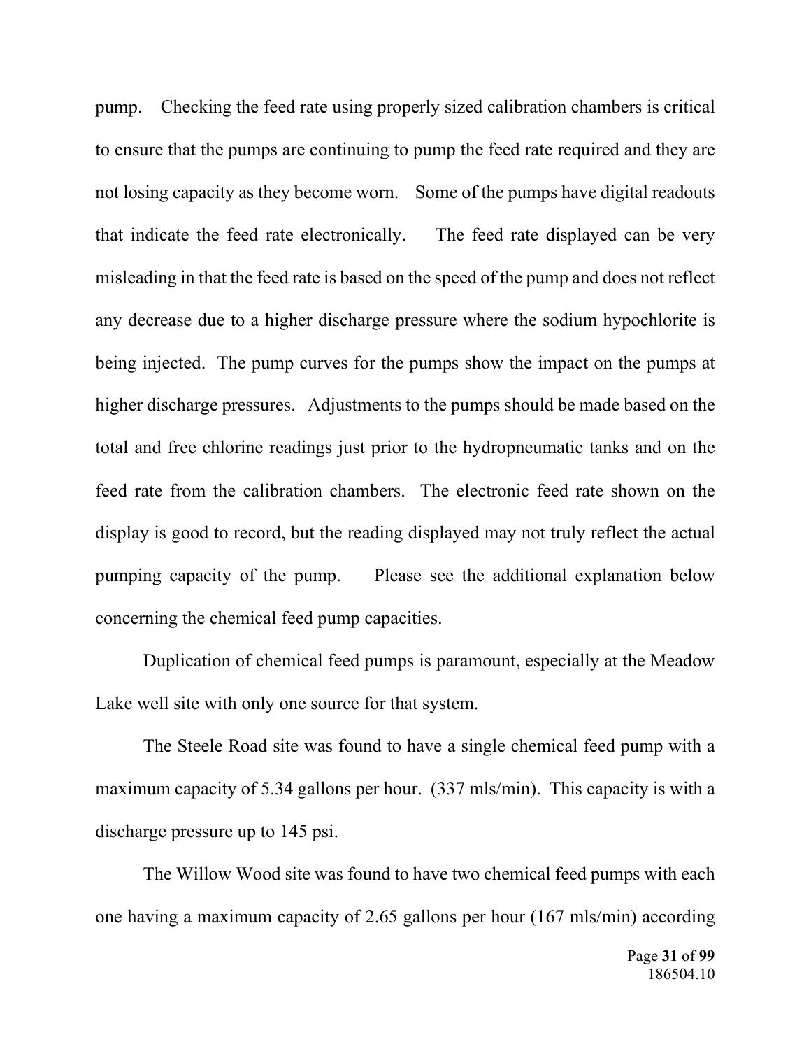pump. Checking the feed rate using properly sized calibration chambers is critical to ensure that the pumps are continuing to pump the feed rate required and they are not losing capacity as they become worn. Some of the pumps have digital readouts that indicate the feed rate electronically. The feed rate displayed can be very misleading in that the feed rate is based on the speed of the pump and does not reflect any decrease due to a higher discharge pressure where the sodium hypochlorite is being injected. The pump curves for the pumps show the impact on the pumps at higher discharge pressures. Adjustments to the pumps should be made based on the total and free chlorine readings just prior to the hydropneumatic tanks and on the feed rate from the calibration chambers. The electronic feed rate shown on the display is good to record, but the reading displayed may not truly reflect the actual pumping capacity of the pump. Please see the additional explanation below concerning the chemical feed pump capacities.

Duplication of chemical feed pumps is paramount, especially at the Meadow Lake well site with only one source for that system.

The Steele Road site was found to have <u>a single chemical feed pump</u> with a maximum capacity of 5.34 gallons per hour. (337 mls/min). This capacity is with a discharge pressure up to 145 psi.

The Willow Wood site was found to have two chemical feed pumps with each one having a maximum capacity of 2.65 gallons per hour (167 mls/min) according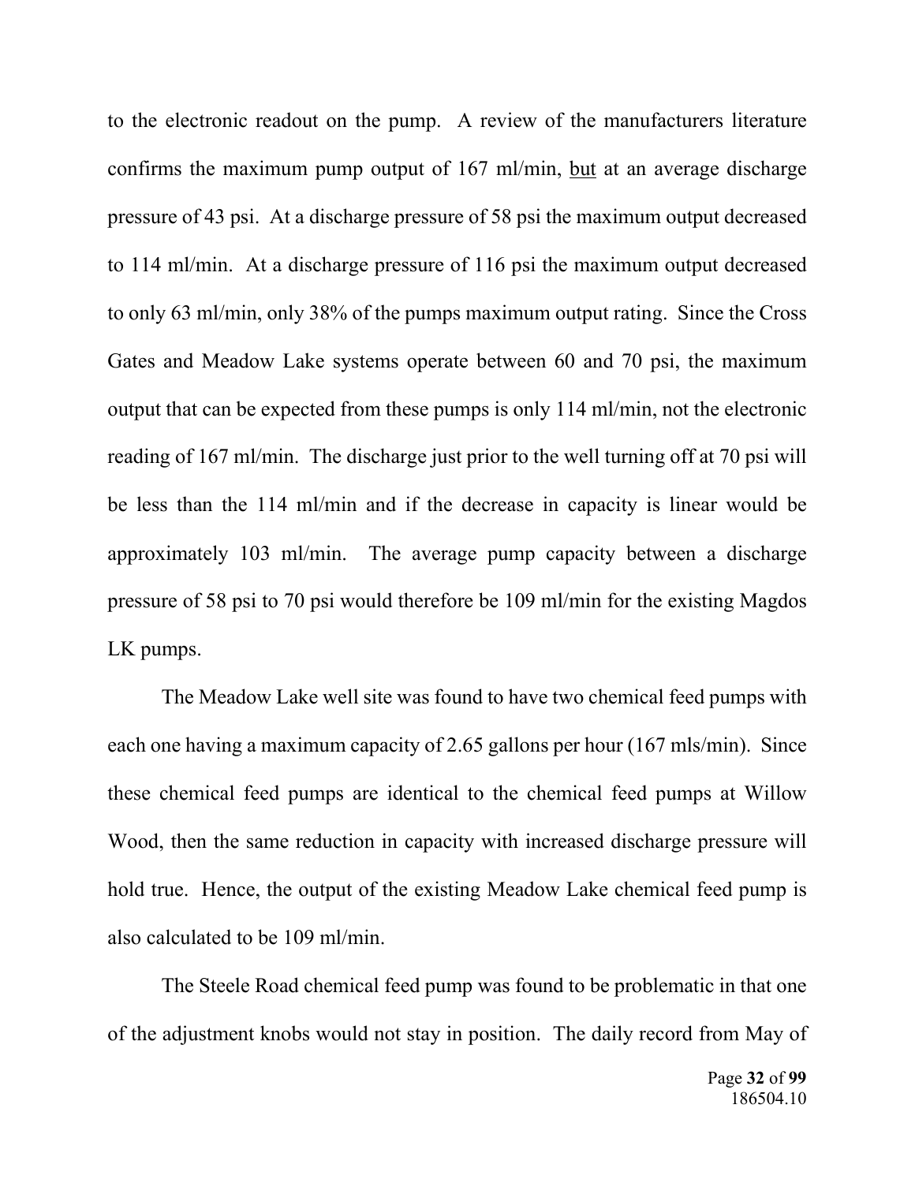to the electronic readout on the pump. A review of the manufacturers literature confirms the maximum pump output of 167 ml/min, <u>but</u> at an average discharge pressure of 43 psi. At a discharge pressure of 58 psi the maximum output decreased to 114 ml/min. At a discharge pressure of 116 psi the maximum output decreased to only 63 ml/min, only 38% of the pumps maximum output rating. Since the Cross Gates and Meadow Lake systems operate between 60 and 70 psi, the maximum output that can be expected from these pumps is only 114 ml/min, not the electronic reading of 167 ml/min. The discharge just prior to the well turning off at 70 psi will be less than the 114 ml/min and if the decrease in capacity is linear would be approximately 103 ml/min. The average pump capacity between a discharge pressure of 58 psi to 70 psi would therefore be 109 ml/min for the existing Magdos LK pumps.

The Meadow Lake well site was found to have two chemical feed pumps with each one having a maximum capacity of 2.65 gallons per hour (167 mls/min). Since these chemical feed pumps are identical to the chemical feed pumps at Willow Wood, then the same reduction in capacity with increased discharge pressure will hold true. Hence, the output of the existing Meadow Lake chemical feed pump is also calculated to be 109 ml/min.

The Steele Road chemical feed pump was found to be problematic in that one of the adjustment knobs would not stay in position. The daily record from May of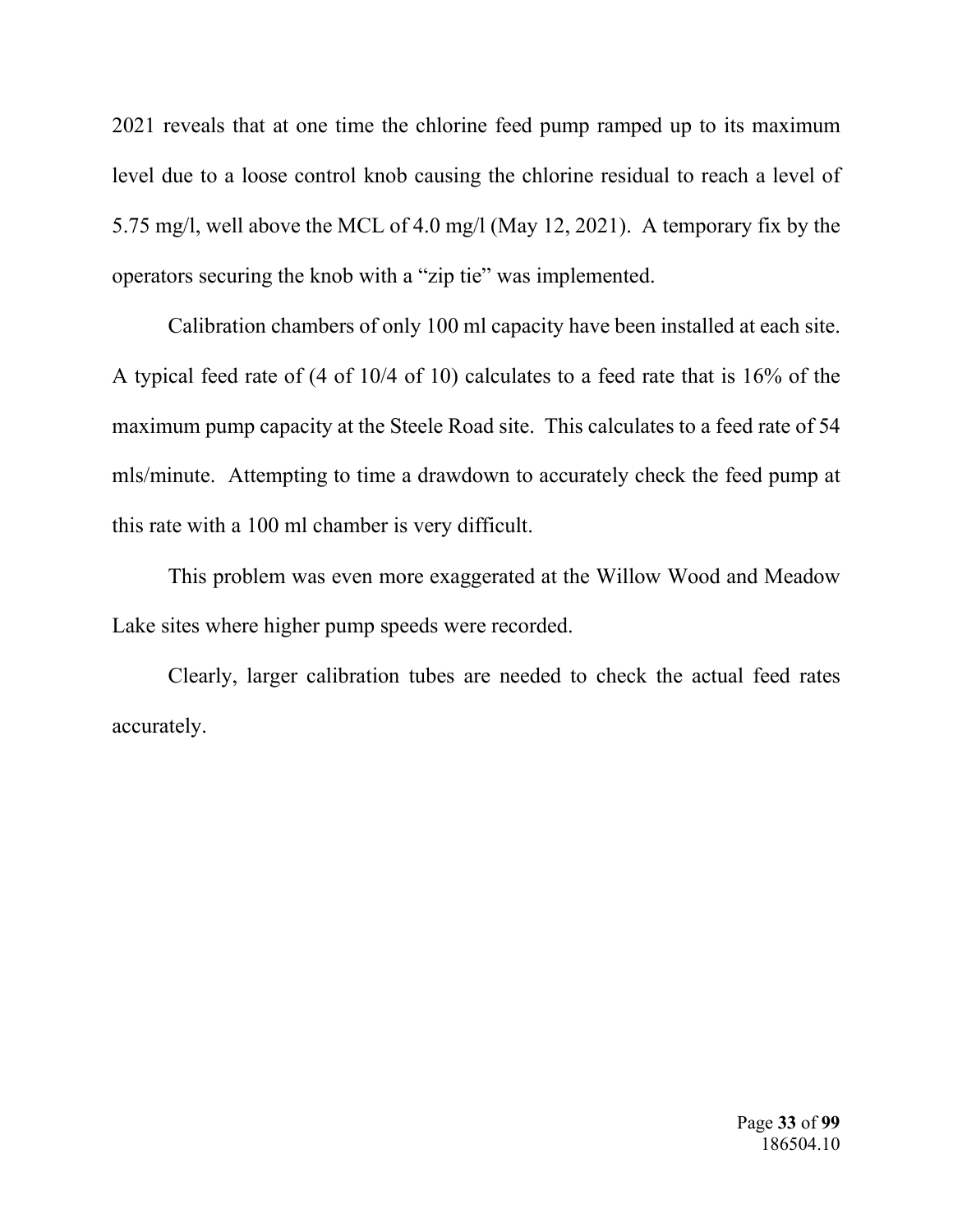2021 reveals that at one time the chlorine feed pump ramped up to its maximum level due to a loose control knob causing the chlorine residual to reach a level of 5.75 mg/l, well above the MCL of 4.0 mg/l (May 12, 2021). A temporary fix by the operators securing the knob with a "zip tie" was implemented.

Calibration chambers of only 100 ml capacity have been installed at each site. A typical feed rate of (4 of 10/4 of 10) calculates to a feed rate that is 16% of the maximum pump capacity at the Steele Road site. This calculates to a feed rate of 54 mls/minute. Attempting to time a drawdown to accurately check the feed pump at this rate with a 100 ml chamber is very difficult.

This problem was even more exaggerated at the Willow Wood and Meadow Lake sites where higher pump speeds were recorded.

Clearly, larger calibration tubes are needed to check the actual feed rates accurately.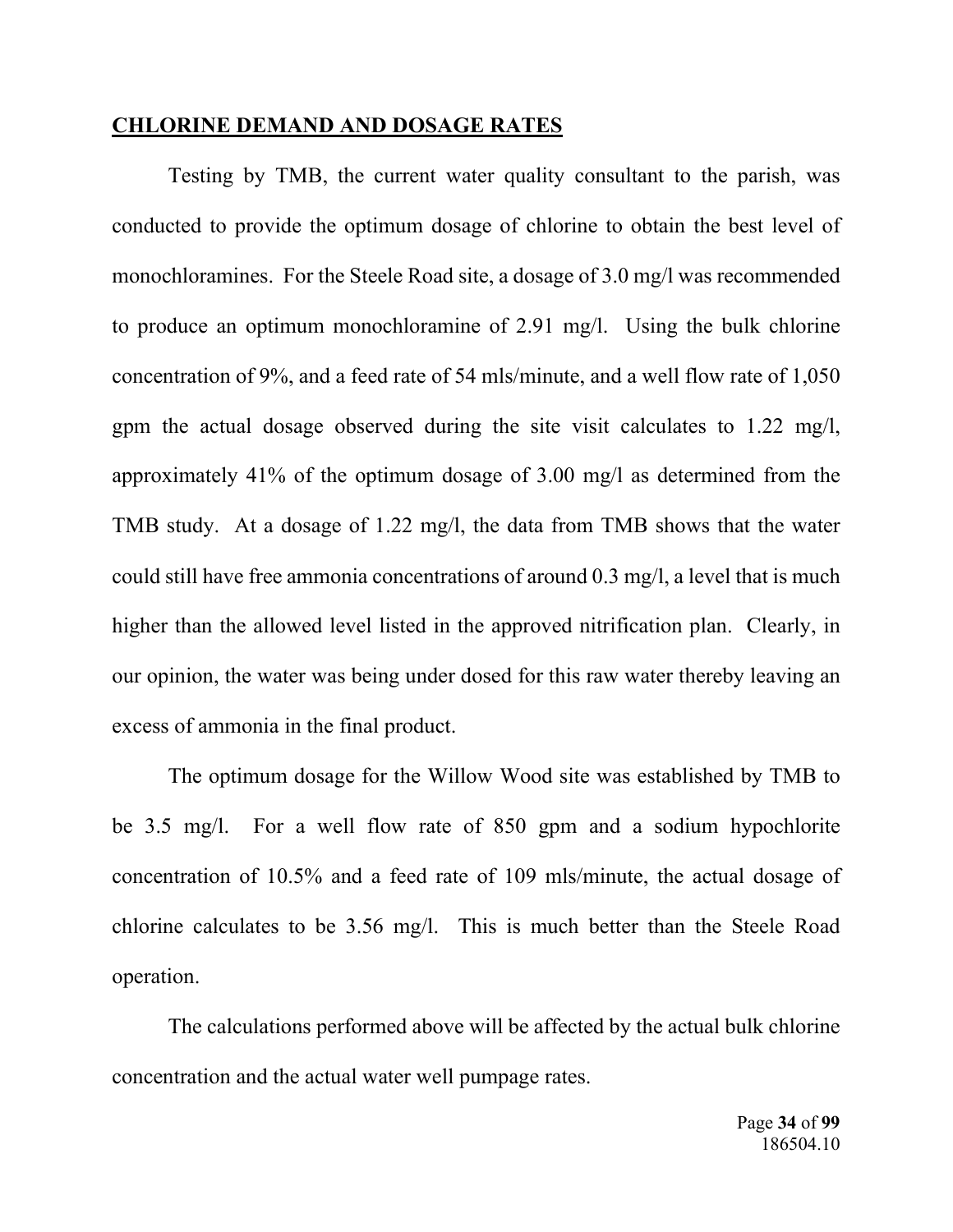## CHLORINE DEMAND AND DOSAGE RATES

Testing by TMB, the current water quality consultant to the parish, was conducted to provide the optimum dosage of chlorine to obtain the best level of monochloramines. For the Steele Road site, a dosage of 3.0 mg/l was recommended to produce an optimum monochloramine of 2.91 mg/l. Using the bulk chlorine concentration of 9%, and a feed rate of 54 mls/minute, and a well flow rate of 1,050 gpm the actual dosage observed during the site visit calculates to 1.22 mg/l, approximately 41% of the optimum dosage of 3.00 mg/l as determined from the TMB study. At a dosage of 1.22 mg/l, the data from TMB shows that the water could still have free ammonia concentrations of around 0.3 mg/l, a level that is much higher than the allowed level listed in the approved nitrification plan. Clearly, in our opinion, the water was being under dosed for this raw water thereby leaving an excess of ammonia in the final product.

The optimum dosage for the Willow Wood site was established by TMB to be 3.5 mg/l. For a well flow rate of 850 gpm and a sodium hypochlorite concentration of 10.5% and a feed rate of 109 mls/minute, the actual dosage of chlorine calculates to be 3.56 mg/l. This is much better than the Steele Road operation.

The calculations performed above will be affected by the actual bulk chlorine concentration and the actual water well pumpage rates.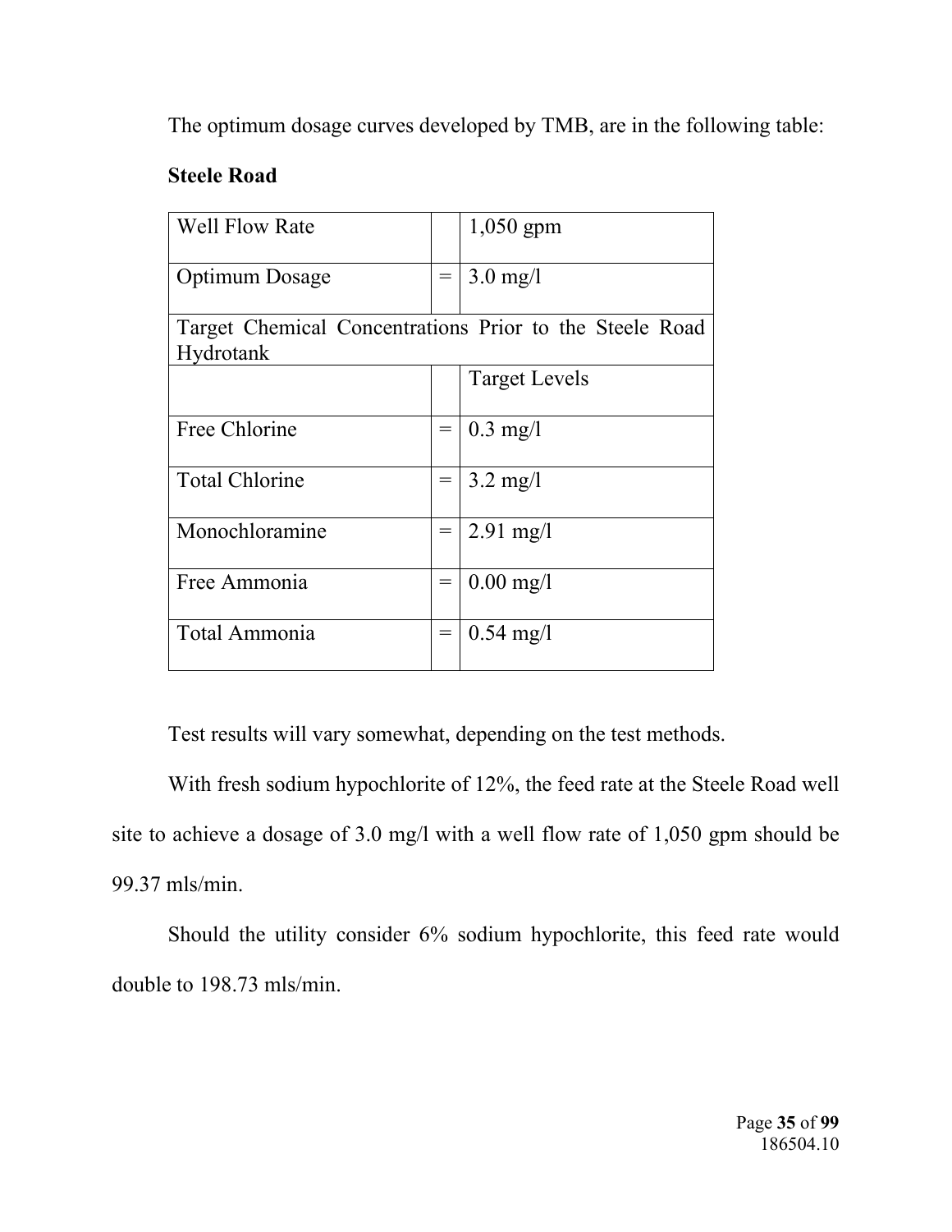The optimum dosage curves developed by TMB, are in the following table:

**Steele Road**

| Well Flow Rate | | 1,050 gpm |
|---|---|---|
| Optimum Dosage | = | 3.0 mg/l |
| Target Chemical Concentrations Prior to the Steele Road Hydrotank | | |
| | | Target Levels |
| Free Chlorine | = | 0.3 mg/l |
| Total Chlorine | = | 3.2 mg/l |
| Monochloramine | = | 2.91 mg/l |
| Free Ammonia | = | 0.00 mg/l |
| Total Ammonia | = | 0.54 mg/l |

Test results will vary somewhat, depending on the test methods.

With fresh sodium hypochlorite of 12%, the feed rate at the Steele Road well site to achieve a dosage of 3.0 mg/l with a well flow rate of 1,050 gpm should be 99.37 mls/min.

Should the utility consider 6% sodium hypochlorite, this feed rate would double to 198.73 mls/min.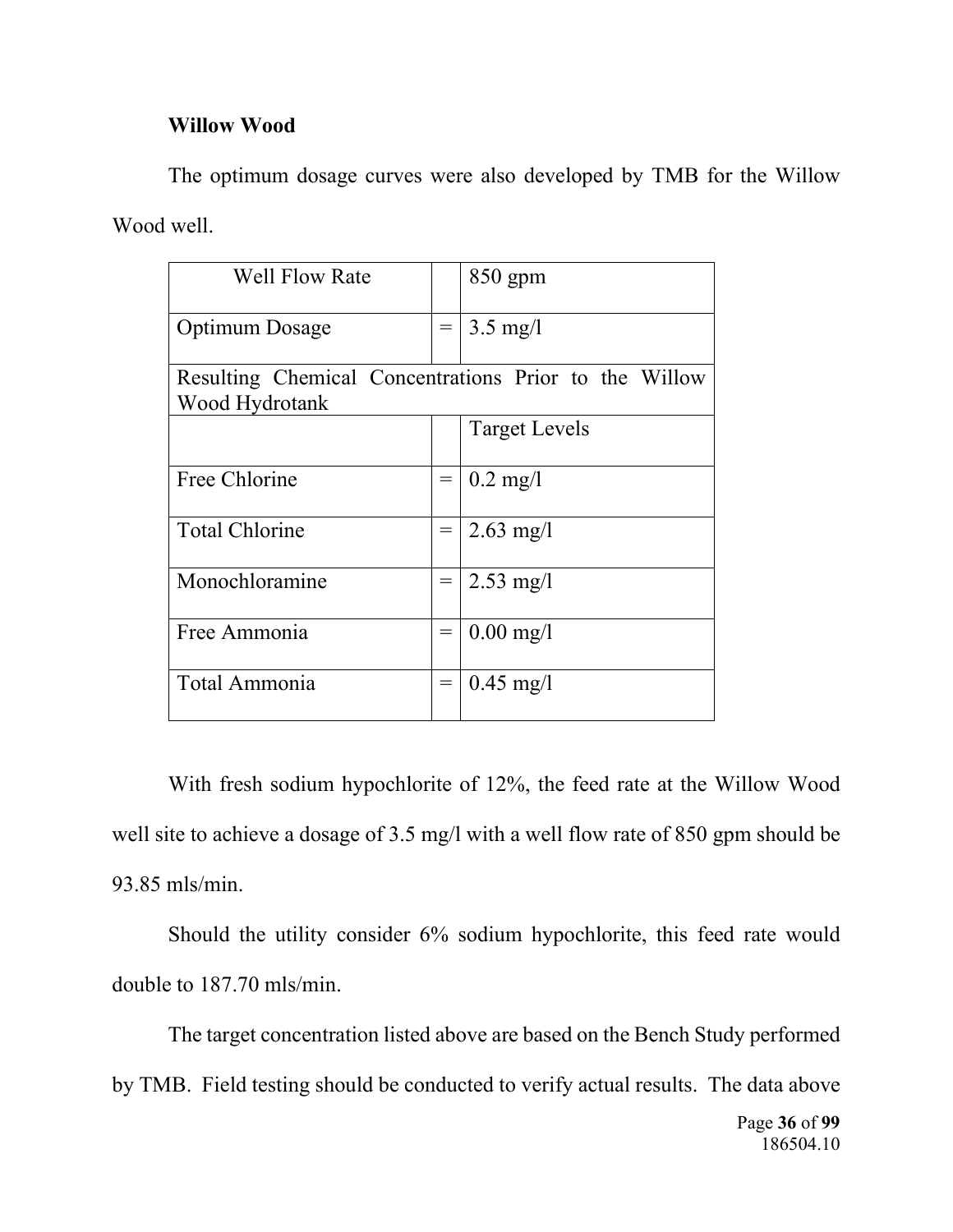**Willow Wood**

The optimum dosage curves were also developed by TMB for the Willow Wood well.

| Well Flow Rate | | 850 gpm |
|---|---|---|
| Optimum Dosage | = | 3.5 mg/l |
| Resulting Chemical Concentrations Prior to the Willow Wood Hydrotank | | |
| | | Target Levels |
| Free Chlorine | = | 0.2 mg/l |
| Total Chlorine | = | 2.63 mg/l |
| Monochloramine | = | 2.53 mg/l |
| Free Ammonia | = | 0.00 mg/l |
| Total Ammonia | = | 0.45 mg/l |

With fresh sodium hypochlorite of 12%, the feed rate at the Willow Wood well site to achieve a dosage of 3.5 mg/l with a well flow rate of 850 gpm should be 93.85 mls/min.

Should the utility consider 6% sodium hypochlorite, this feed rate would double to 187.70 mls/min.

The target concentration listed above are based on the Bench Study performed by TMB. Field testing should be conducted to verify actual results. The data above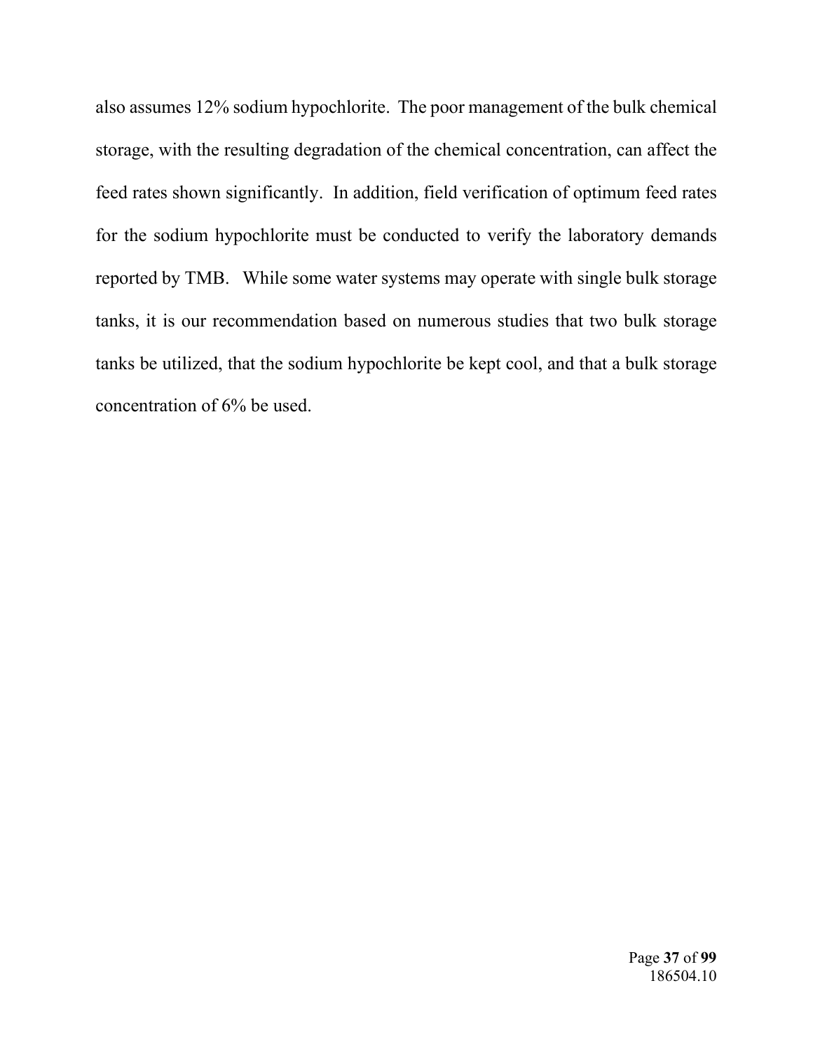also assumes 12% sodium hypochlorite. The poor management of the bulk chemical storage, with the resulting degradation of the chemical concentration, can affect the feed rates shown significantly. In addition, field verification of optimum feed rates for the sodium hypochlorite must be conducted to verify the laboratory demands reported by TMB. While some water systems may operate with single bulk storage tanks, it is our recommendation based on numerous studies that two bulk storage tanks be utilized, that the sodium hypochlorite be kept cool, and that a bulk storage concentration of 6% be used.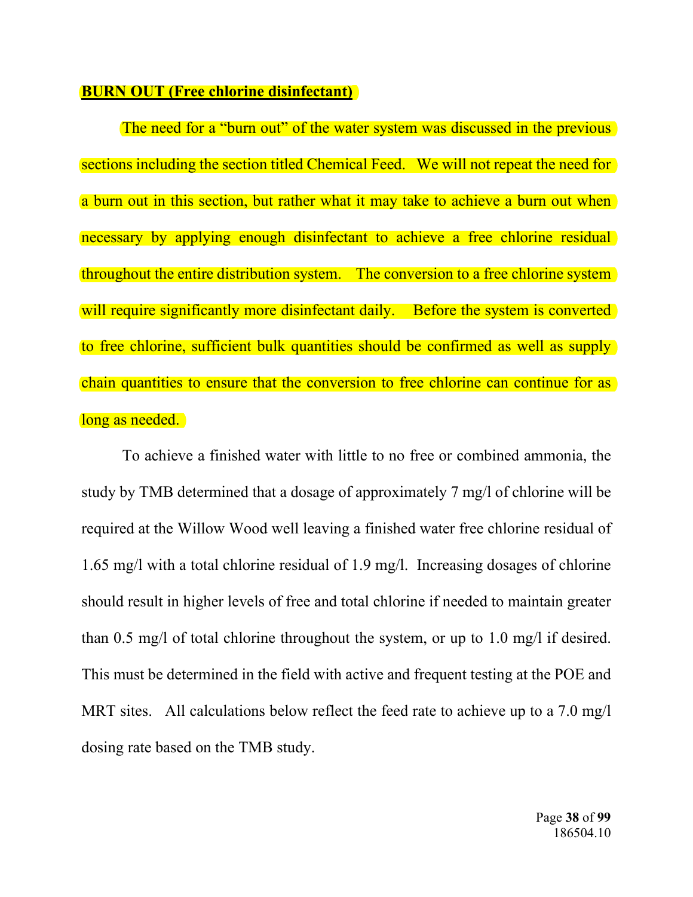**BURN OUT (Free chlorine disinfectant)**

The need for a "burn out" of the water system was discussed in the previous sections including the section titled Chemical Feed. We will not repeat the need for a burn out in this section, but rather what it may take to achieve a burn out when necessary by applying enough disinfectant to achieve a free chlorine residual throughout the entire distribution system. The conversion to a free chlorine system will require significantly more disinfectant daily. Before the system is converted to free chlorine, sufficient bulk quantities should be confirmed as well as supply chain quantities to ensure that the conversion to free chlorine can continue for as long as needed.

To achieve a finished water with little to no free or combined ammonia, the study by TMB determined that a dosage of approximately 7 mg/l of chlorine will be required at the Willow Wood well leaving a finished water free chlorine residual of 1.65 mg/l with a total chlorine residual of 1.9 mg/l. Increasing dosages of chlorine should result in higher levels of free and total chlorine if needed to maintain greater than 0.5 mg/l of total chlorine throughout the system, or up to 1.0 mg/l if desired. This must be determined in the field with active and frequent testing at the POE and MRT sites. All calculations below reflect the feed rate to achieve up to a 7.0 mg/l dosing rate based on the TMB study.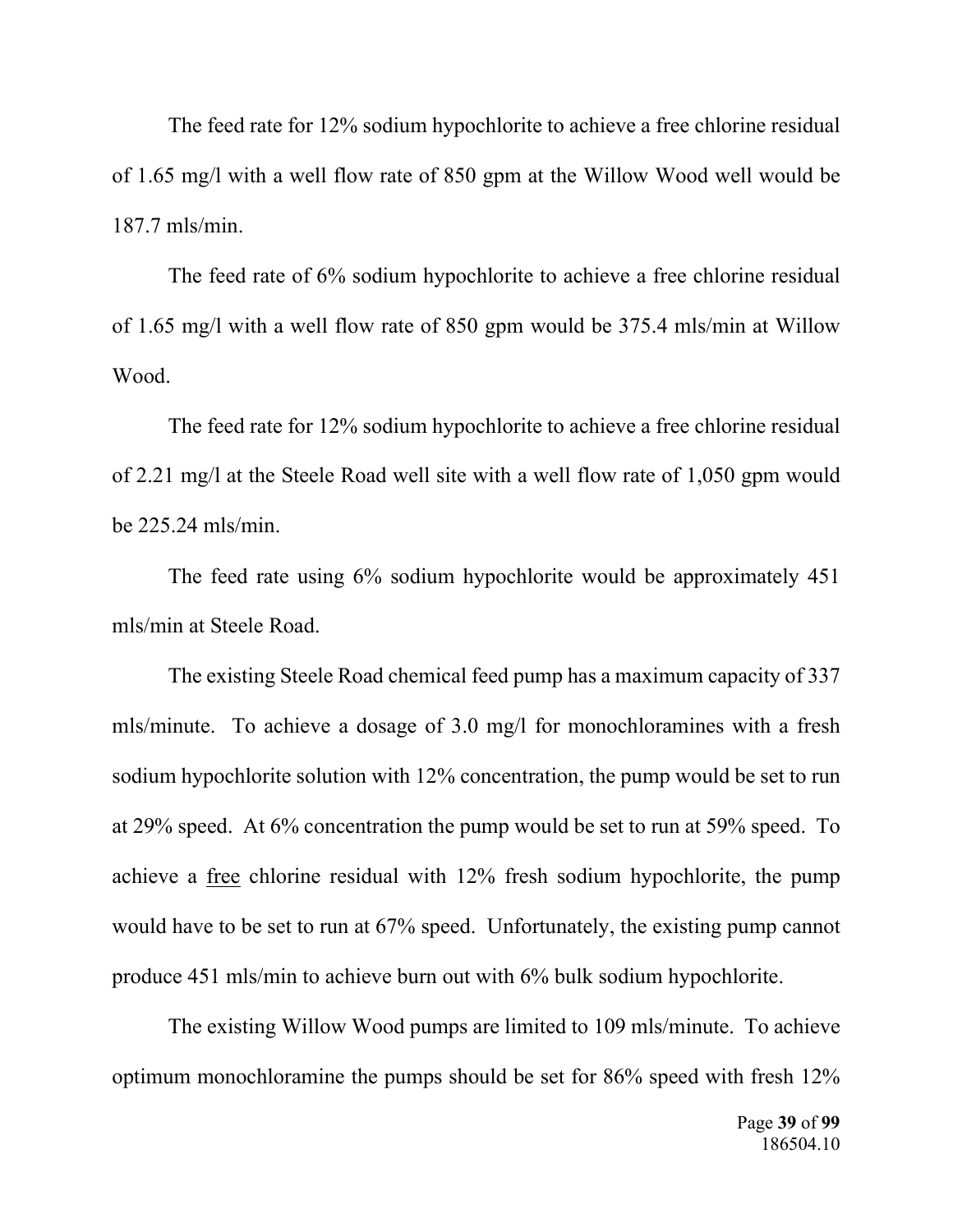The feed rate for 12% sodium hypochlorite to achieve a free chlorine residual of 1.65 mg/l with a well flow rate of 850 gpm at the Willow Wood well would be 187.7 mls/min.

The feed rate of 6% sodium hypochlorite to achieve a free chlorine residual of 1.65 mg/l with a well flow rate of 850 gpm would be 375.4 mls/min at Willow Wood.

The feed rate for 12% sodium hypochlorite to achieve a free chlorine residual of 2.21 mg/l at the Steele Road well site with a well flow rate of 1,050 gpm would be 225.24 mls/min.

The feed rate using 6% sodium hypochlorite would be approximately 451 mls/min at Steele Road.

The existing Steele Road chemical feed pump has a maximum capacity of 337 mls/minute. To achieve a dosage of 3.0 mg/l for monochloramines with a fresh sodium hypochlorite solution with 12% concentration, the pump would be set to run at 29% speed. At 6% concentration the pump would be set to run at 59% speed. To achieve a <u>free</u> chlorine residual with 12% fresh sodium hypochlorite, the pump would have to be set to run at 67% speed. Unfortunately, the existing pump cannot produce 451 mls/min to achieve burn out with 6% bulk sodium hypochlorite.

The existing Willow Wood pumps are limited to 109 mls/minute. To achieve optimum monochloramine the pumps should be set for 86% speed with fresh 12%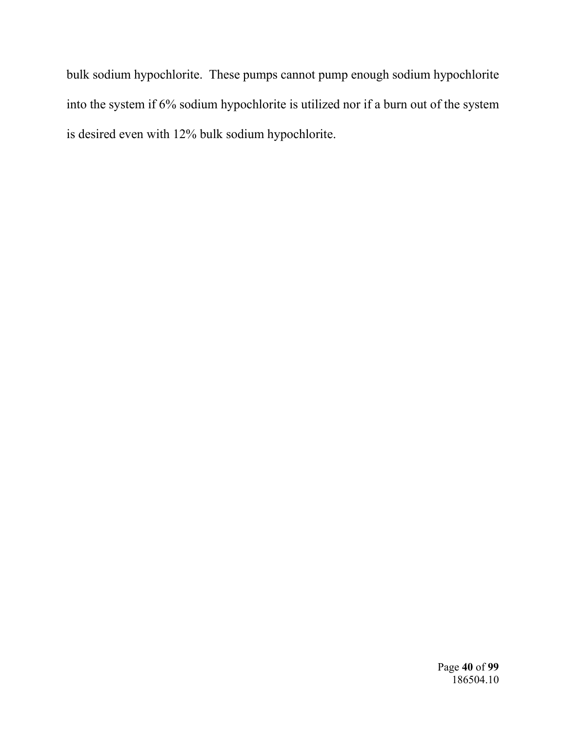bulk sodium hypochlorite. These pumps cannot pump enough sodium hypochlorite into the system if 6% sodium hypochlorite is utilized nor if a burn out of the system is desired even with 12% bulk sodium hypochlorite.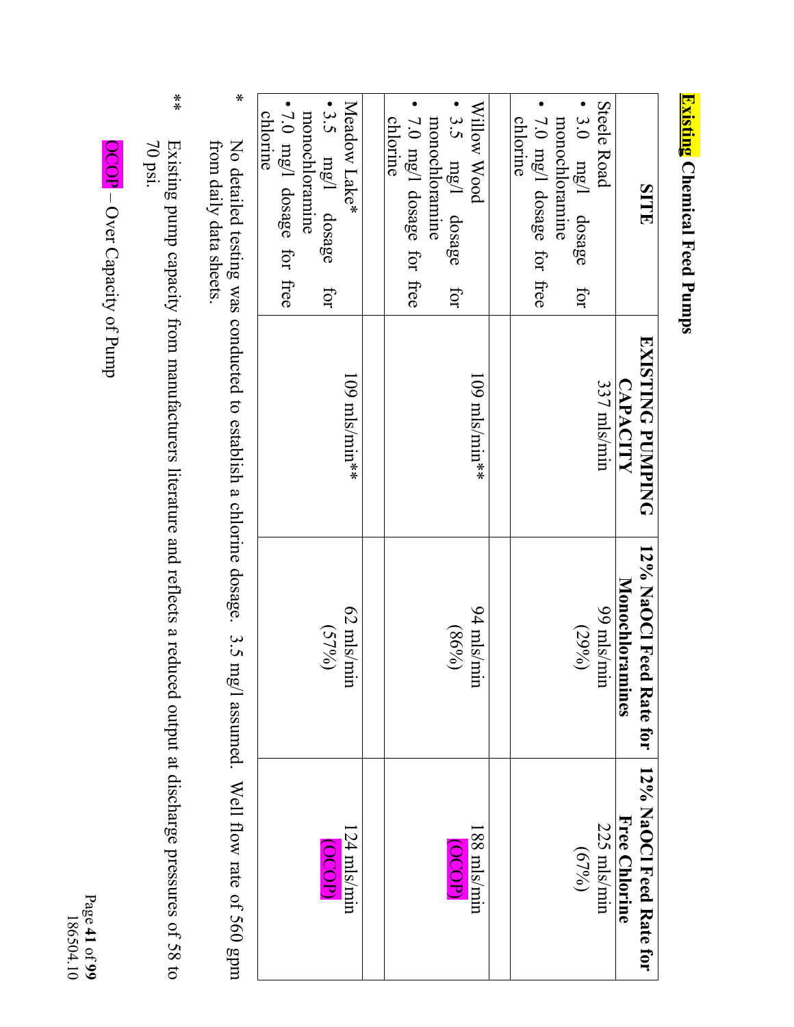## Existing Chemical Feed Pumps

| SITE | EXISTING PUMPING CAPACITY | 12% NaOCl Feed Rate for Monochloramines | 12% NaOCl Feed Rate for Free Chlorine |
|---|---|---|---|
| Steele Road<br>• 3.0 mg/l dosage for monochloramine<br>• 7.0 mg/l dosage for free chlorine | 337 mls/min | 99 mls/min<br>(29%) | 225 mls/min<br>(67%) |
| | | | |
| Willow Wood<br>• 3.5 mg/l dosage for monochloramine<br>• 7.0 mg/l dosage for free chlorine | 109 mls/min** | 94 mls/min<br>(86%) | 188 mls/min<br>(OCOP) |
| | | | |
| Meadow Lake*<br>• 3.5 mg/l dosage for monochloramine<br>• 7.0 mg/l dosage for free chlorine | 109 mls/min** | 62 mls/min<br>(57%) | 124 mls/min<br>(OCOP) |

\* No detailed testing was conducted to establish a chlorine dosage. 3.5 mg/l assumed. Well flow rate of 560 gpm from daily data sheets.

\*\* Existing pump capacity from manufacturers literature and reflects a reduced output at discharge pressures of 58 to 70 psi.

OCOP – Over Capacity of Pump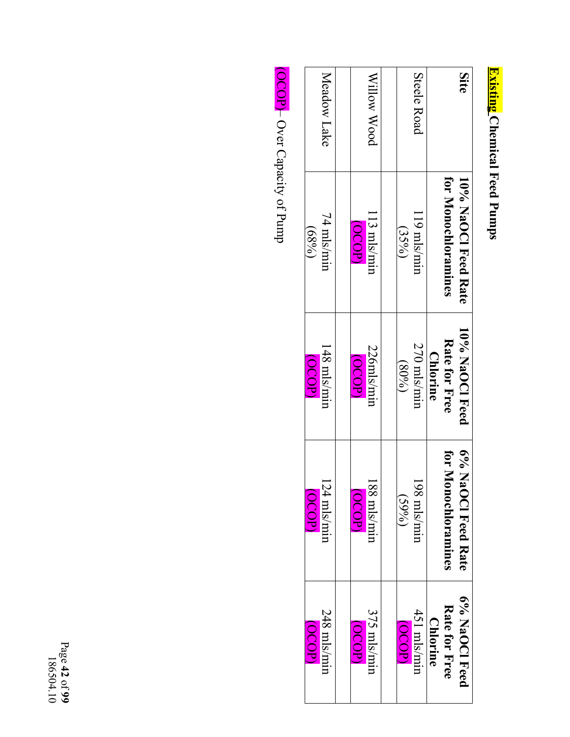**Existing** Chemical Feed Pumps

| Site | 10% NaOCl Feed Rate for Monochloramines | 10% NaOCl Feed Rate for Free Chlorine | 6% NaOCl Feed Rate for Monochloramines | 6% NaOCl Feed Rate for Free Chlorine |
|---|---|---|---|---|
| Steele Road | 119 mls/min (35%) | 270 mls/min (80%) | 198 mls/min (59%) | 451 mls/min (OCOP) |
| | | | | |
| Willow Wood | 113 mls/min (OCOP) | 226mls/min (OCOP) | 188 mls/min (OCOP) | 375 mls/min (OCOP) |
| | | | | |
| Meadow Lake | 74 mls/min (68%) | 148 mls/min (OCOP) | 124 mls/min (OCOP) | 248 mls/min (OCOP) |

(OCOP) – Over Capacity of Pump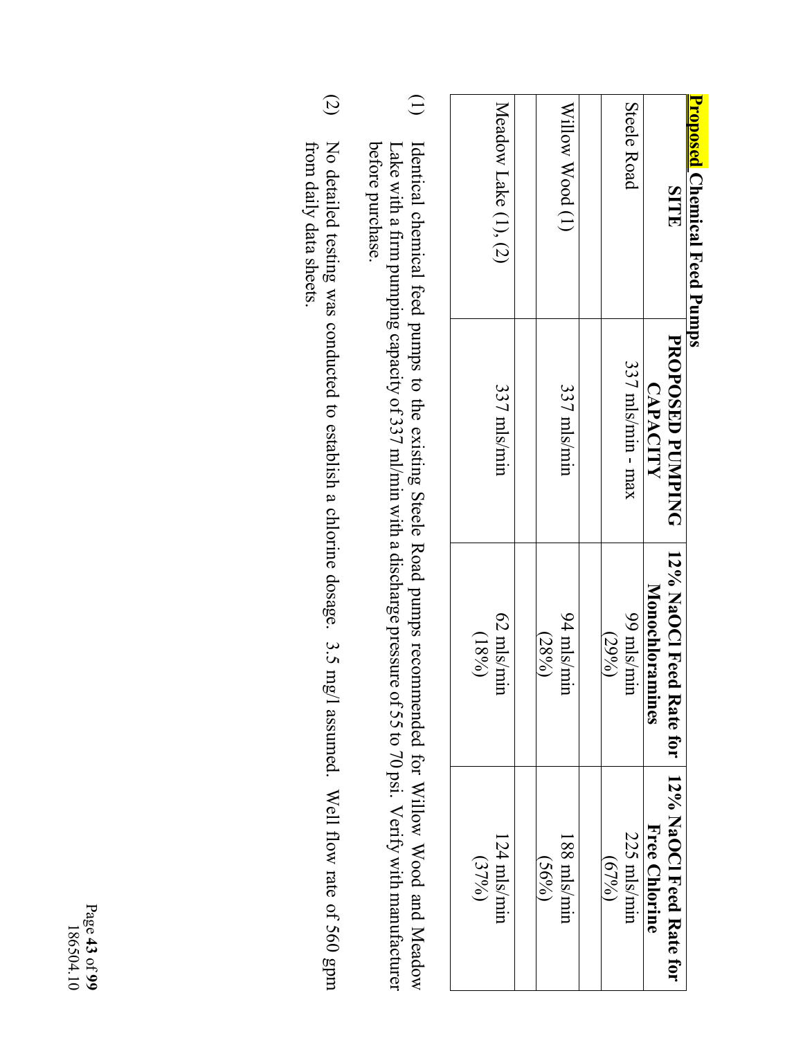**Proposed Chemical Feed Pumps**

| SITE | PROPOSED PUMPING CAPACITY | 12% NaOCl Feed Rate for Monochloramines | 12% NaOCl Feed Rate for Free Chlorine |
|---|---|---|---|
| Steele Road | 337 mls/min - max | 99 mls/min (29%) | 225 mls/min (67%) |
| | | | |
| Willow Wood (1) | 337 mls/min | 94 mls/min (28%) | 188 mls/min (56%) |
| | | | |
| Meadow Lake (1), (2) | 337 mls/min | 62 mls/min (18%) | 124 mls/min (37%) |

(1) Identical chemical feed pumps to the existing Steele Road pumps recommended for Willow Wood and Meadow Lake with a firm pumping capacity of 337 ml/min with a discharge pressure of 55 to 70 psi. Verify with manufacturer before purchase.

(2) No detailed testing was conducted to establish a chlorine dosage. 3.5 mg/l assumed. Well flow rate of 560 gpm from daily data sheets.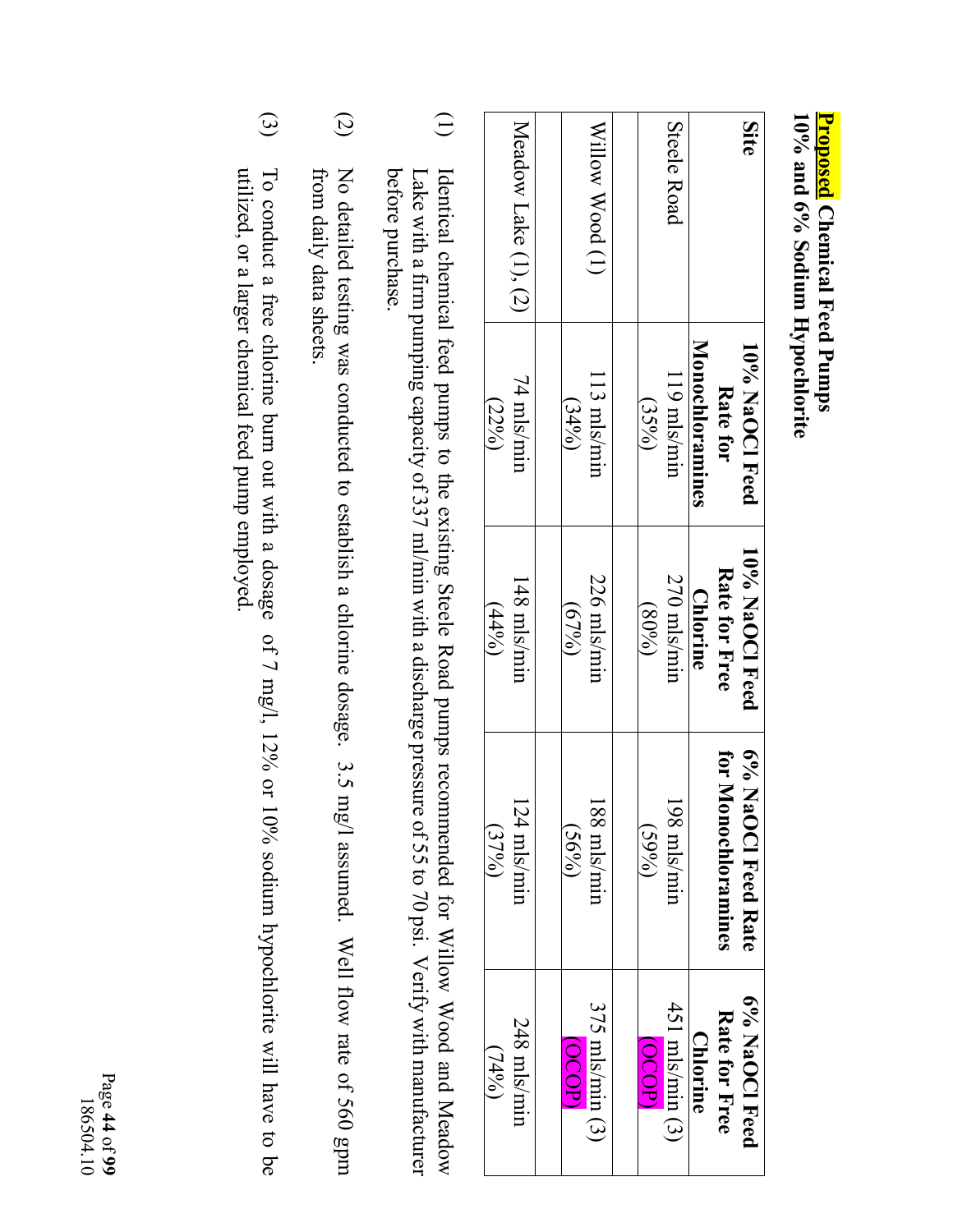**Proposed Chemical Feed Pumps**
**10% and 6% Sodium Hypochlorite**

| Site | 10% NaOCl Feed Rate for Monochloramines | 10% NaOCl Feed Rate for Free Chlorine | 6% NaOCl Feed Rate for Monochloramines | 6% NaOCl Feed Rate for Free Chlorine |
|---|---|---|---|---|
| Steele Road | 119 mls/min (35%) | 270 mls/min (80%) | 198 mls/min (59%) | 451 mls/min (3) (OCOP) |
| | | | | |
| Willow Wood (1) | 113 mls/min (34%) | 226 mls/min (67%) | 188 mls/min (56%) | 375 mls/min (3) (OCOP) |
| | | | | |
| Meadow Lake (1), (2) | 74 mls/min (22%) | 148 mls/min (44%) | 124 mls/min (37%) | 248 mls/min (74%) |

(1) Identical chemical feed pumps to the existing Steele Road pumps recommended for Willow Wood and Meadow Lake with a firm pumping capacity of 337 ml/min with a discharge pressure of 55 to 70 psi. Verify with manufacturer before purchase.

(2) No detailed testing was conducted to establish a chlorine dosage. 3.5 mg/l assumed. Well flow rate of 560 gpm from daily data sheets.

(3) To conduct a free chlorine burn out with a dosage of 7 mg/l, 12% or 10% sodium hypochlorite will have to be utilized, or a larger chemical feed pump employed.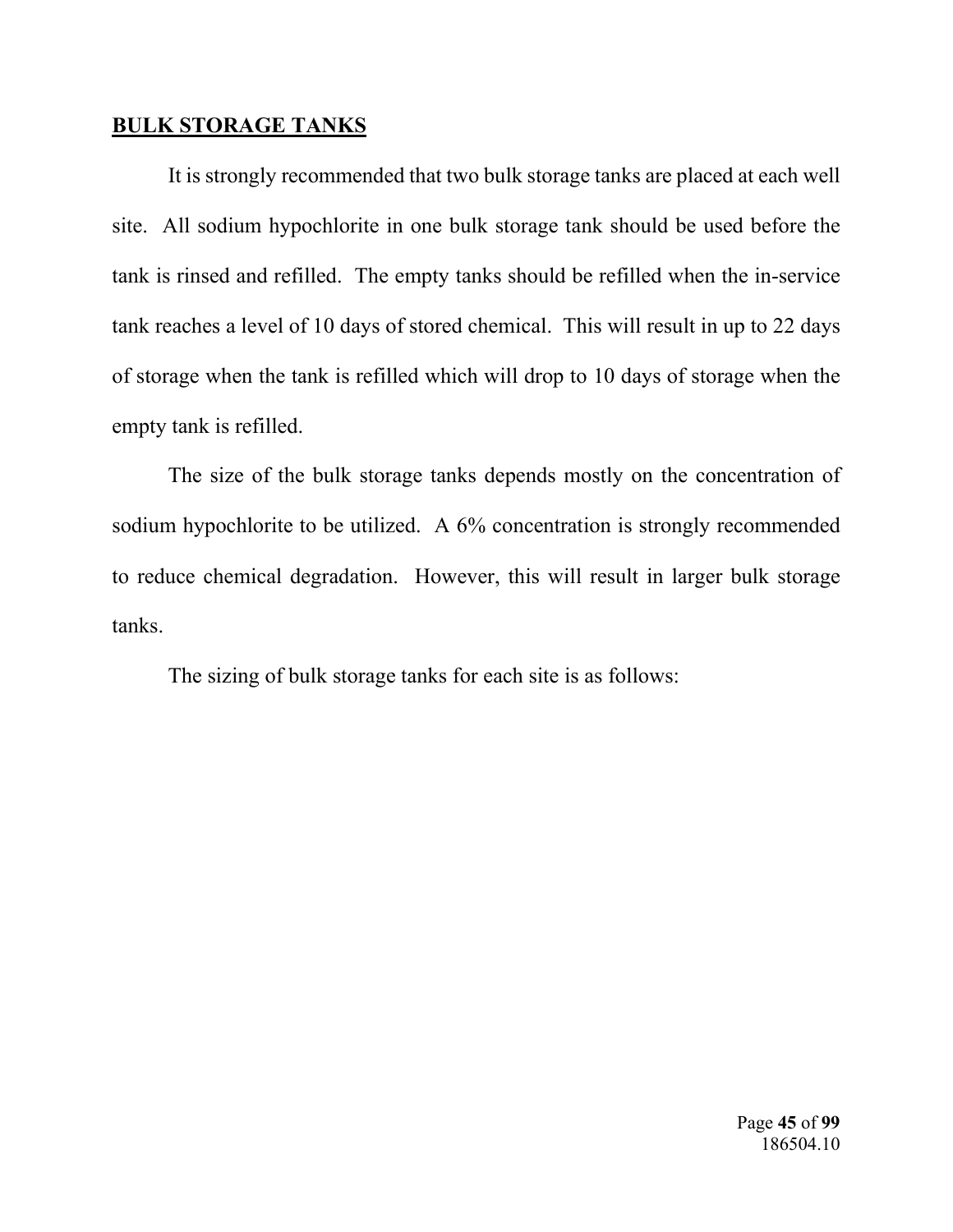## **BULK STORAGE TANKS**

It is strongly recommended that two bulk storage tanks are placed at each well site. All sodium hypochlorite in one bulk storage tank should be used before the tank is rinsed and refilled. The empty tanks should be refilled when the in-service tank reaches a level of 10 days of stored chemical. This will result in up to 22 days of storage when the tank is refilled which will drop to 10 days of storage when the empty tank is refilled.

The size of the bulk storage tanks depends mostly on the concentration of sodium hypochlorite to be utilized. A 6% concentration is strongly recommended to reduce chemical degradation. However, this will result in larger bulk storage tanks.

The sizing of bulk storage tanks for each site is as follows: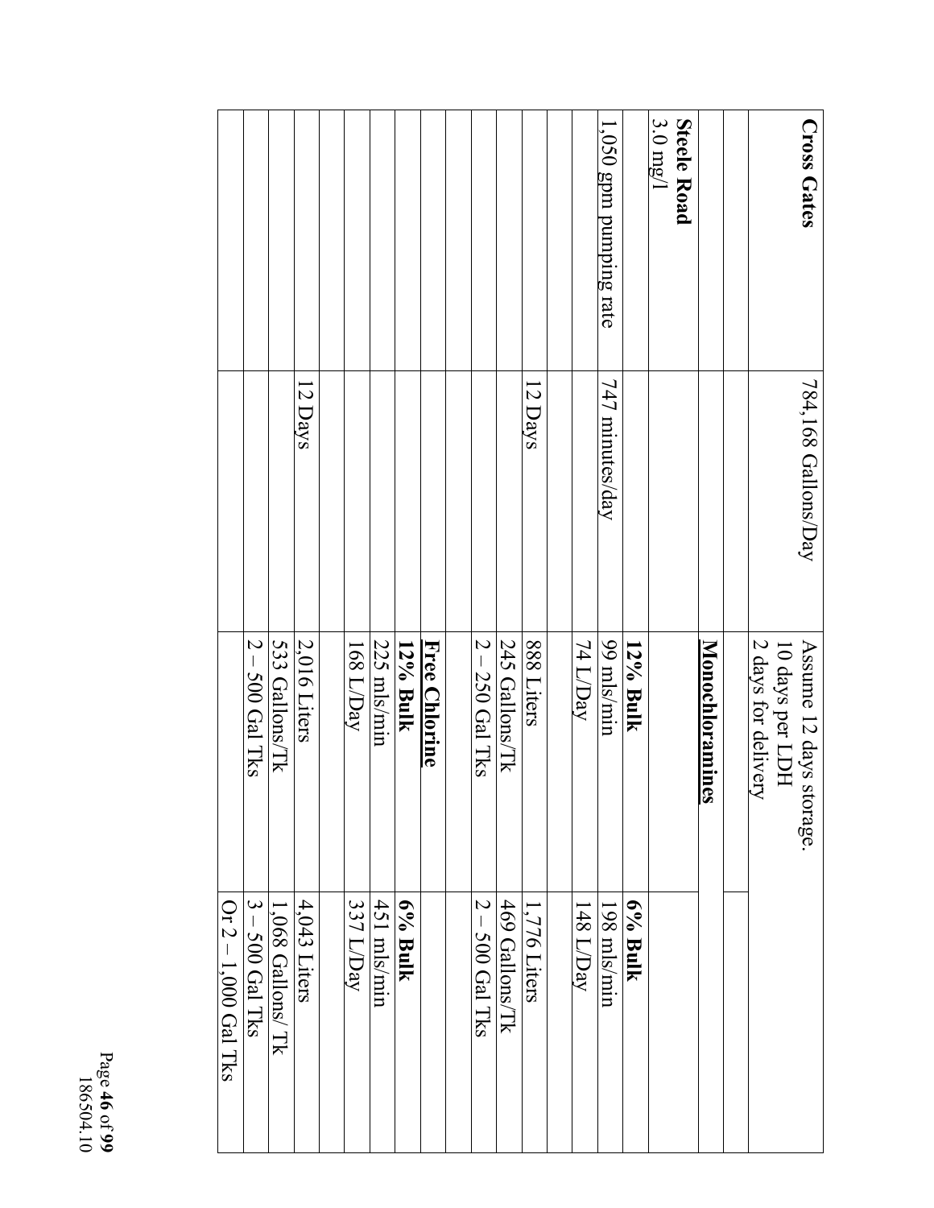| Cross Gates | 784,168 Gallons/Day | Assume 12 days storage. 10 days per LDH 2 days for delivery | |
|---|---|---|---|
| | | | |
| | | **Monochloramines** | |
| **Steele Road** 3.0 mg/l | | | |
| | | **12% Bulk** | **6% Bulk** |
| 1,050 gpm pumping rate | 747 minutes/day | 99 mls/min | 198 mls/min |
| | | 74 L/Day | 148 L/Day |
| | | | |
| | 12 Days | 888 Liters | 1,776 Liters |
| | | 245 Gallons/Tk | 469 Gallons/Tk |
| | | 2 – 250 Gal Tks | 2 – 500 Gal Tks |
| | | | |
| | | **Free Chlorine** | |
| | | **12% Bulk** | **6% Bulk** |
| | | 225 mls/min | 451 mls/min |
| | | 168 L/Day | 337 L/Day |
| | | | |
| | 12 Days | 2,016 Liters | 4,043 Liters |
| | | 533 Gallons/Tk | 1,068 Gallons/ Tk |
| | | 2 – 500 Gal Tks | 3 – 500 Gal Tks |
| | | | Or 2 – 1,000 Gal Tks |

186504.10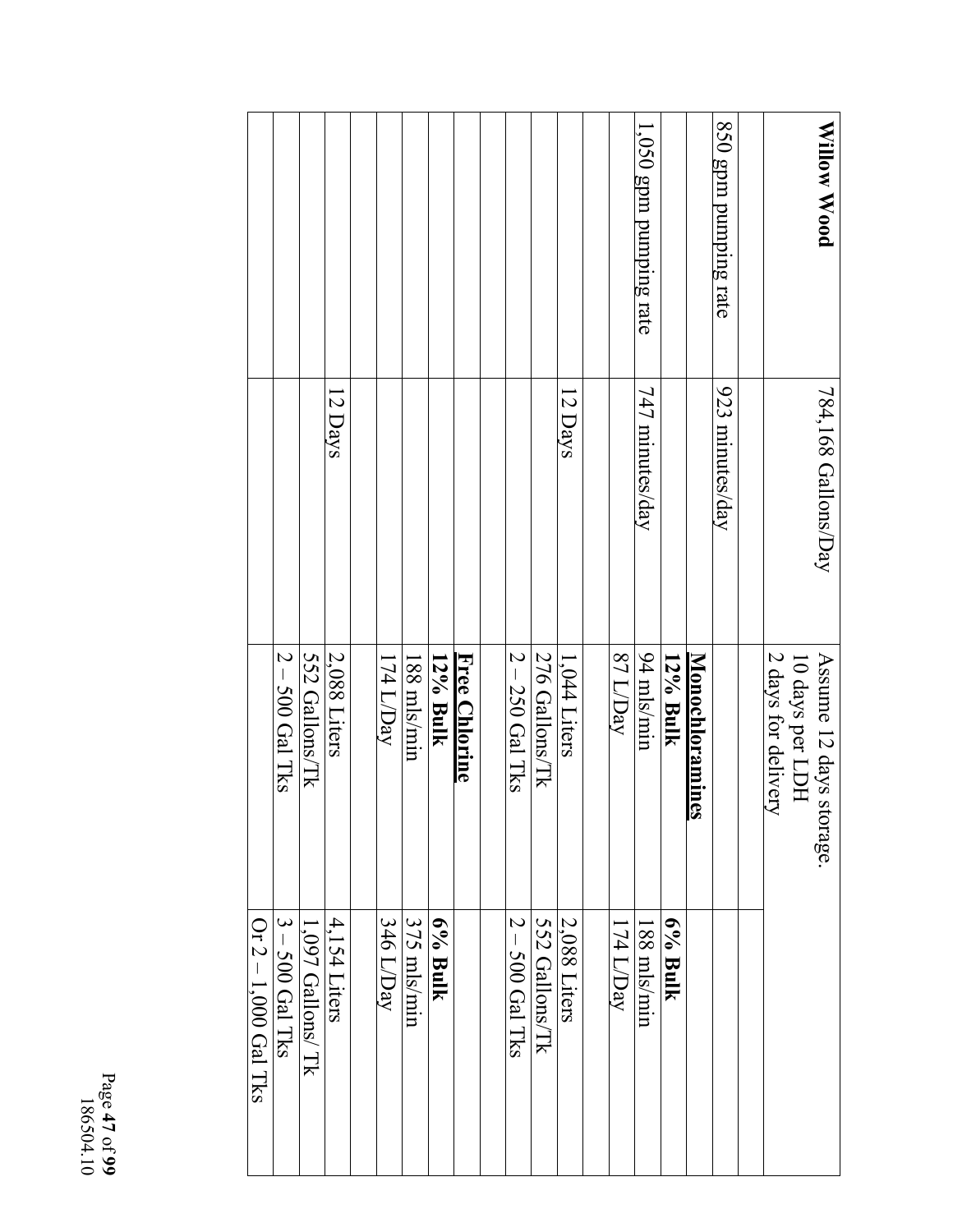| Willow Wood | 784,168 Gallons/Day | Assume 12 days storage. 10 days per LDH 2 days for delivery | |
|---|---|---|---|
| | | | |
| 850 gpm pumping rate | 923 minutes/day | | |
| | | **Monochloramines** | |
| | | **12% Bulk** | **6% Bulk** |
| 1,050 gpm pumping rate | 747 minutes/day | 94 mls/min | 188 mls/min |
| | | 87 L/Day | 174 L/Day |
| | | | |
| | 12 Days | 1,044 Liters | 2,088 Liters |
| | | 276 Gallons/Tk | 552 Gallons/Tk |
| | | 2 – 250 Gal Tks | 2 – 500 Gal Tks |
| | | | |
| | | **Free Chlorine** | |
| | | **12% Bulk** | **6% Bulk** |
| | | 188 mls/min | 375 mls/min |
| | | 174 L/Day | 346 L/Day |
| | | | |
| | 12 Days | 2,088 Liters | 4,154 Liters |
| | | 552 Gallons/Tk | 1,097 Gallons/ Tk |
| | | 2 – 500 Gal Tks | 3 – 500 Gal Tks |
| | | | Or 2 – 1,000 Gal Tks |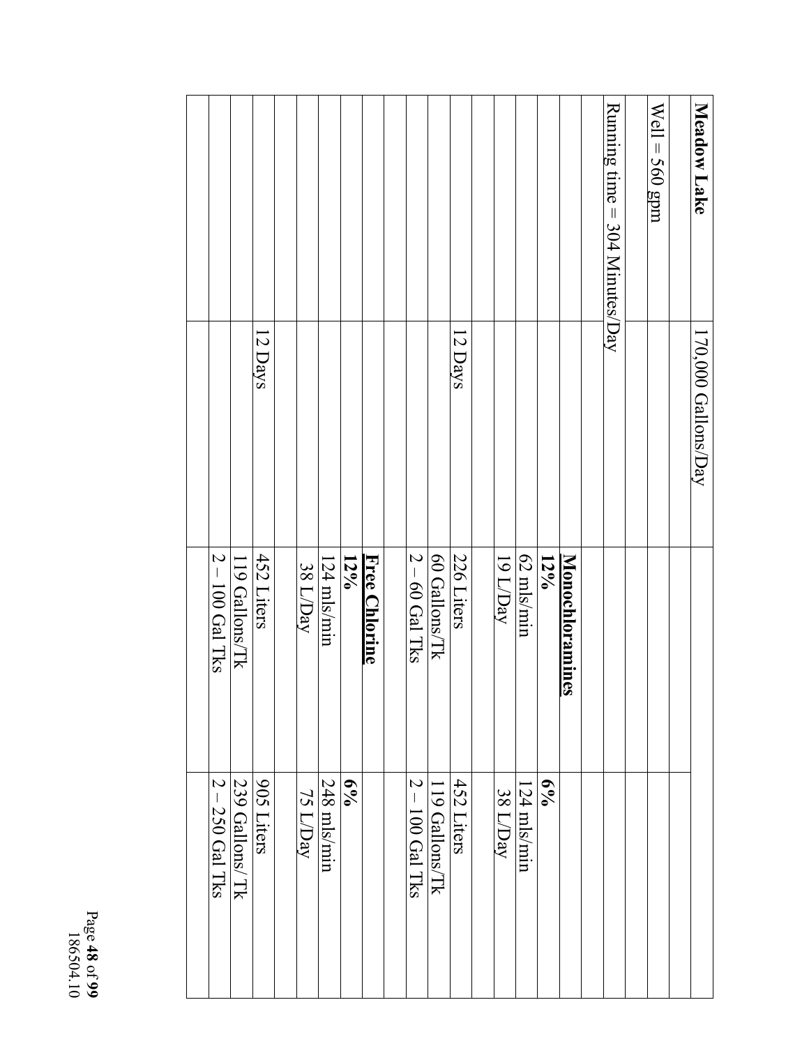| **Meadow Lake** | 170,000 Gallons/Day | | |
|---|---|---|---|
| | | | |
| Well = 560 gpm | | | |
| | | | |
| Running time = 304 Minutes/Day | | | |
| | | | |
| | | **Monochloramines** | |
| | | **12%** | **6%** |
| | | 62 mls/min | 124 mls/min |
| | | 19 L/Day | 38 L/Day |
| | | | |
| | 12 Days | 226 Liters | 452 Liters |
| | | 60 Gallons/Tk | 119 Gallons/Tk |
| | | 2 – 60 Gal Tks | 2 – 100 Gal Tks |
| | | | |
| | | **Free Chlorine** | |
| | | **12%** | **6%** |
| | | 124 mls/min | 248 mls/min |
| | | 38 L/Day | 75 L/Day |
| | | | |
| | 12 Days | 452 Liters | 905 Liters |
| | | 119 Gallons/Tk | 239 Gallons/ Tk |
| | | 2 – 100 Gal Tks | 2 – 250 Gal Tks |
| | | | |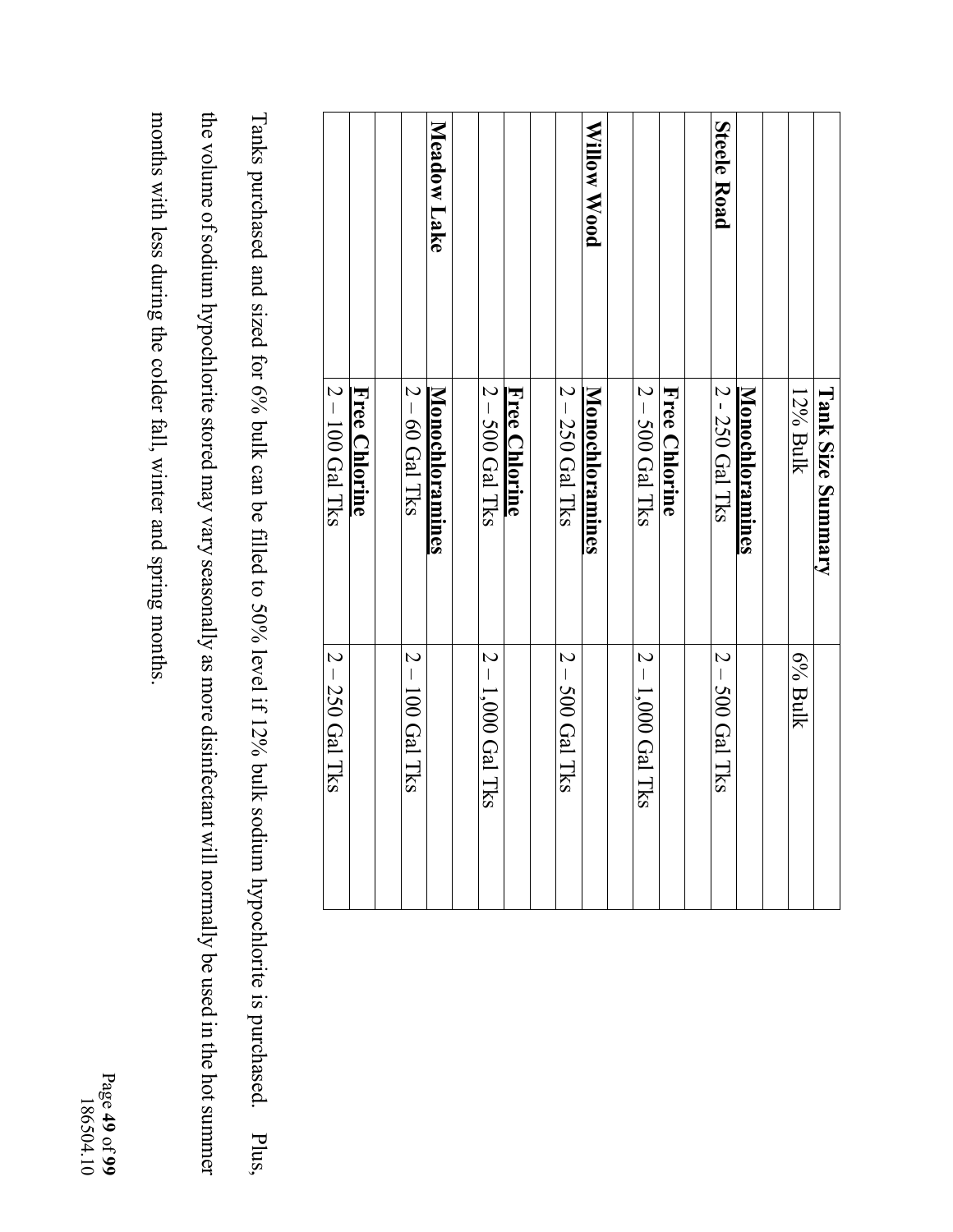| | Tank Size Summary | |
|---|---|---|
| | 12% Bulk | 6% Bulk |
| | | |
| **Steele Road** | **Monochloramines** | |
| | 2 - 250 Gal Tks | 2 – 500 Gal Tks |
| | | |
| | **Free Chlorine** | |
| | 2 – 500 Gal Tks | 2 – 1,000 Gal Tks |
| | | |
| **Willow Wood** | **Monochloramines** | |
| | 2 – 250 Gal Tks | 2 – 500 Gal Tks |
| | | |
| | **Free Chlorine** | |
| | 2 – 500 Gal Tks | 2 – 1,000 Gal Tks |
| | | |
| **Meadow Lake** | **Monochloramines** | |
| | 2 – 60 Gal Tks | 2 – 100 Gal Tks |
| | | |
| | **Free Chlorine** | |
| | 2 – 100 Gal Tks | 2 – 250 Gal Tks |

Tanks purchased and sized for 6% bulk can be filled to 50% level if 12% bulk sodium hypochlorite is purchased. Plus, the volume of sodium hypochlorite stored may vary seasonally as more disinfectant will normally be used in the hot summer months with less during the colder fall, winter and spring months.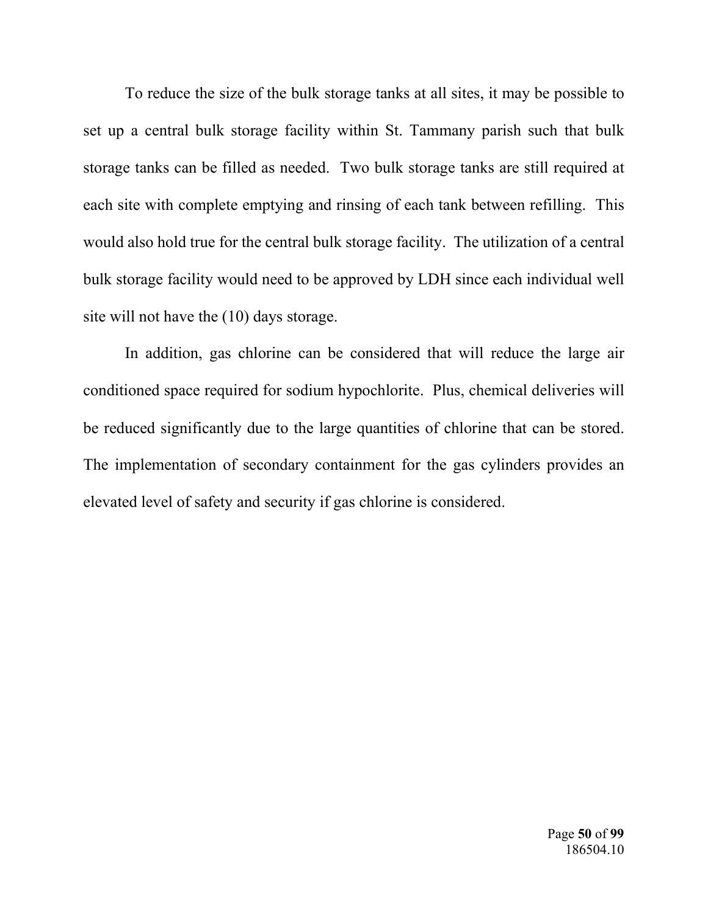To reduce the size of the bulk storage tanks at all sites, it may be possible to set up a central bulk storage facility within St. Tammany parish such that bulk storage tanks can be filled as needed. Two bulk storage tanks are still required at each site with complete emptying and rinsing of each tank between refilling. This would also hold true for the central bulk storage facility. The utilization of a central bulk storage facility would need to be approved by LDH since each individual well site will not have the (10) days storage.

In addition, gas chlorine can be considered that will reduce the large air conditioned space required for sodium hypochlorite. Plus, chemical deliveries will be reduced significantly due to the large quantities of chlorine that can be stored. The implementation of secondary containment for the gas cylinders provides an elevated level of safety and security if gas chlorine is considered.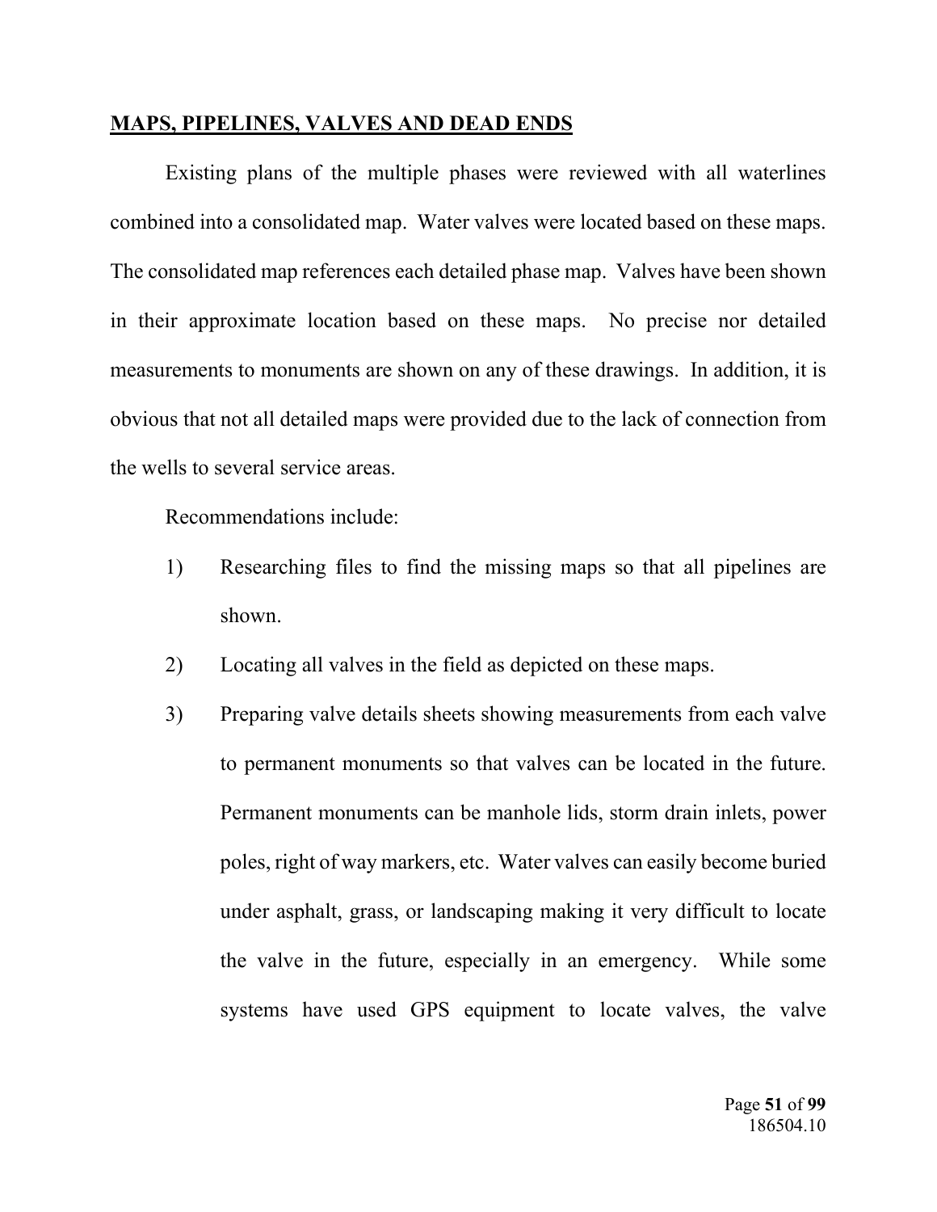**MAPS, PIPELINES, VALVES AND DEAD ENDS**

Existing plans of the multiple phases were reviewed with all waterlines combined into a consolidated map. Water valves were located based on these maps. The consolidated map references each detailed phase map. Valves have been shown in their approximate location based on these maps. No precise nor detailed measurements to monuments are shown on any of these drawings. In addition, it is obvious that not all detailed maps were provided due to the lack of connection from the wells to several service areas.

Recommendations include:

1) Researching files to find the missing maps so that all pipelines are shown.
2) Locating all valves in the field as depicted on these maps.
3) Preparing valve details sheets showing measurements from each valve to permanent monuments so that valves can be located in the future. Permanent monuments can be manhole lids, storm drain inlets, power poles, right of way markers, etc. Water valves can easily become buried under asphalt, grass, or landscaping making it very difficult to locate the valve in the future, especially in an emergency. While some systems have used GPS equipment to locate valves, the valve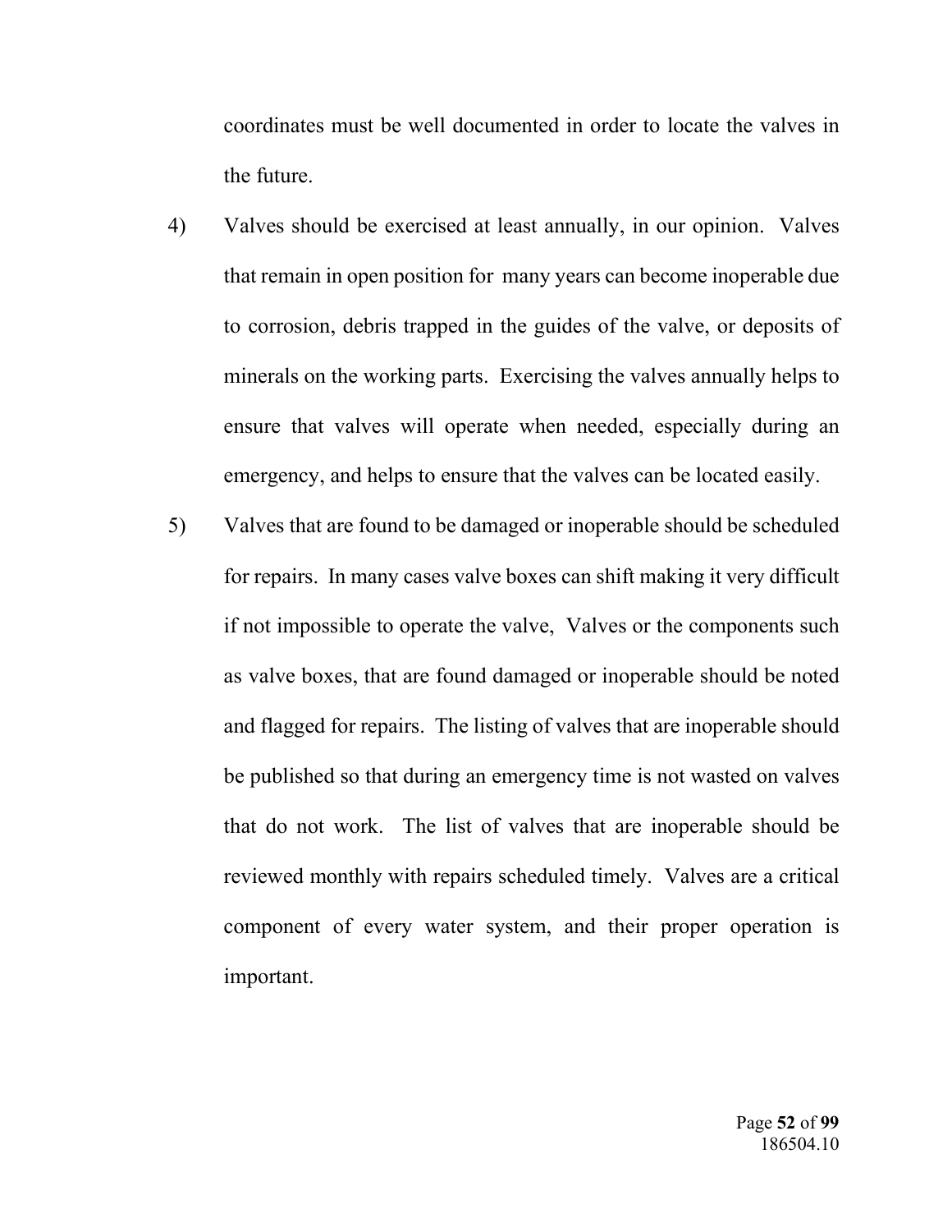coordinates must be well documented in order to locate the valves in the future.

4) Valves should be exercised at least annually, in our opinion. Valves that remain in open position for many years can become inoperable due to corrosion, debris trapped in the guides of the valve, or deposits of minerals on the working parts. Exercising the valves annually helps to ensure that valves will operate when needed, especially during an emergency, and helps to ensure that the valves can be located easily.

5) Valves that are found to be damaged or inoperable should be scheduled for repairs. In many cases valve boxes can shift making it very difficult if not impossible to operate the valve, Valves or the components such as valve boxes, that are found damaged or inoperable should be noted and flagged for repairs. The listing of valves that are inoperable should be published so that during an emergency time is not wasted on valves that do not work. The list of valves that are inoperable should be reviewed monthly with repairs scheduled timely. Valves are a critical component of every water system, and their proper operation is important.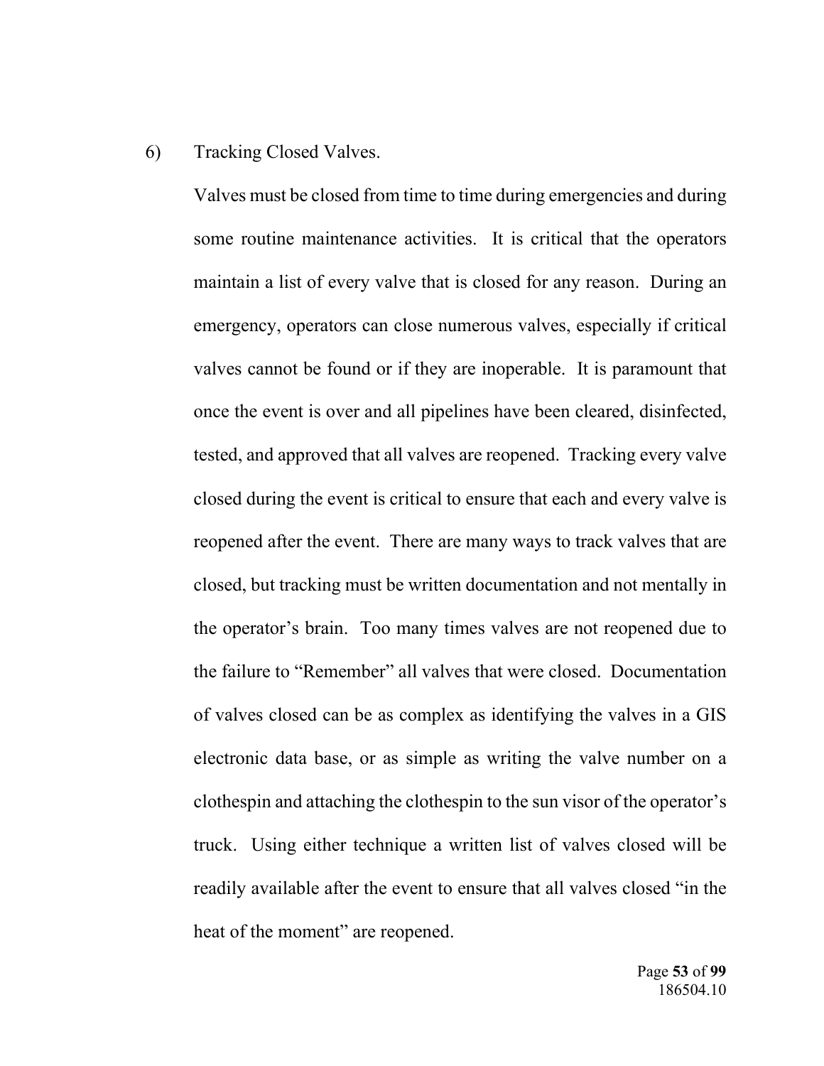6) Tracking Closed Valves.

Valves must be closed from time to time during emergencies and during some routine maintenance activities. It is critical that the operators maintain a list of every valve that is closed for any reason. During an emergency, operators can close numerous valves, especially if critical valves cannot be found or if they are inoperable. It is paramount that once the event is over and all pipelines have been cleared, disinfected, tested, and approved that all valves are reopened. Tracking every valve closed during the event is critical to ensure that each and every valve is reopened after the event. There are many ways to track valves that are closed, but tracking must be written documentation and not mentally in the operator's brain. Too many times valves are not reopened due to the failure to "Remember" all valves that were closed. Documentation of valves closed can be as complex as identifying the valves in a GIS electronic data base, or as simple as writing the valve number on a clothespin and attaching the clothespin to the sun visor of the operator's truck. Using either technique a written list of valves closed will be readily available after the event to ensure that all valves closed "in the heat of the moment" are reopened.

186504.10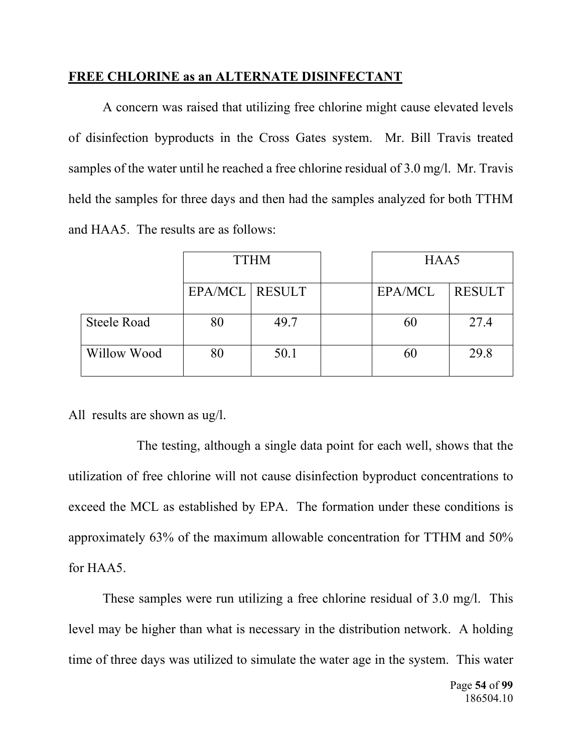**FREE CHLORINE as an ALTERNATE DISINFECTANT**

A concern was raised that utilizing free chlorine might cause elevated levels of disinfection byproducts in the Cross Gates system. Mr. Bill Travis treated samples of the water until he reached a free chlorine residual of 3.0 mg/l. Mr. Travis held the samples for three days and then had the samples analyzed for both TTHM and HAA5. The results are as follows:

| | TTHM | | | HAA5 | |
|---|---|---|---|---|---|
| | EPA/MCL | RESULT | | EPA/MCL | RESULT |
| Steele Road | 80 | 49.7 | | 60 | 27.4 |
| Willow Wood | 80 | 50.1 | | 60 | 29.8 |

All results are shown as ug/l.

The testing, although a single data point for each well, shows that the utilization of free chlorine will not cause disinfection byproduct concentrations to exceed the MCL as established by EPA. The formation under these conditions is approximately 63% of the maximum allowable concentration for TTHM and 50% for HAA5.

These samples were run utilizing a free chlorine residual of 3.0 mg/l. This level may be higher than what is necessary in the distribution network. A holding time of three days was utilized to simulate the water age in the system. This water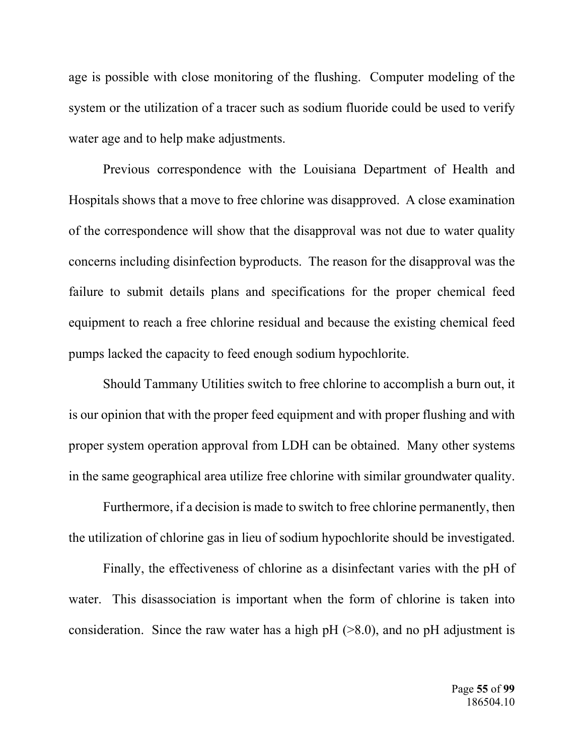age is possible with close monitoring of the flushing. Computer modeling of the system or the utilization of a tracer such as sodium fluoride could be used to verify water age and to help make adjustments.

Previous correspondence with the Louisiana Department of Health and Hospitals shows that a move to free chlorine was disapproved. A close examination of the correspondence will show that the disapproval was not due to water quality concerns including disinfection byproducts. The reason for the disapproval was the failure to submit details plans and specifications for the proper chemical feed equipment to reach a free chlorine residual and because the existing chemical feed pumps lacked the capacity to feed enough sodium hypochlorite.

Should Tammany Utilities switch to free chlorine to accomplish a burn out, it is our opinion that with the proper feed equipment and with proper flushing and with proper system operation approval from LDH can be obtained. Many other systems in the same geographical area utilize free chlorine with similar groundwater quality.

Furthermore, if a decision is made to switch to free chlorine permanently, then the utilization of chlorine gas in lieu of sodium hypochlorite should be investigated.

Finally, the effectiveness of chlorine as a disinfectant varies with the pH of water. This disassociation is important when the form of chlorine is taken into consideration. Since the raw water has a high pH (>8.0), and no pH adjustment is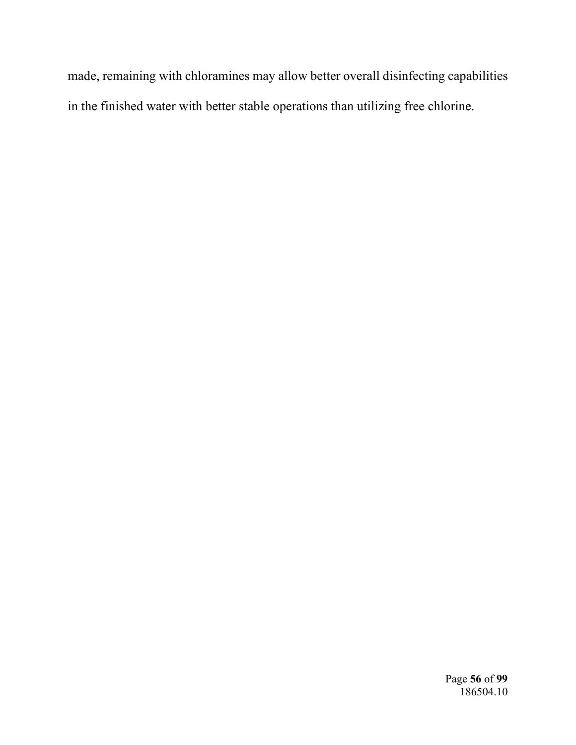made, remaining with chloramines may allow better overall disinfecting capabilities in the finished water with better stable operations than utilizing free chlorine.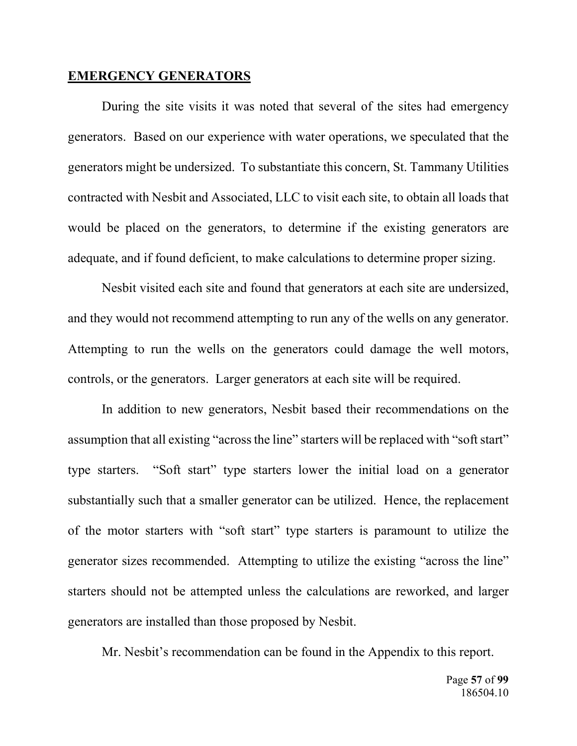## EMERGENCY GENERATORS

During the site visits it was noted that several of the sites had emergency generators. Based on our experience with water operations, we speculated that the generators might be undersized. To substantiate this concern, St. Tammany Utilities contracted with Nesbit and Associated, LLC to visit each site, to obtain all loads that would be placed on the generators, to determine if the existing generators are adequate, and if found deficient, to make calculations to determine proper sizing.

Nesbit visited each site and found that generators at each site are undersized, and they would not recommend attempting to run any of the wells on any generator. Attempting to run the wells on the generators could damage the well motors, controls, or the generators. Larger generators at each site will be required.

In addition to new generators, Nesbit based their recommendations on the assumption that all existing "across the line" starters will be replaced with "soft start" type starters. "Soft start" type starters lower the initial load on a generator substantially such that a smaller generator can be utilized. Hence, the replacement of the motor starters with "soft start" type starters is paramount to utilize the generator sizes recommended. Attempting to utilize the existing "across the line" starters should not be attempted unless the calculations are reworked, and larger generators are installed than those proposed by Nesbit.

Mr. Nesbit's recommendation can be found in the Appendix to this report.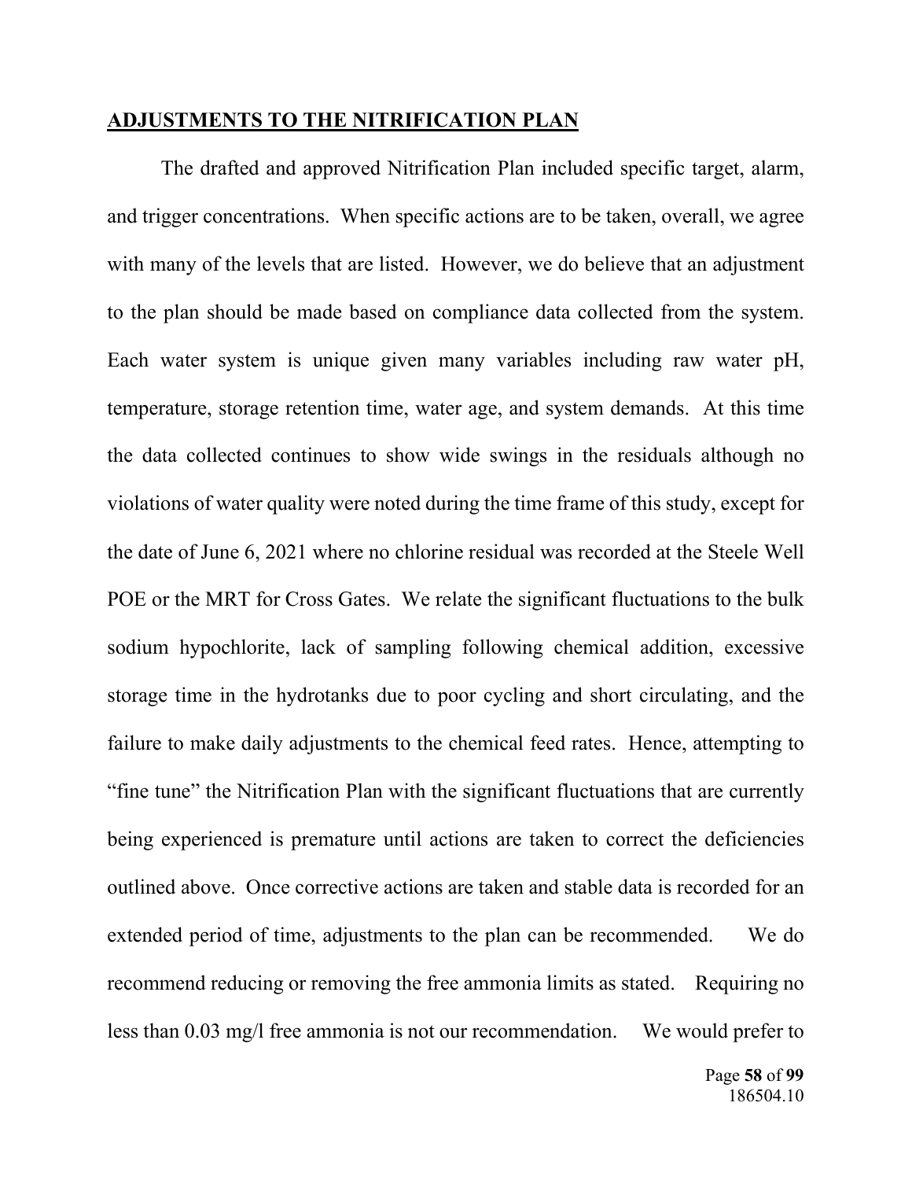**ADJUSTMENTS TO THE NITRIFICATION PLAN**

The drafted and approved Nitrification Plan included specific target, alarm, and trigger concentrations. When specific actions are to be taken, overall, we agree with many of the levels that are listed. However, we do believe that an adjustment to the plan should be made based on compliance data collected from the system. Each water system is unique given many variables including raw water pH, temperature, storage retention time, water age, and system demands. At this time the data collected continues to show wide swings in the residuals although no violations of water quality were noted during the time frame of this study, except for the date of June 6, 2021 where no chlorine residual was recorded at the Steele Well POE or the MRT for Cross Gates. We relate the significant fluctuations to the bulk sodium hypochlorite, lack of sampling following chemical addition, excessive storage time in the hydrotanks due to poor cycling and short circulating, and the failure to make daily adjustments to the chemical feed rates. Hence, attempting to "fine tune" the Nitrification Plan with the significant fluctuations that are currently being experienced is premature until actions are taken to correct the deficiencies outlined above. Once corrective actions are taken and stable data is recorded for an extended period of time, adjustments to the plan can be recommended. We do recommend reducing or removing the free ammonia limits as stated. Requiring no less than 0.03 mg/l free ammonia is not our recommendation. We would prefer to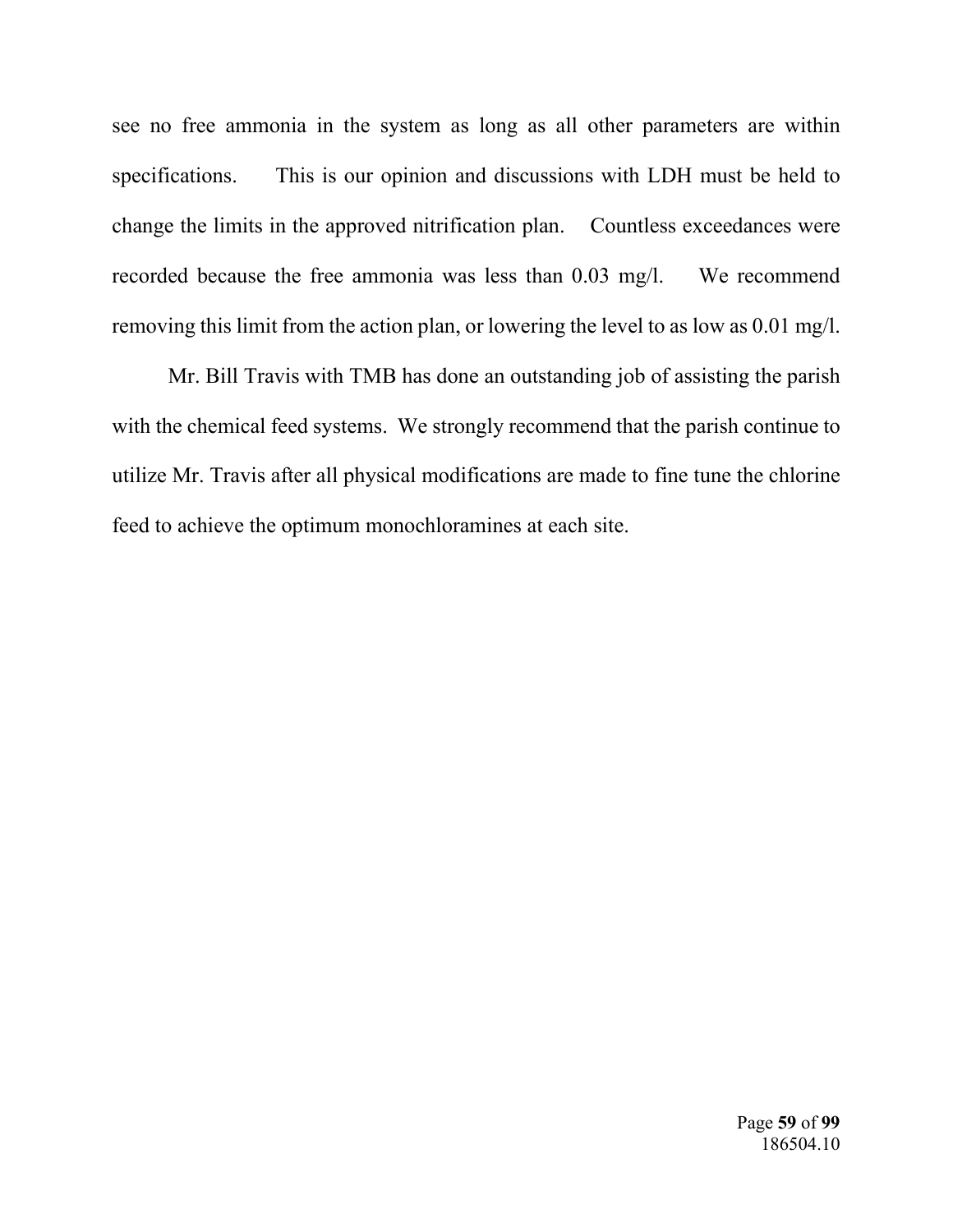see no free ammonia in the system as long as all other parameters are within specifications. This is our opinion and discussions with LDH must be held to change the limits in the approved nitrification plan. Countless exceedances were recorded because the free ammonia was less than 0.03 mg/l. We recommend removing this limit from the action plan, or lowering the level to as low as 0.01 mg/l.

Mr. Bill Travis with TMB has done an outstanding job of assisting the parish with the chemical feed systems. We strongly recommend that the parish continue to utilize Mr. Travis after all physical modifications are made to fine tune the chlorine feed to achieve the optimum monochloramines at each site.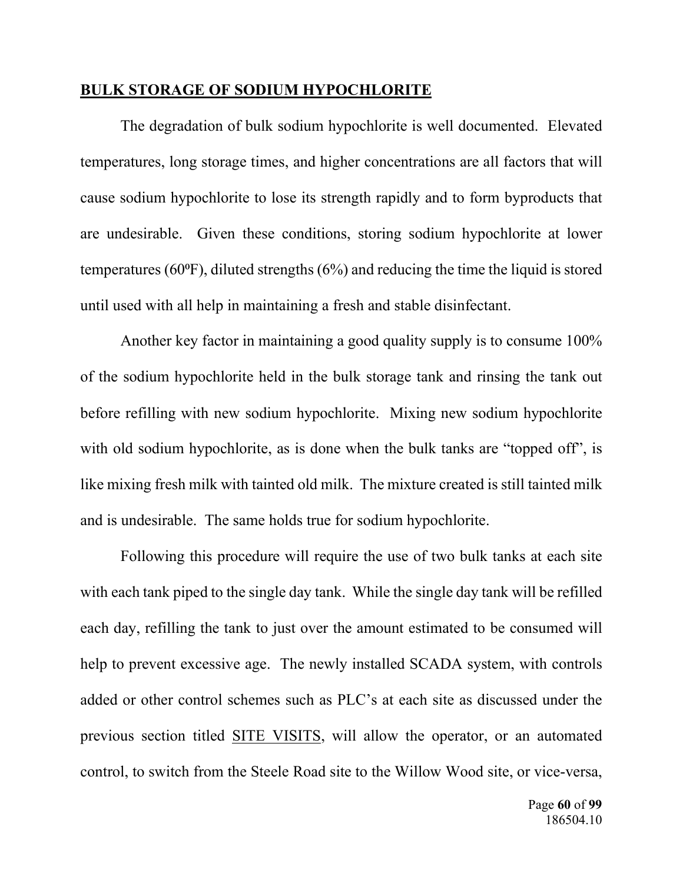**BULK STORAGE OF SODIUM HYPOCHLORITE**

The degradation of bulk sodium hypochlorite is well documented. Elevated temperatures, long storage times, and higher concentrations are all factors that will cause sodium hypochlorite to lose its strength rapidly and to form byproducts that are undesirable. Given these conditions, storing sodium hypochlorite at lower temperatures (60ºF), diluted strengths (6%) and reducing the time the liquid is stored until used with all help in maintaining a fresh and stable disinfectant.

Another key factor in maintaining a good quality supply is to consume 100% of the sodium hypochlorite held in the bulk storage tank and rinsing the tank out before refilling with new sodium hypochlorite. Mixing new sodium hypochlorite with old sodium hypochlorite, as is done when the bulk tanks are "topped off", is like mixing fresh milk with tainted old milk. The mixture created is still tainted milk and is undesirable. The same holds true for sodium hypochlorite.

Following this procedure will require the use of two bulk tanks at each site with each tank piped to the single day tank. While the single day tank will be refilled each day, refilling the tank to just over the amount estimated to be consumed will help to prevent excessive age. The newly installed SCADA system, with controls added or other control schemes such as PLC's at each site as discussed under the previous section titled <u>SITE VISITS</u>, will allow the operator, or an automated control, to switch from the Steele Road site to the Willow Wood site, or vice-versa,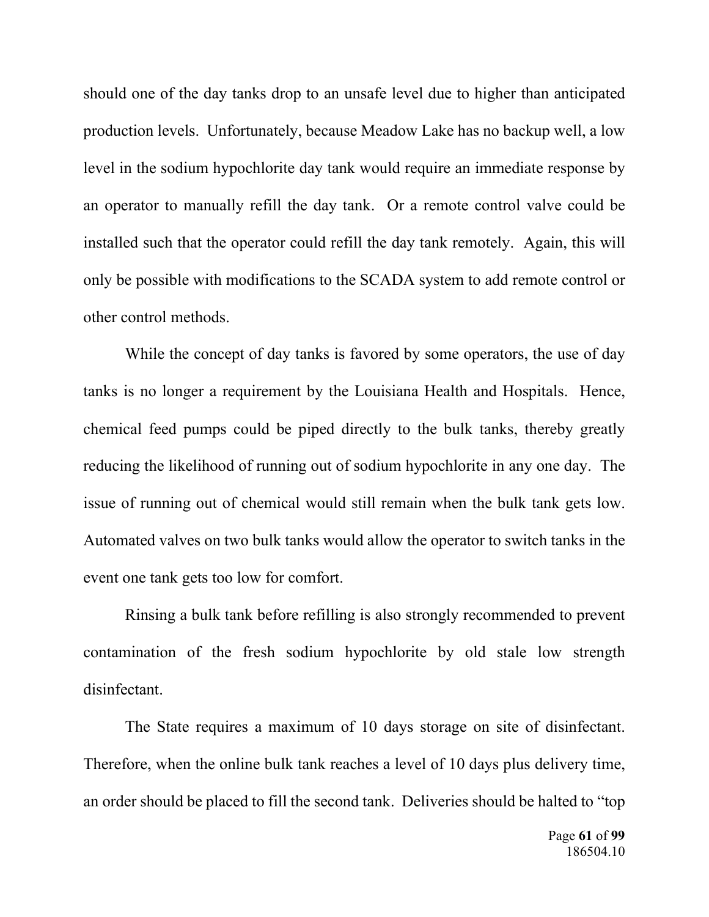should one of the day tanks drop to an unsafe level due to higher than anticipated production levels. Unfortunately, because Meadow Lake has no backup well, a low level in the sodium hypochlorite day tank would require an immediate response by an operator to manually refill the day tank. Or a remote control valve could be installed such that the operator could refill the day tank remotely. Again, this will only be possible with modifications to the SCADA system to add remote control or other control methods.

While the concept of day tanks is favored by some operators, the use of day tanks is no longer a requirement by the Louisiana Health and Hospitals. Hence, chemical feed pumps could be piped directly to the bulk tanks, thereby greatly reducing the likelihood of running out of sodium hypochlorite in any one day. The issue of running out of chemical would still remain when the bulk tank gets low. Automated valves on two bulk tanks would allow the operator to switch tanks in the event one tank gets too low for comfort.

Rinsing a bulk tank before refilling is also strongly recommended to prevent contamination of the fresh sodium hypochlorite by old stale low strength disinfectant.

The State requires a maximum of 10 days storage on site of disinfectant. Therefore, when the online bulk tank reaches a level of 10 days plus delivery time, an order should be placed to fill the second tank. Deliveries should be halted to "top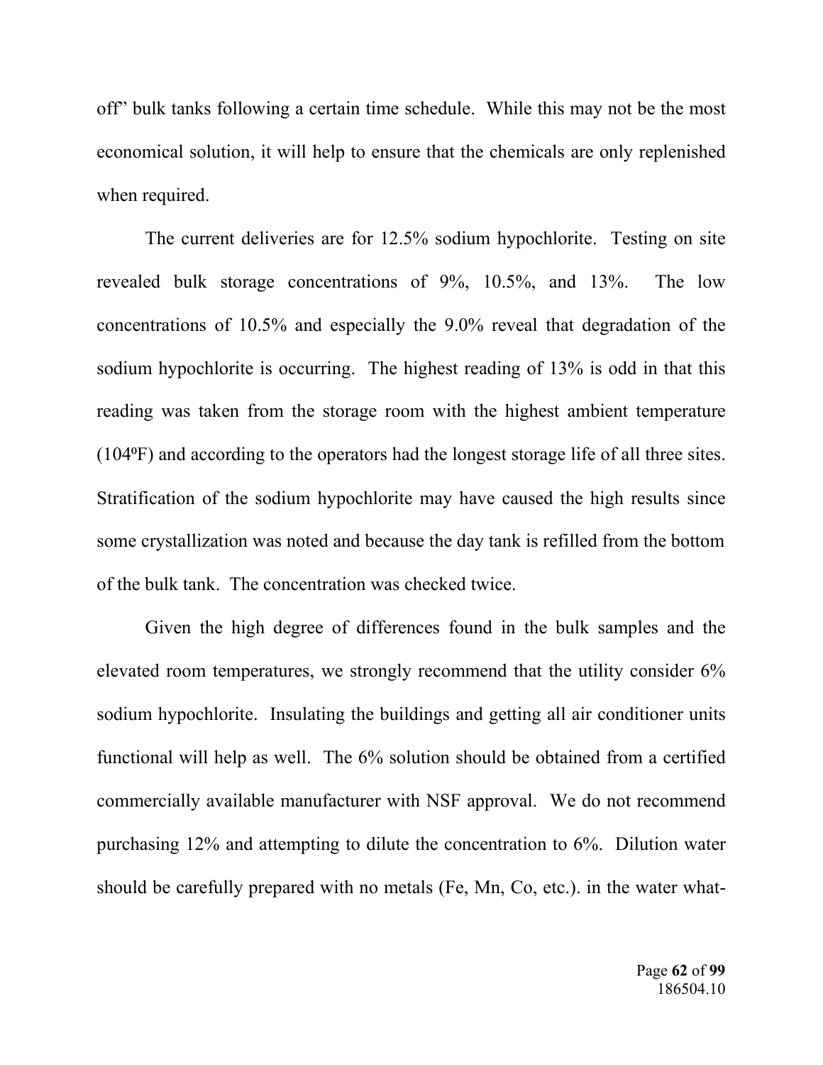off" bulk tanks following a certain time schedule. While this may not be the most economical solution, it will help to ensure that the chemicals are only replenished when required.

The current deliveries are for 12.5% sodium hypochlorite. Testing on site revealed bulk storage concentrations of 9%, 10.5%, and 13%. The low concentrations of 10.5% and especially the 9.0% reveal that degradation of the sodium hypochlorite is occurring. The highest reading of 13% is odd in that this reading was taken from the storage room with the highest ambient temperature (104ºF) and according to the operators had the longest storage life of all three sites. Stratification of the sodium hypochlorite may have caused the high results since some crystallization was noted and because the day tank is refilled from the bottom of the bulk tank. The concentration was checked twice.

Given the high degree of differences found in the bulk samples and the elevated room temperatures, we strongly recommend that the utility consider 6% sodium hypochlorite. Insulating the buildings and getting all air conditioner units functional will help as well. The 6% solution should be obtained from a certified commercially available manufacturer with NSF approval. We do not recommend purchasing 12% and attempting to dilute the concentration to 6%. Dilution water should be carefully prepared with no metals (Fe, Mn, Co, etc.). in the water what-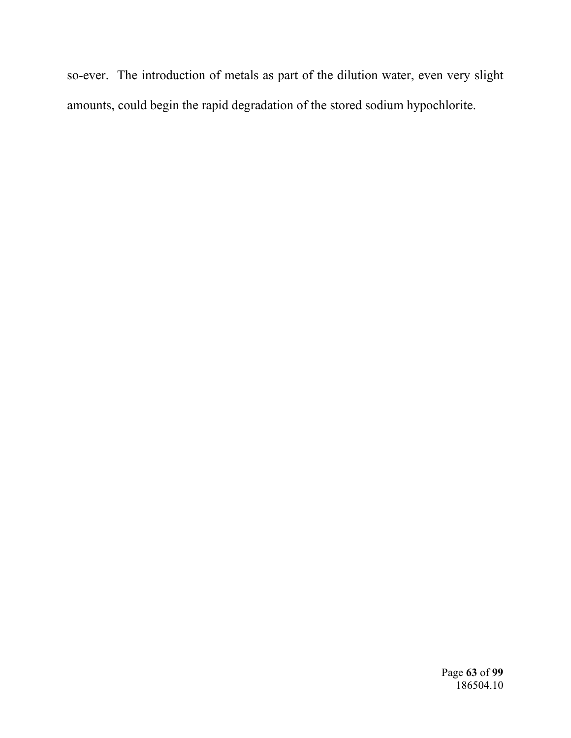so-ever. The introduction of metals as part of the dilution water, even very slight amounts, could begin the rapid degradation of the stored sodium hypochlorite.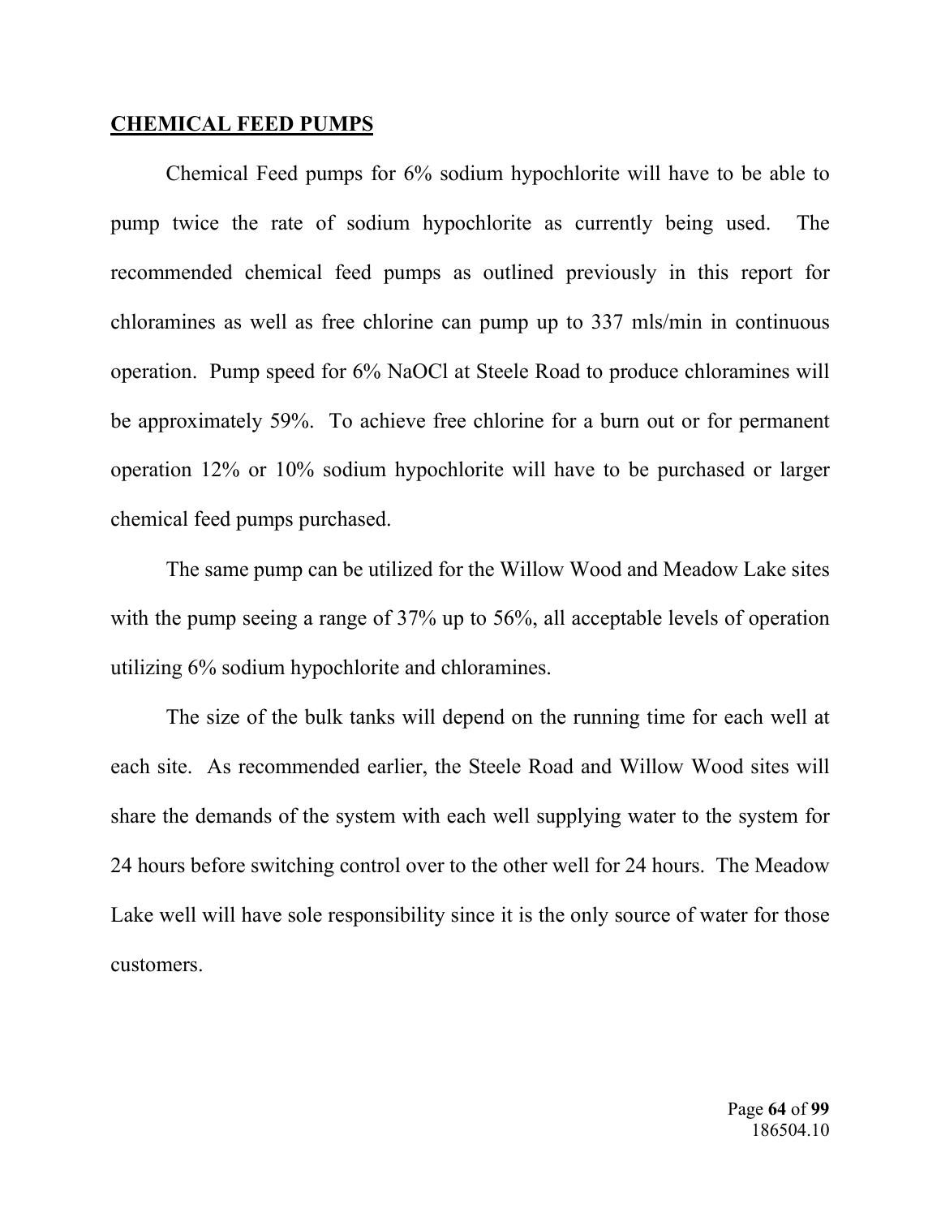## CHEMICAL FEED PUMPS

Chemical Feed pumps for 6% sodium hypochlorite will have to be able to pump twice the rate of sodium hypochlorite as currently being used. The recommended chemical feed pumps as outlined previously in this report for chloramines as well as free chlorine can pump up to 337 mls/min in continuous operation. Pump speed for 6% NaOCl at Steele Road to produce chloramines will be approximately 59%. To achieve free chlorine for a burn out or for permanent operation 12% or 10% sodium hypochlorite will have to be purchased or larger chemical feed pumps purchased.

The same pump can be utilized for the Willow Wood and Meadow Lake sites with the pump seeing a range of 37% up to 56%, all acceptable levels of operation utilizing 6% sodium hypochlorite and chloramines.

The size of the bulk tanks will depend on the running time for each well at each site. As recommended earlier, the Steele Road and Willow Wood sites will share the demands of the system with each well supplying water to the system for 24 hours before switching control over to the other well for 24 hours. The Meadow Lake well will have sole responsibility since it is the only source of water for those customers.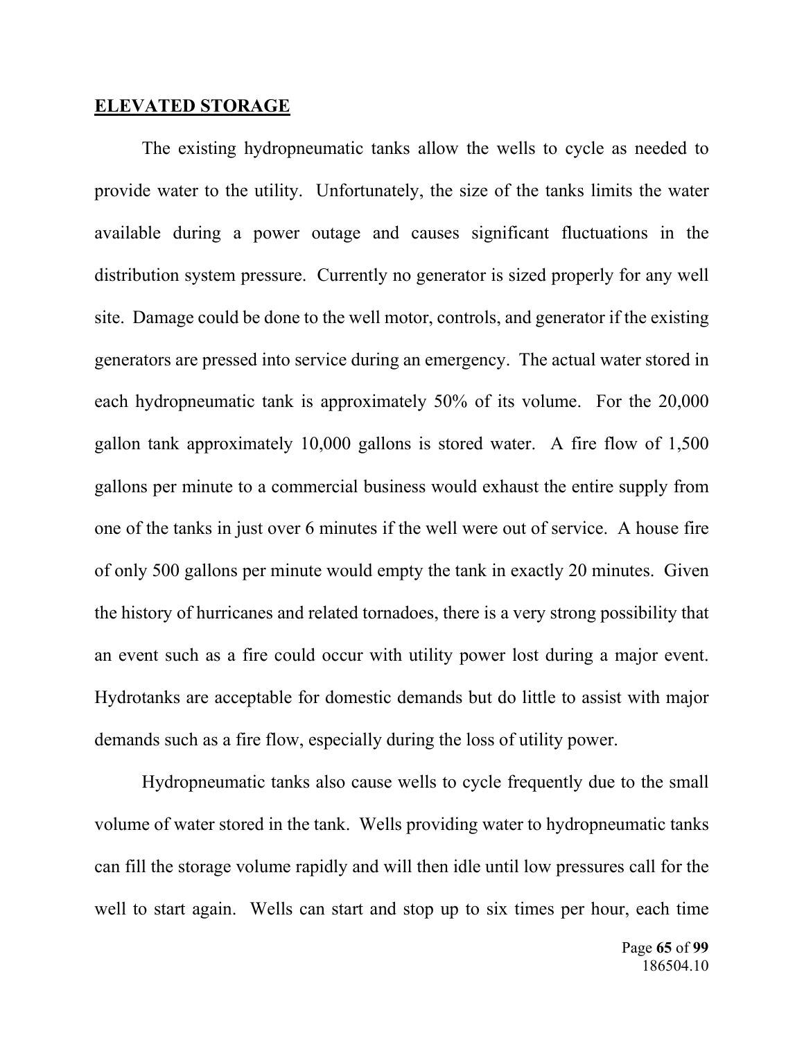## **ELEVATED STORAGE**

The existing hydropneumatic tanks allow the wells to cycle as needed to provide water to the utility. Unfortunately, the size of the tanks limits the water available during a power outage and causes significant fluctuations in the distribution system pressure. Currently no generator is sized properly for any well site. Damage could be done to the well motor, controls, and generator if the existing generators are pressed into service during an emergency. The actual water stored in each hydropneumatic tank is approximately 50% of its volume. For the 20,000 gallon tank approximately 10,000 gallons is stored water. A fire flow of 1,500 gallons per minute to a commercial business would exhaust the entire supply from one of the tanks in just over 6 minutes if the well were out of service. A house fire of only 500 gallons per minute would empty the tank in exactly 20 minutes. Given the history of hurricanes and related tornadoes, there is a very strong possibility that an event such as a fire could occur with utility power lost during a major event. Hydrotanks are acceptable for domestic demands but do little to assist with major demands such as a fire flow, especially during the loss of utility power.

Hydropneumatic tanks also cause wells to cycle frequently due to the small volume of water stored in the tank. Wells providing water to hydropneumatic tanks can fill the storage volume rapidly and will then idle until low pressures call for the well to start again. Wells can start and stop up to six times per hour, each time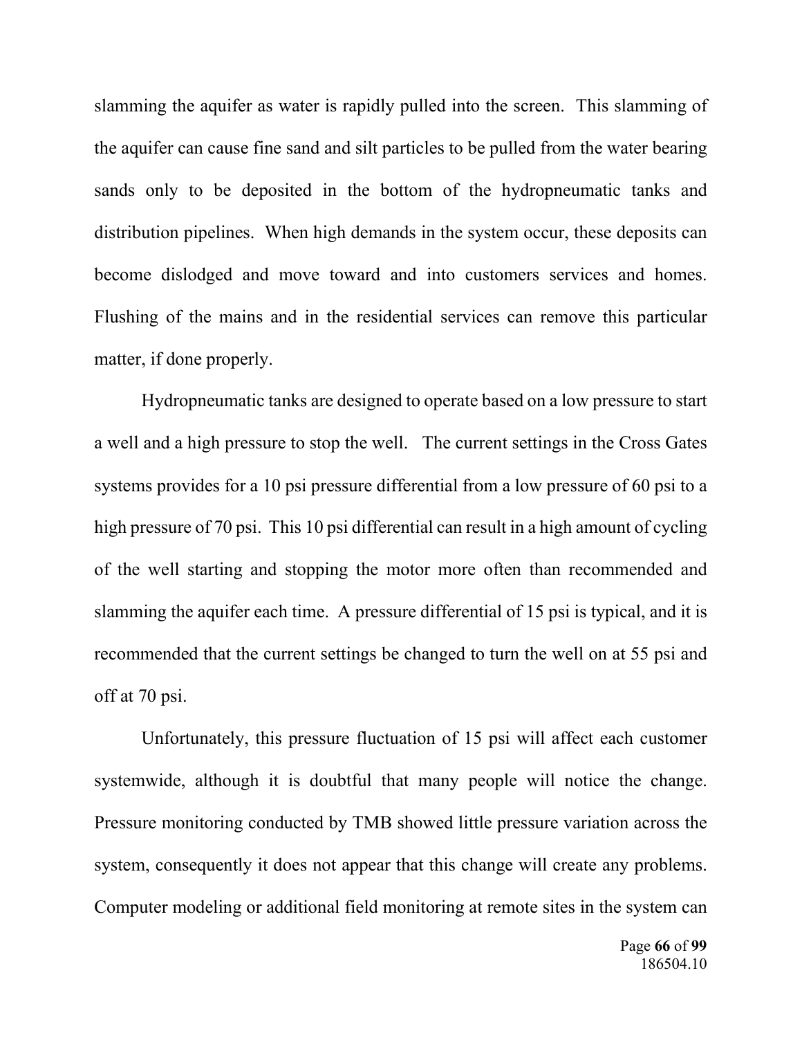slamming the aquifer as water is rapidly pulled into the screen. This slamming of the aquifer can cause fine sand and silt particles to be pulled from the water bearing sands only to be deposited in the bottom of the hydropneumatic tanks and distribution pipelines. When high demands in the system occur, these deposits can become dislodged and move toward and into customers services and homes. Flushing of the mains and in the residential services can remove this particular matter, if done properly.

Hydropneumatic tanks are designed to operate based on a low pressure to start a well and a high pressure to stop the well. The current settings in the Cross Gates systems provides for a 10 psi pressure differential from a low pressure of 60 psi to a high pressure of 70 psi. This 10 psi differential can result in a high amount of cycling of the well starting and stopping the motor more often than recommended and slamming the aquifer each time. A pressure differential of 15 psi is typical, and it is recommended that the current settings be changed to turn the well on at 55 psi and off at 70 psi.

Unfortunately, this pressure fluctuation of 15 psi will affect each customer systemwide, although it is doubtful that many people will notice the change. Pressure monitoring conducted by TMB showed little pressure variation across the system, consequently it does not appear that this change will create any problems. Computer modeling or additional field monitoring at remote sites in the system can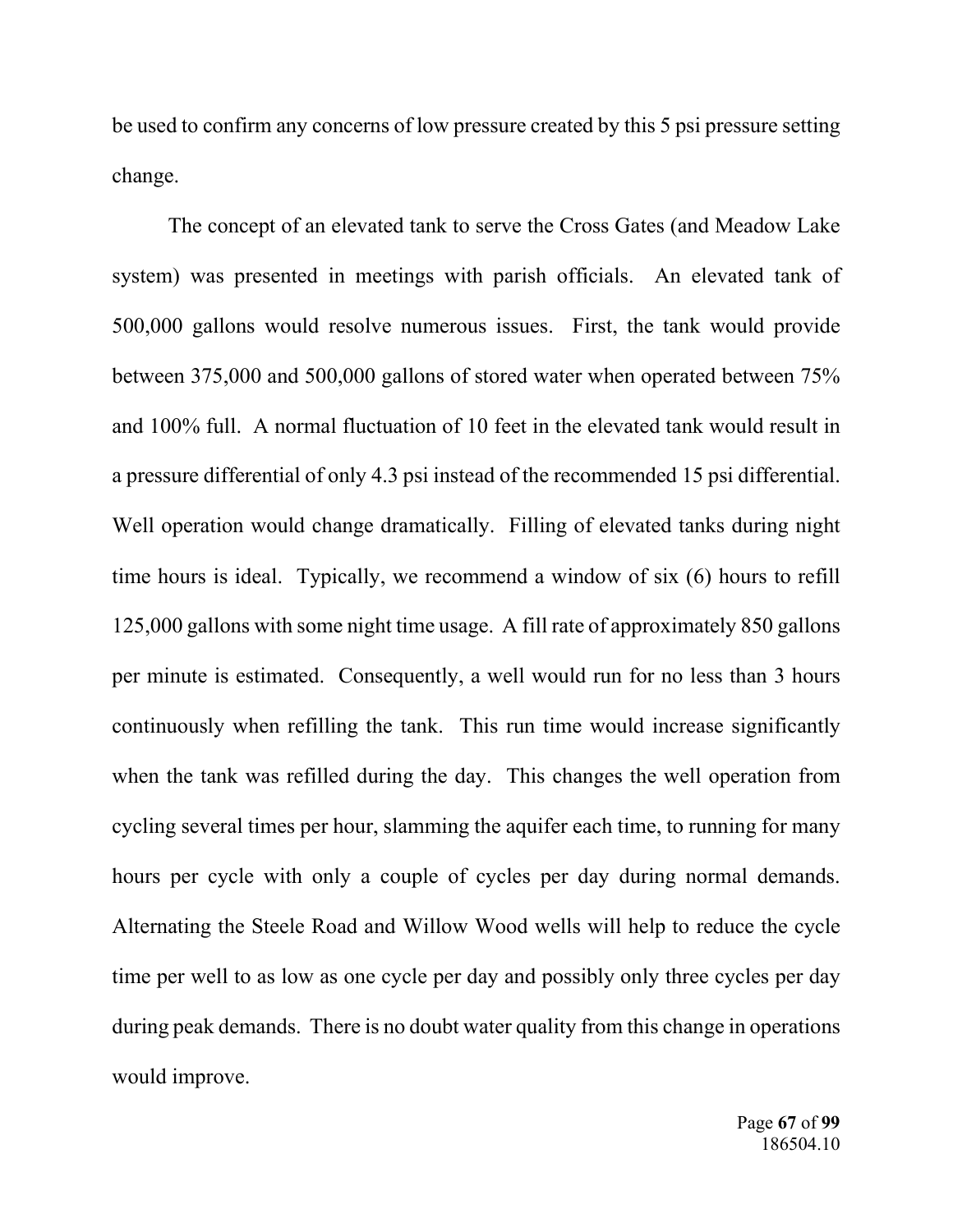be used to confirm any concerns of low pressure created by this 5 psi pressure setting change.

The concept of an elevated tank to serve the Cross Gates (and Meadow Lake system) was presented in meetings with parish officials. An elevated tank of 500,000 gallons would resolve numerous issues. First, the tank would provide between 375,000 and 500,000 gallons of stored water when operated between 75% and 100% full. A normal fluctuation of 10 feet in the elevated tank would result in a pressure differential of only 4.3 psi instead of the recommended 15 psi differential. Well operation would change dramatically. Filling of elevated tanks during night time hours is ideal. Typically, we recommend a window of six (6) hours to refill 125,000 gallons with some night time usage. A fill rate of approximately 850 gallons per minute is estimated. Consequently, a well would run for no less than 3 hours continuously when refilling the tank. This run time would increase significantly when the tank was refilled during the day. This changes the well operation from cycling several times per hour, slamming the aquifer each time, to running for many hours per cycle with only a couple of cycles per day during normal demands. Alternating the Steele Road and Willow Wood wells will help to reduce the cycle time per well to as low as one cycle per day and possibly only three cycles per day during peak demands. There is no doubt water quality from this change in operations would improve.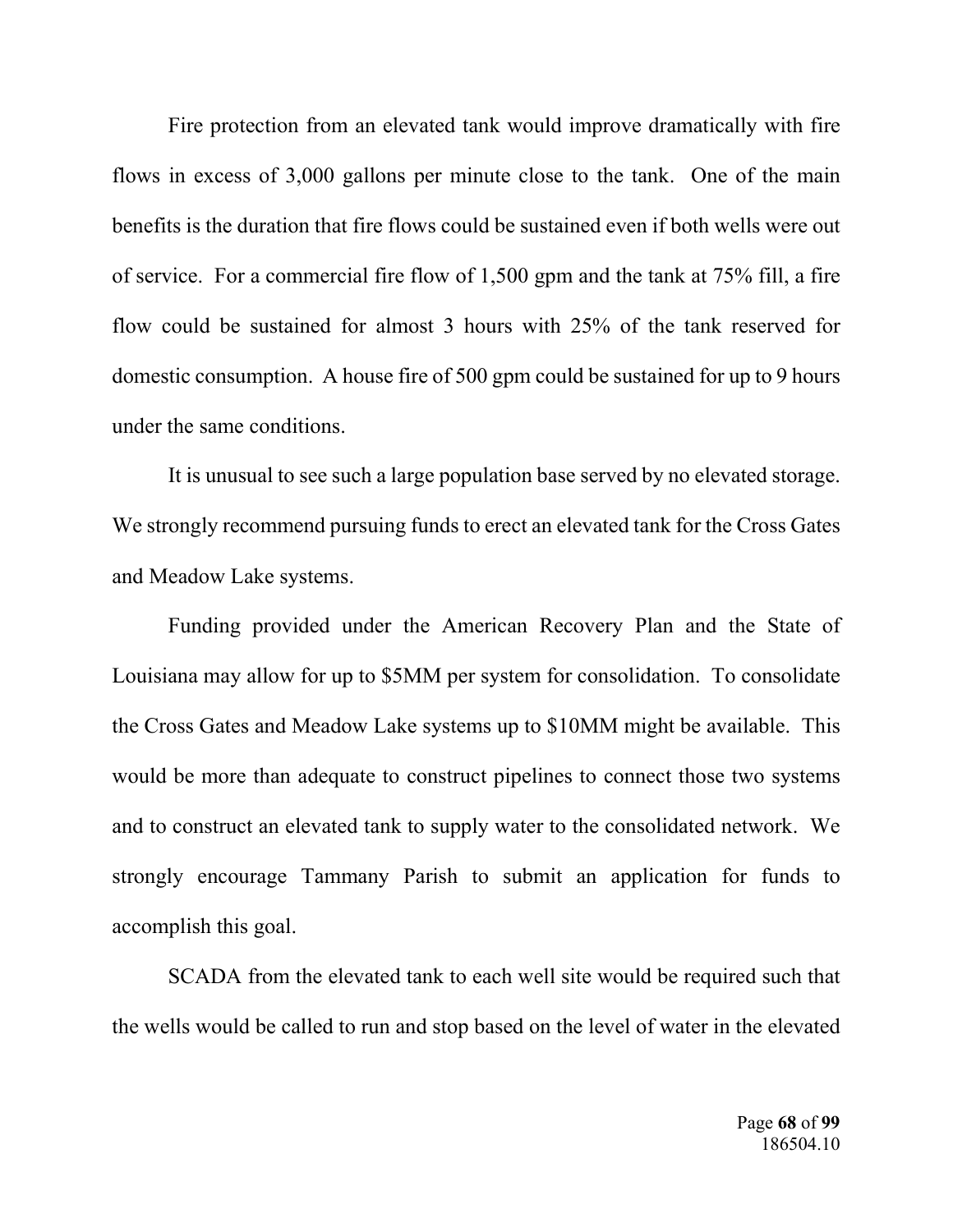Fire protection from an elevated tank would improve dramatically with fire flows in excess of 3,000 gallons per minute close to the tank. One of the main benefits is the duration that fire flows could be sustained even if both wells were out of service. For a commercial fire flow of 1,500 gpm and the tank at 75% fill, a fire flow could be sustained for almost 3 hours with 25% of the tank reserved for domestic consumption. A house fire of 500 gpm could be sustained for up to 9 hours under the same conditions.

It is unusual to see such a large population base served by no elevated storage. We strongly recommend pursuing funds to erect an elevated tank for the Cross Gates and Meadow Lake systems.

Funding provided under the American Recovery Plan and the State of Louisiana may allow for up to $5MM per system for consolidation. To consolidate the Cross Gates and Meadow Lake systems up to $10MM might be available. This would be more than adequate to construct pipelines to connect those two systems and to construct an elevated tank to supply water to the consolidated network. We strongly encourage Tammany Parish to submit an application for funds to accomplish this goal.

SCADA from the elevated tank to each well site would be required such that the wells would be called to run and stop based on the level of water in the elevated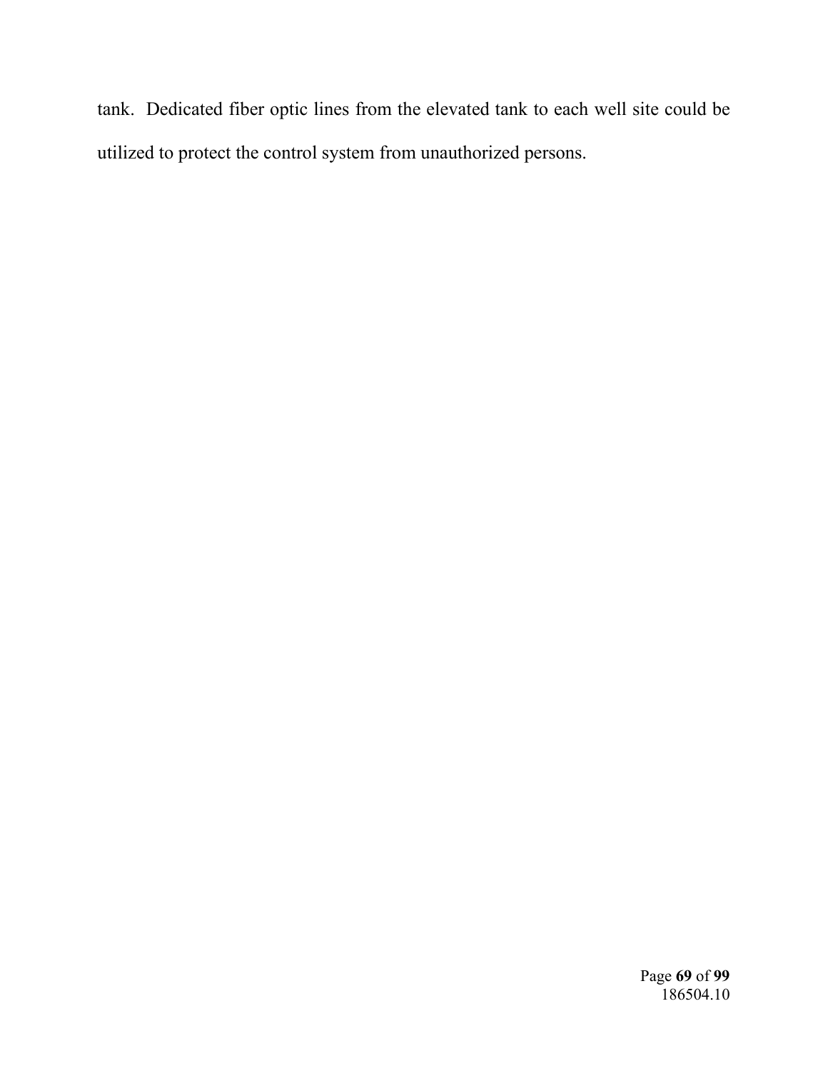tank. Dedicated fiber optic lines from the elevated tank to each well site could be utilized to protect the control system from unauthorized persons.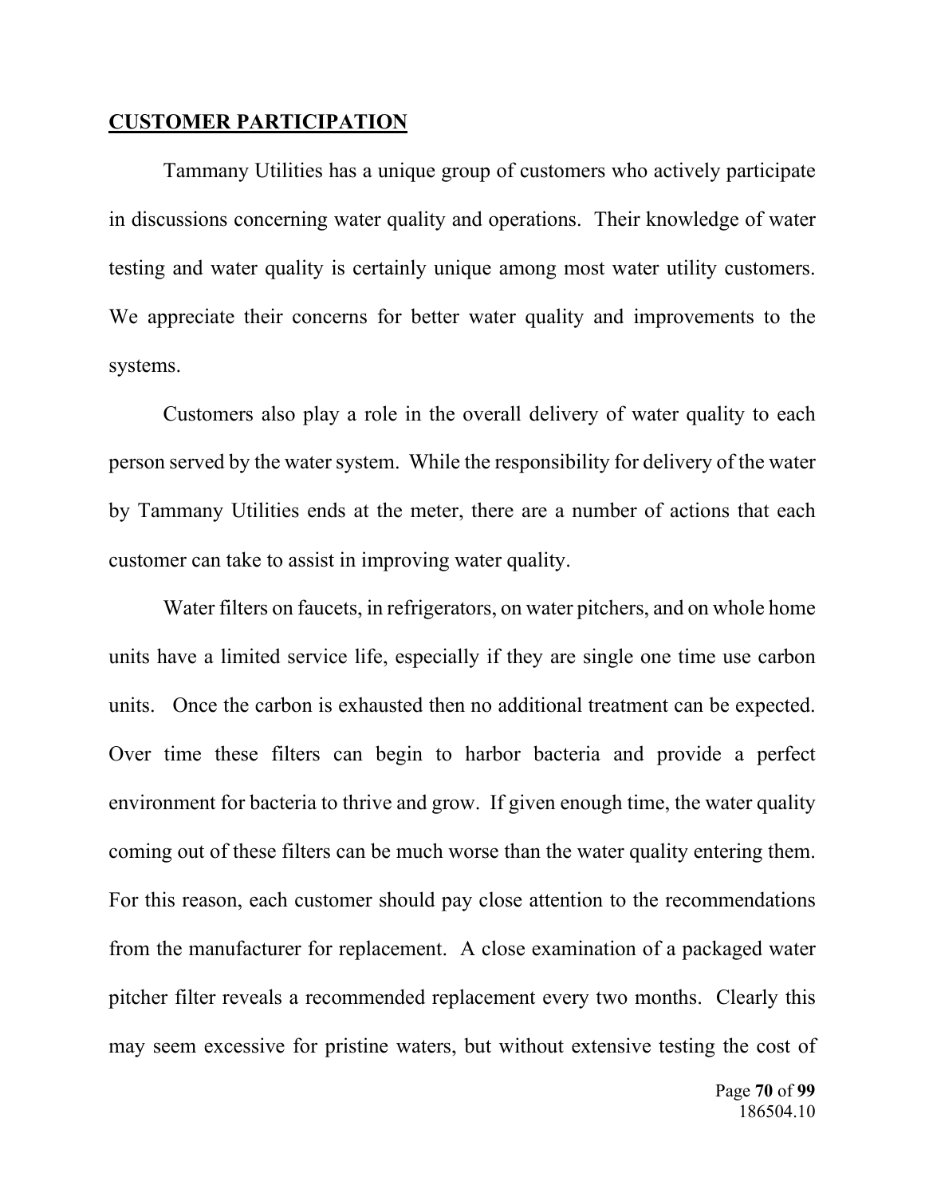## **CUSTOMER PARTICIPATION**

Tammany Utilities has a unique group of customers who actively participate in discussions concerning water quality and operations. Their knowledge of water testing and water quality is certainly unique among most water utility customers. We appreciate their concerns for better water quality and improvements to the systems.

Customers also play a role in the overall delivery of water quality to each person served by the water system. While the responsibility for delivery of the water by Tammany Utilities ends at the meter, there are a number of actions that each customer can take to assist in improving water quality.

Water filters on faucets, in refrigerators, on water pitchers, and on whole home units have a limited service life, especially if they are single one time use carbon units. Once the carbon is exhausted then no additional treatment can be expected. Over time these filters can begin to harbor bacteria and provide a perfect environment for bacteria to thrive and grow. If given enough time, the water quality coming out of these filters can be much worse than the water quality entering them. For this reason, each customer should pay close attention to the recommendations from the manufacturer for replacement. A close examination of a packaged water pitcher filter reveals a recommended replacement every two months. Clearly this may seem excessive for pristine waters, but without extensive testing the cost of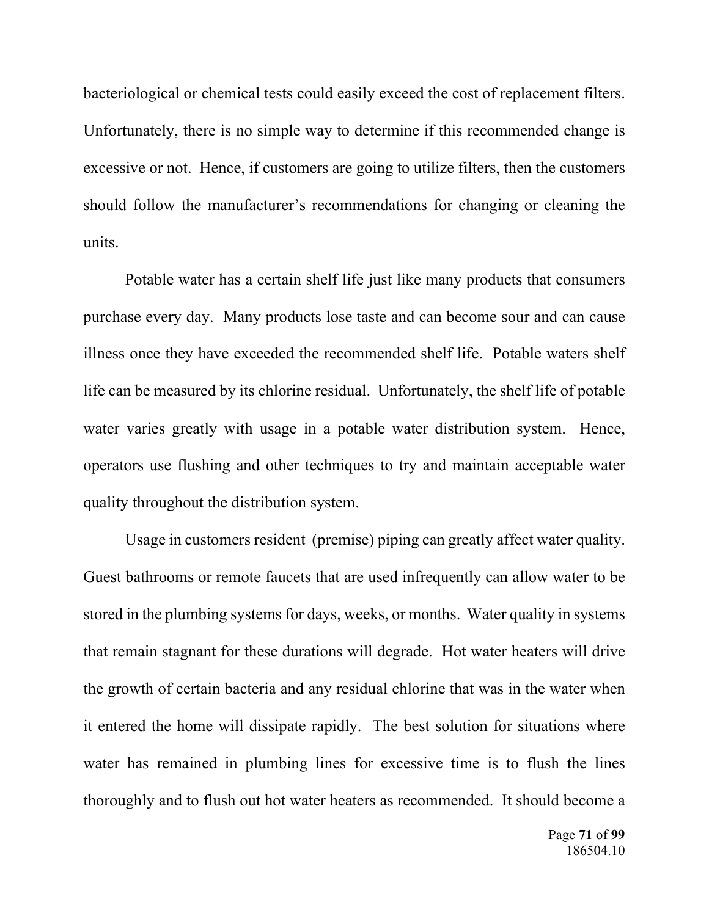bacteriological or chemical tests could easily exceed the cost of replacement filters. Unfortunately, there is no simple way to determine if this recommended change is excessive or not. Hence, if customers are going to utilize filters, then the customers should follow the manufacturer's recommendations for changing or cleaning the units.

Potable water has a certain shelf life just like many products that consumers purchase every day. Many products lose taste and can become sour and can cause illness once they have exceeded the recommended shelf life. Potable waters shelf life can be measured by its chlorine residual. Unfortunately, the shelf life of potable water varies greatly with usage in a potable water distribution system. Hence, operators use flushing and other techniques to try and maintain acceptable water quality throughout the distribution system.

Usage in customers resident (premise) piping can greatly affect water quality. Guest bathrooms or remote faucets that are used infrequently can allow water to be stored in the plumbing systems for days, weeks, or months. Water quality in systems that remain stagnant for these durations will degrade. Hot water heaters will drive the growth of certain bacteria and any residual chlorine that was in the water when it entered the home will dissipate rapidly. The best solution for situations where water has remained in plumbing lines for excessive time is to flush the lines thoroughly and to flush out hot water heaters as recommended. It should become a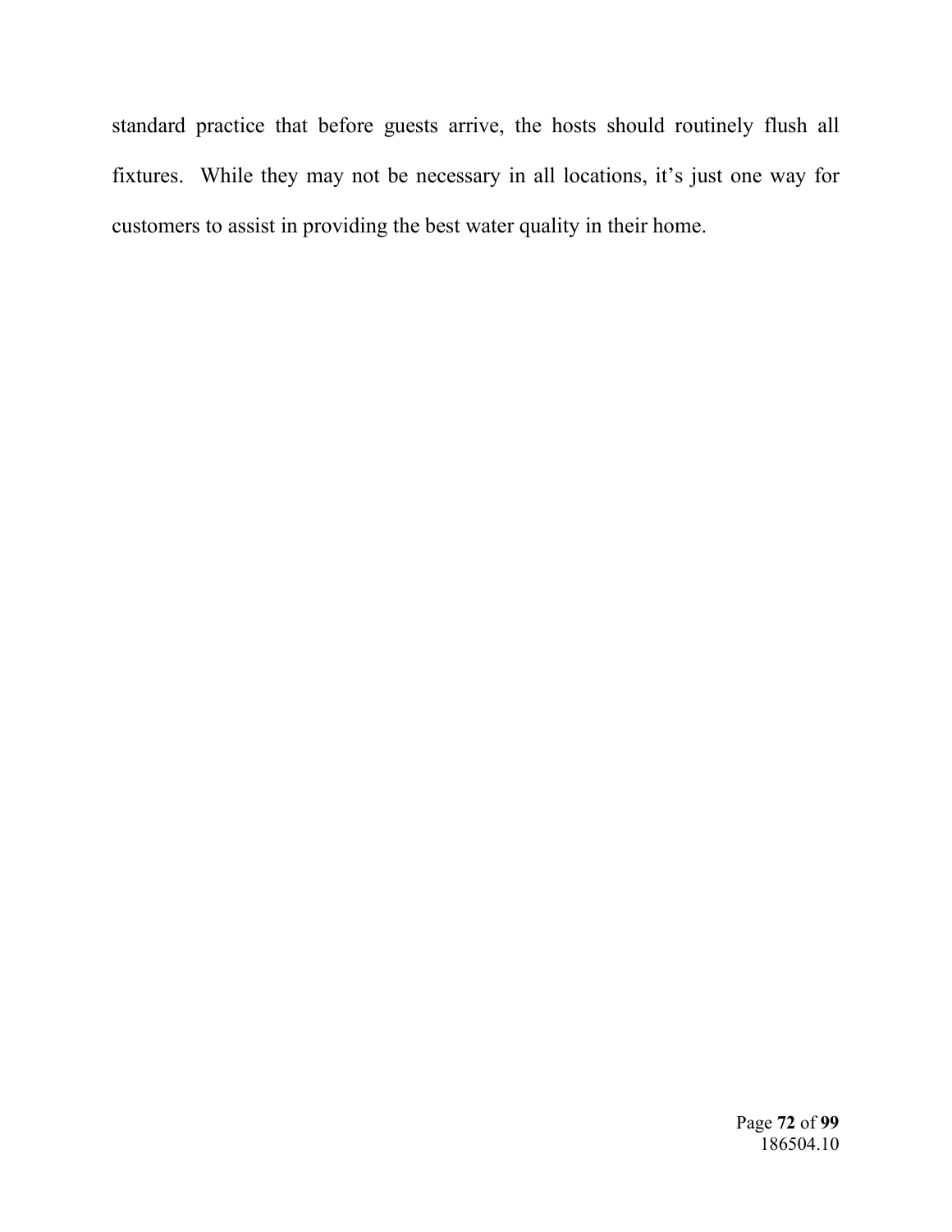standard practice that before guests arrive, the hosts should routinely flush all fixtures. While they may not be necessary in all locations, it's just one way for customers to assist in providing the best water quality in their home.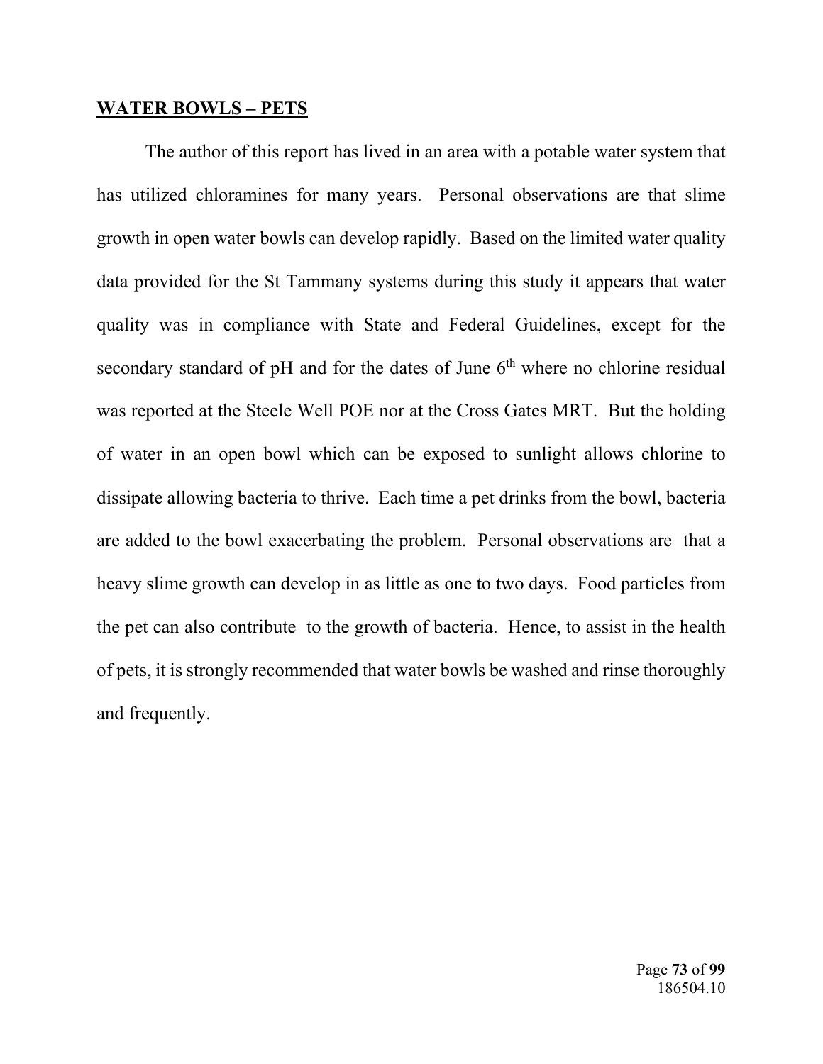## **WATER BOWLS – PETS**

The author of this report has lived in an area with a potable water system that has utilized chloramines for many years. Personal observations are that slime growth in open water bowls can develop rapidly. Based on the limited water quality data provided for the St Tammany systems during this study it appears that water quality was in compliance with State and Federal Guidelines, except for the secondary standard of pH and for the dates of June 6th where no chlorine residual was reported at the Steele Well POE nor at the Cross Gates MRT. But the holding of water in an open bowl which can be exposed to sunlight allows chlorine to dissipate allowing bacteria to thrive. Each time a pet drinks from the bowl, bacteria are added to the bowl exacerbating the problem. Personal observations are that a heavy slime growth can develop in as little as one to two days. Food particles from the pet can also contribute to the growth of bacteria. Hence, to assist in the health of pets, it is strongly recommended that water bowls be washed and rinse thoroughly and frequently.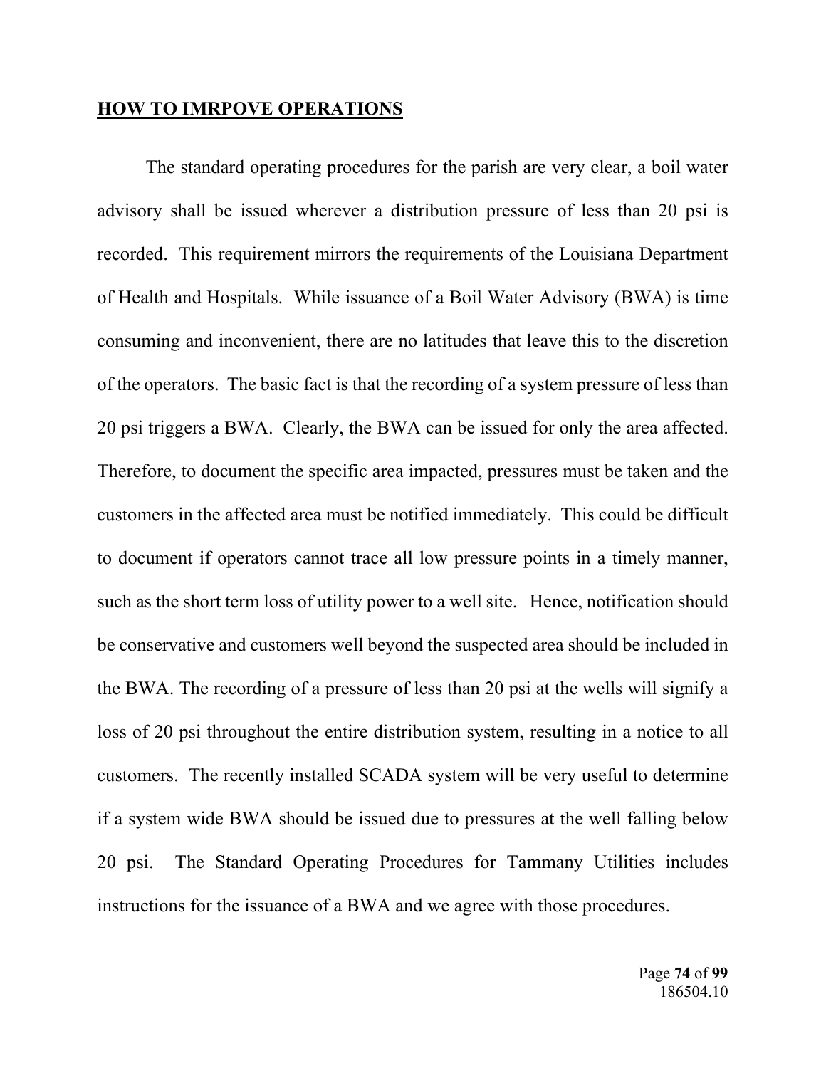## HOW TO IMRPOVE OPERATIONS

The standard operating procedures for the parish are very clear, a boil water advisory shall be issued wherever a distribution pressure of less than 20 psi is recorded. This requirement mirrors the requirements of the Louisiana Department of Health and Hospitals. While issuance of a Boil Water Advisory (BWA) is time consuming and inconvenient, there are no latitudes that leave this to the discretion of the operators. The basic fact is that the recording of a system pressure of less than 20 psi triggers a BWA. Clearly, the BWA can be issued for only the area affected. Therefore, to document the specific area impacted, pressures must be taken and the customers in the affected area must be notified immediately. This could be difficult to document if operators cannot trace all low pressure points in a timely manner, such as the short term loss of utility power to a well site. Hence, notification should be conservative and customers well beyond the suspected area should be included in the BWA. The recording of a pressure of less than 20 psi at the wells will signify a loss of 20 psi throughout the entire distribution system, resulting in a notice to all customers. The recently installed SCADA system will be very useful to determine if a system wide BWA should be issued due to pressures at the well falling below 20 psi. The Standard Operating Procedures for Tammany Utilities includes instructions for the issuance of a BWA and we agree with those procedures.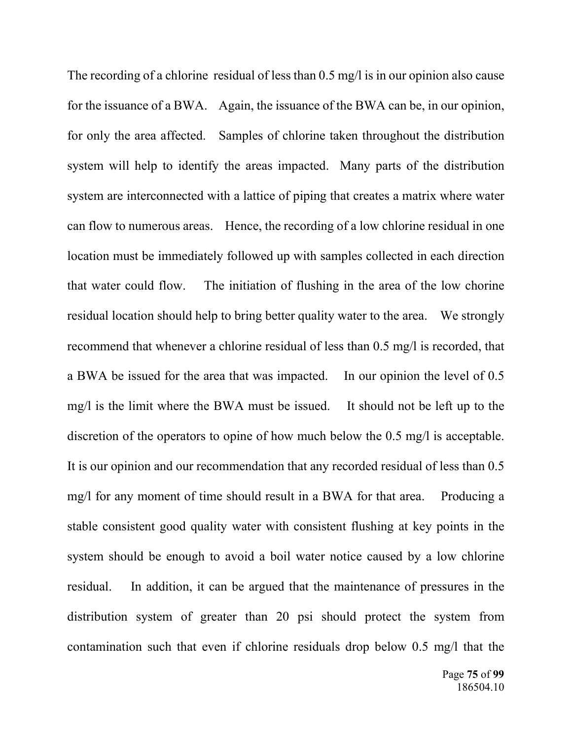The recording of a chlorine residual of less than 0.5 mg/l is in our opinion also cause for the issuance of a BWA. Again, the issuance of the BWA can be, in our opinion, for only the area affected. Samples of chlorine taken throughout the distribution system will help to identify the areas impacted. Many parts of the distribution system are interconnected with a lattice of piping that creates a matrix where water can flow to numerous areas. Hence, the recording of a low chlorine residual in one location must be immediately followed up with samples collected in each direction that water could flow. The initiation of flushing in the area of the low chorine residual location should help to bring better quality water to the area. We strongly recommend that whenever a chlorine residual of less than 0.5 mg/l is recorded, that a BWA be issued for the area that was impacted. In our opinion the level of 0.5 mg/l is the limit where the BWA must be issued. It should not be left up to the discretion of the operators to opine of how much below the 0.5 mg/l is acceptable. It is our opinion and our recommendation that any recorded residual of less than 0.5 mg/l for any moment of time should result in a BWA for that area. Producing a stable consistent good quality water with consistent flushing at key points in the system should be enough to avoid a boil water notice caused by a low chlorine residual. In addition, it can be argued that the maintenance of pressures in the distribution system of greater than 20 psi should protect the system from contamination such that even if chlorine residuals drop below 0.5 mg/l that the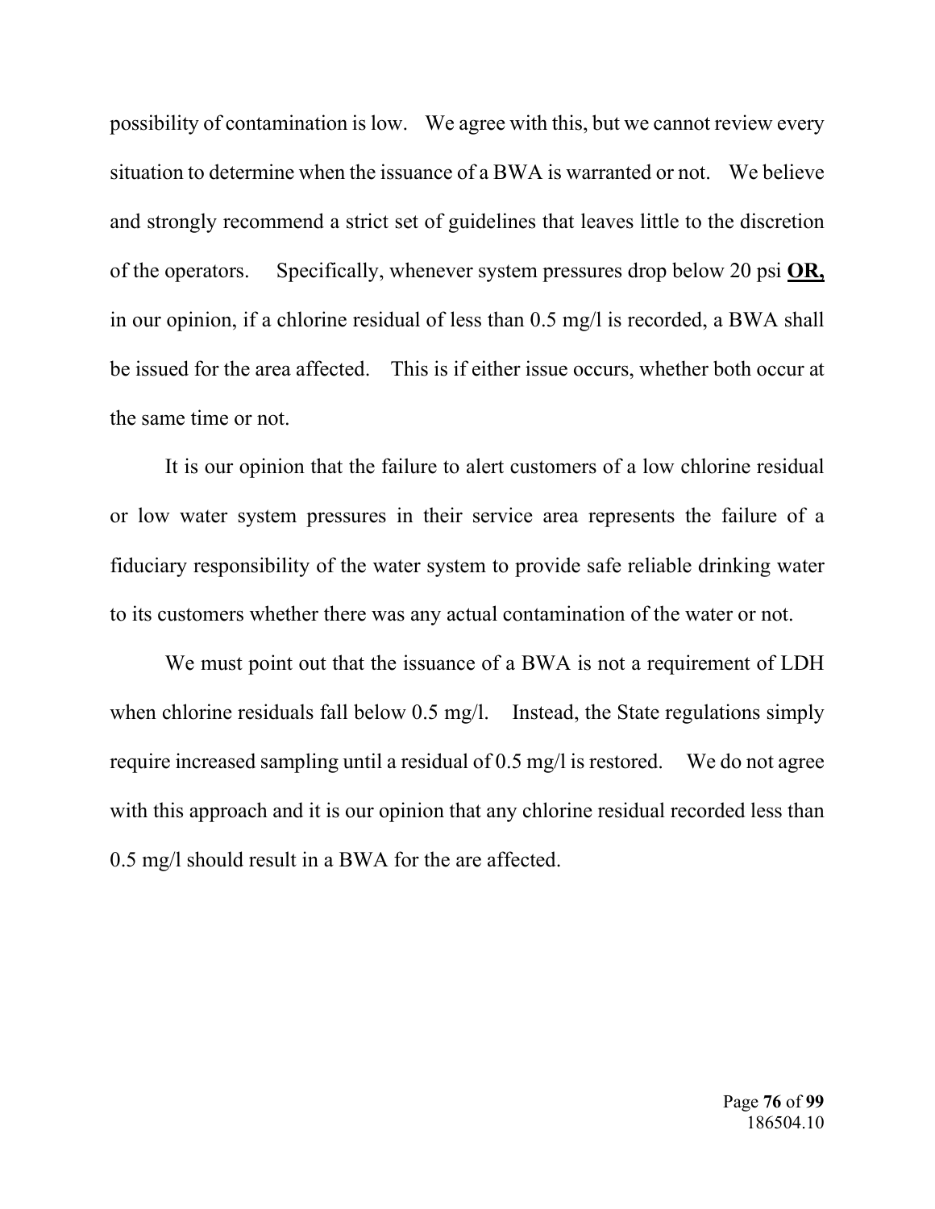possibility of contamination is low. We agree with this, but we cannot review every situation to determine when the issuance of a BWA is warranted or not. We believe and strongly recommend a strict set of guidelines that leaves little to the discretion of the operators. Specifically, whenever system pressures drop below 20 psi **OR,** in our opinion, if a chlorine residual of less than 0.5 mg/l is recorded, a BWA shall be issued for the area affected. This is if either issue occurs, whether both occur at the same time or not.

It is our opinion that the failure to alert customers of a low chlorine residual or low water system pressures in their service area represents the failure of a fiduciary responsibility of the water system to provide safe reliable drinking water to its customers whether there was any actual contamination of the water or not.

We must point out that the issuance of a BWA is not a requirement of LDH when chlorine residuals fall below 0.5 mg/l. Instead, the State regulations simply require increased sampling until a residual of 0.5 mg/l is restored. We do not agree with this approach and it is our opinion that any chlorine residual recorded less than 0.5 mg/l should result in a BWA for the are affected.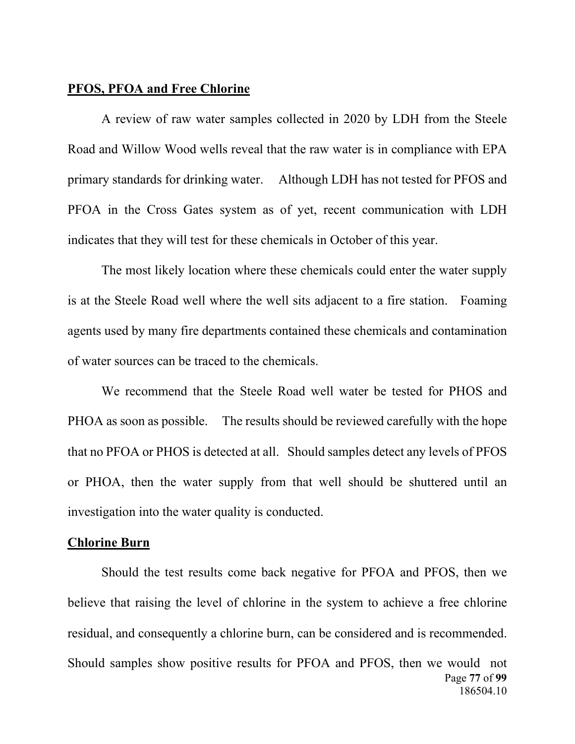**PFOS, PFOA and Free Chlorine**

A review of raw water samples collected in 2020 by LDH from the Steele Road and Willow Wood wells reveal that the raw water is in compliance with EPA primary standards for drinking water. Although LDH has not tested for PFOS and PFOA in the Cross Gates system as of yet, recent communication with LDH indicates that they will test for these chemicals in October of this year.

The most likely location where these chemicals could enter the water supply is at the Steele Road well where the well sits adjacent to a fire station. Foaming agents used by many fire departments contained these chemicals and contamination of water sources can be traced to the chemicals.

We recommend that the Steele Road well water be tested for PHOS and PHOA as soon as possible. The results should be reviewed carefully with the hope that no PFOA or PHOS is detected at all. Should samples detect any levels of PFOS or PHOA, then the water supply from that well should be shuttered until an investigation into the water quality is conducted.

**Chlorine Burn**

Should the test results come back negative for PFOA and PFOS, then we believe that raising the level of chlorine in the system to achieve a free chlorine residual, and consequently a chlorine burn, can be considered and is recommended. Should samples show positive results for PFOA and PFOS, then we would not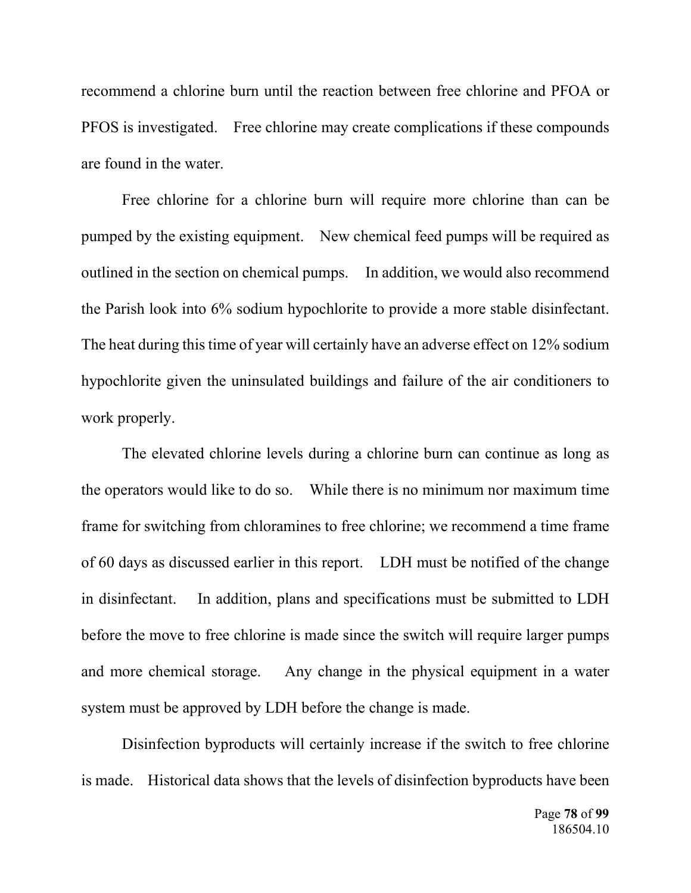recommend a chlorine burn until the reaction between free chlorine and PFOA or PFOS is investigated. Free chlorine may create complications if these compounds are found in the water.

Free chlorine for a chlorine burn will require more chlorine than can be pumped by the existing equipment. New chemical feed pumps will be required as outlined in the section on chemical pumps. In addition, we would also recommend the Parish look into 6% sodium hypochlorite to provide a more stable disinfectant. The heat during this time of year will certainly have an adverse effect on 12% sodium hypochlorite given the uninsulated buildings and failure of the air conditioners to work properly.

The elevated chlorine levels during a chlorine burn can continue as long as the operators would like to do so. While there is no minimum nor maximum time frame for switching from chloramines to free chlorine; we recommend a time frame of 60 days as discussed earlier in this report. LDH must be notified of the change in disinfectant. In addition, plans and specifications must be submitted to LDH before the move to free chlorine is made since the switch will require larger pumps and more chemical storage. Any change in the physical equipment in a water system must be approved by LDH before the change is made.

Disinfection byproducts will certainly increase if the switch to free chlorine is made. Historical data shows that the levels of disinfection byproducts have been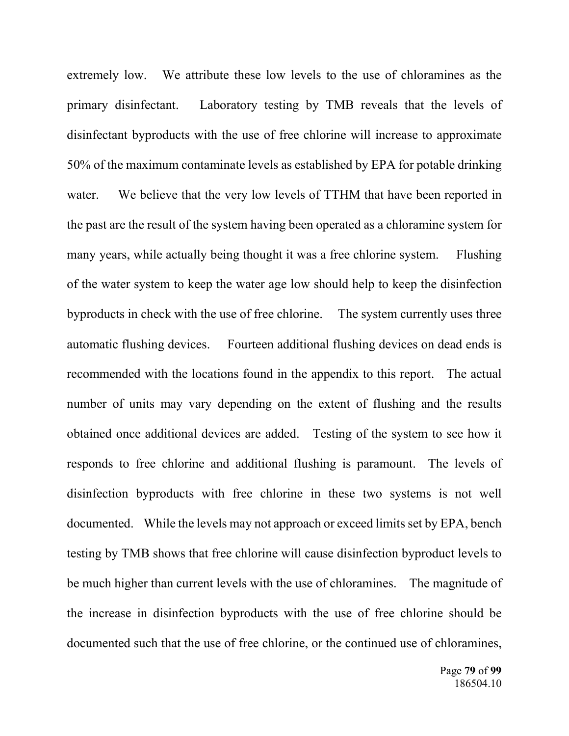extremely low. We attribute these low levels to the use of chloramines as the primary disinfectant. Laboratory testing by TMB reveals that the levels of disinfectant byproducts with the use of free chlorine will increase to approximate 50% of the maximum contaminate levels as established by EPA for potable drinking water. We believe that the very low levels of TTHM that have been reported in the past are the result of the system having been operated as a chloramine system for many years, while actually being thought it was a free chlorine system. Flushing of the water system to keep the water age low should help to keep the disinfection byproducts in check with the use of free chlorine. The system currently uses three automatic flushing devices. Fourteen additional flushing devices on dead ends is recommended with the locations found in the appendix to this report. The actual number of units may vary depending on the extent of flushing and the results obtained once additional devices are added. Testing of the system to see how it responds to free chlorine and additional flushing is paramount. The levels of disinfection byproducts with free chlorine in these two systems is not well documented. While the levels may not approach or exceed limits set by EPA, bench testing by TMB shows that free chlorine will cause disinfection byproduct levels to be much higher than current levels with the use of chloramines. The magnitude of the increase in disinfection byproducts with the use of free chlorine should be documented such that the use of free chlorine, or the continued use of chloramines,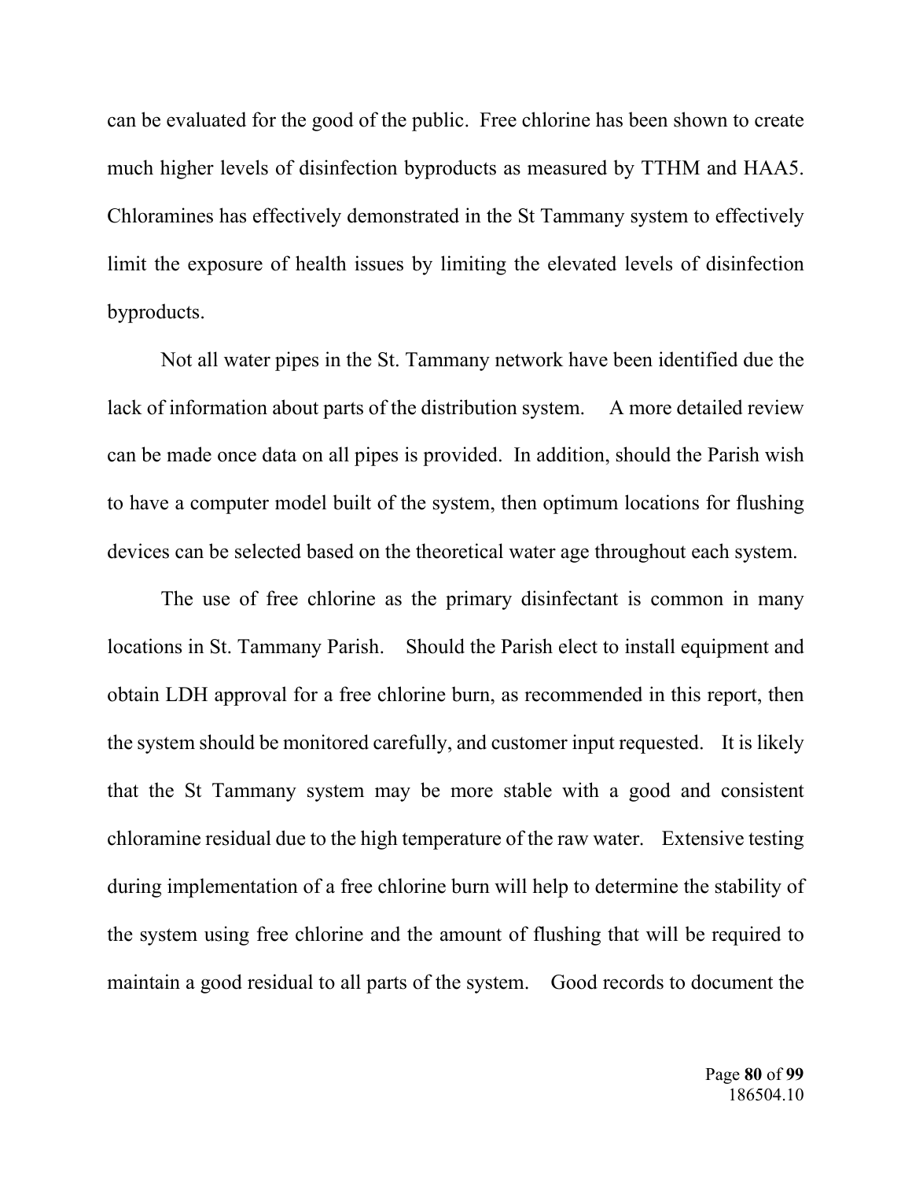can be evaluated for the good of the public. Free chlorine has been shown to create much higher levels of disinfection byproducts as measured by TTHM and HAA5. Chloramines has effectively demonstrated in the St Tammany system to effectively limit the exposure of health issues by limiting the elevated levels of disinfection byproducts.

Not all water pipes in the St. Tammany network have been identified due the lack of information about parts of the distribution system. A more detailed review can be made once data on all pipes is provided. In addition, should the Parish wish to have a computer model built of the system, then optimum locations for flushing devices can be selected based on the theoretical water age throughout each system.

The use of free chlorine as the primary disinfectant is common in many locations in St. Tammany Parish. Should the Parish elect to install equipment and obtain LDH approval for a free chlorine burn, as recommended in this report, then the system should be monitored carefully, and customer input requested. It is likely that the St Tammany system may be more stable with a good and consistent chloramine residual due to the high temperature of the raw water. Extensive testing during implementation of a free chlorine burn will help to determine the stability of the system using free chlorine and the amount of flushing that will be required to maintain a good residual to all parts of the system. Good records to document the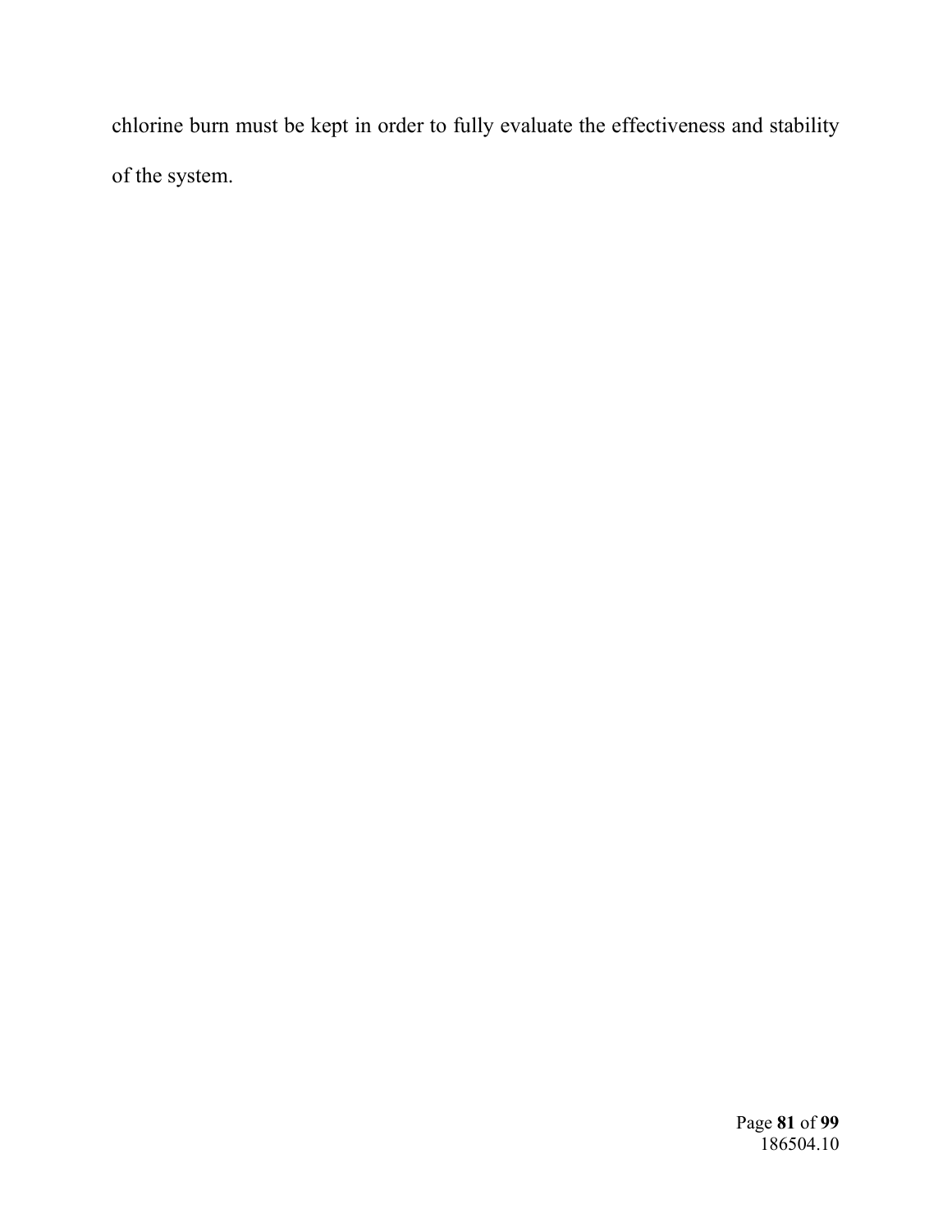chlorine burn must be kept in order to fully evaluate the effectiveness and stability of the system.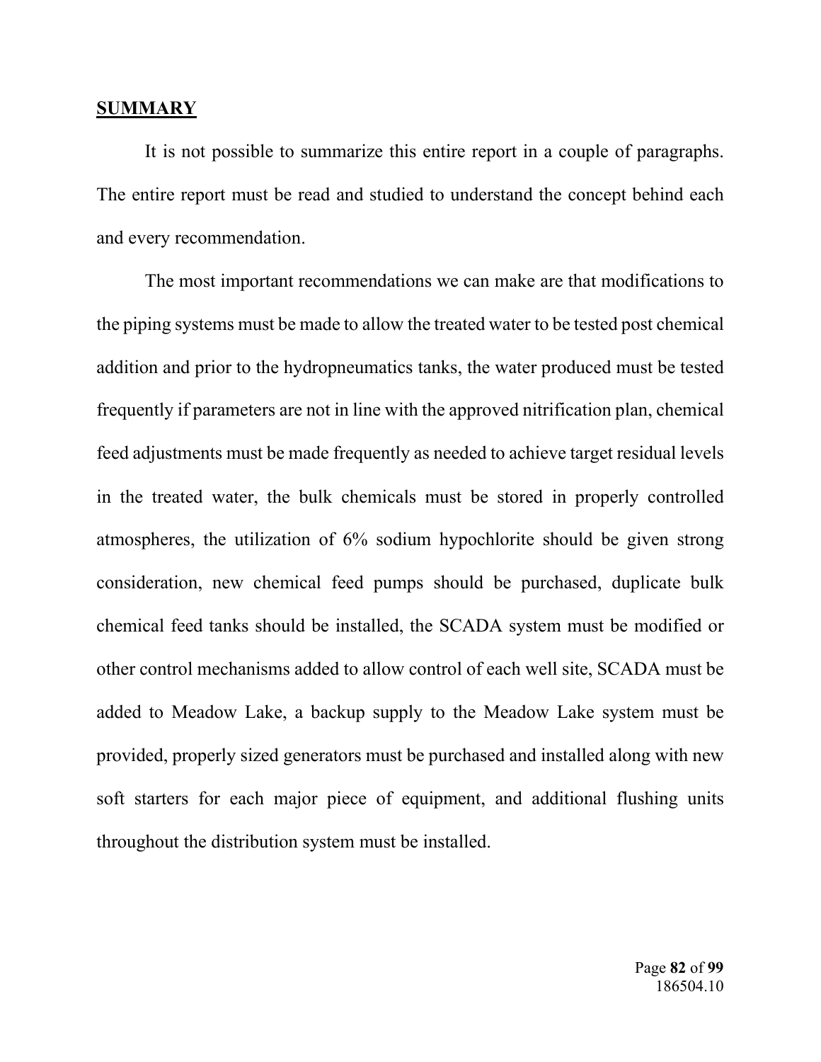## SUMMARY

It is not possible to summarize this entire report in a couple of paragraphs. The entire report must be read and studied to understand the concept behind each and every recommendation.

The most important recommendations we can make are that modifications to the piping systems must be made to allow the treated water to be tested post chemical addition and prior to the hydropneumatics tanks, the water produced must be tested frequently if parameters are not in line with the approved nitrification plan, chemical feed adjustments must be made frequently as needed to achieve target residual levels in the treated water, the bulk chemicals must be stored in properly controlled atmospheres, the utilization of 6% sodium hypochlorite should be given strong consideration, new chemical feed pumps should be purchased, duplicate bulk chemical feed tanks should be installed, the SCADA system must be modified or other control mechanisms added to allow control of each well site, SCADA must be added to Meadow Lake, a backup supply to the Meadow Lake system must be provided, properly sized generators must be purchased and installed along with new soft starters for each major piece of equipment, and additional flushing units throughout the distribution system must be installed.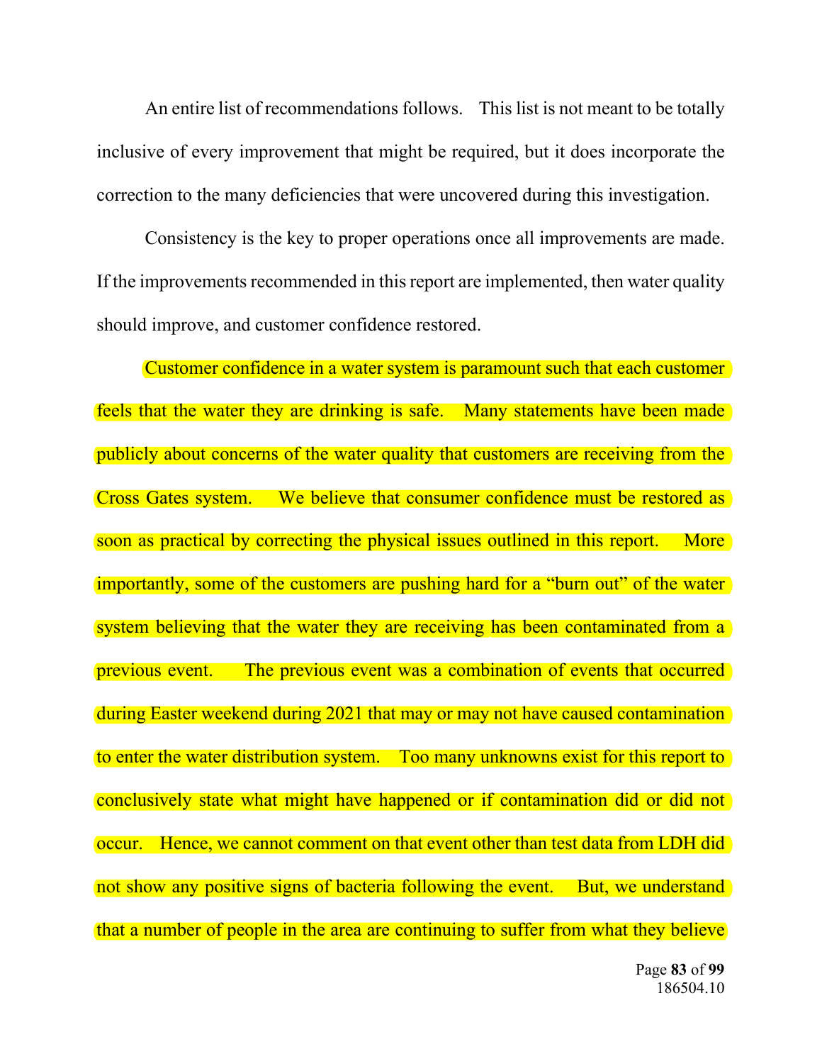An entire list of recommendations follows. This list is not meant to be totally inclusive of every improvement that might be required, but it does incorporate the correction to the many deficiencies that were uncovered during this investigation.

Consistency is the key to proper operations once all improvements are made. If the improvements recommended in this report are implemented, then water quality should improve, and customer confidence restored.

Customer confidence in a water system is paramount such that each customer feels that the water they are drinking is safe. Many statements have been made publicly about concerns of the water quality that customers are receiving from the Cross Gates system. We believe that consumer confidence must be restored as soon as practical by correcting the physical issues outlined in this report. More importantly, some of the customers are pushing hard for a "burn out" of the water system believing that the water they are receiving has been contaminated from a previous event. The previous event was a combination of events that occurred during Easter weekend during 2021 that may or may not have caused contamination to enter the water distribution system. Too many unknowns exist for this report to conclusively state what might have happened or if contamination did or did not occur. Hence, we cannot comment on that event other than test data from LDH did not show any positive signs of bacteria following the event. But, we understand that a number of people in the area are continuing to suffer from what they believe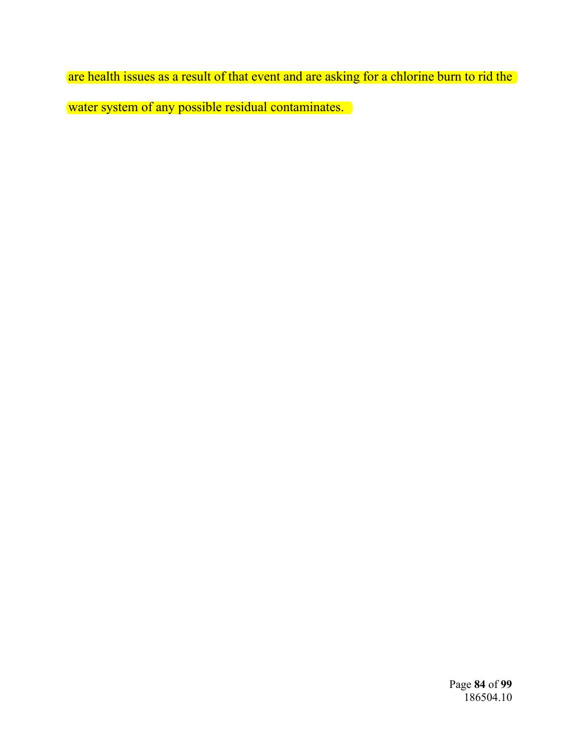are health issues as a result of that event and are asking for a chlorine burn to rid the water system of any possible residual contaminates.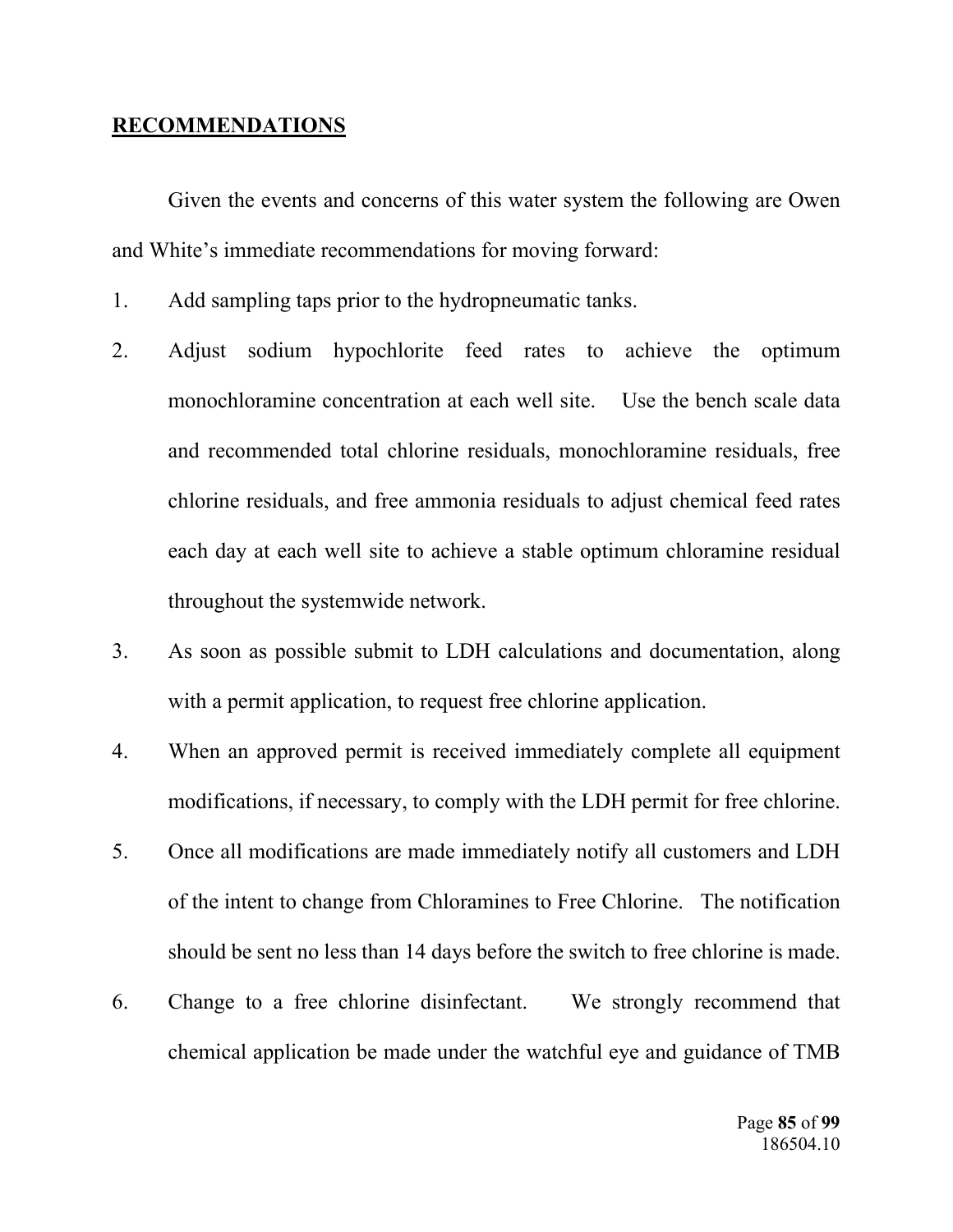## RECOMMENDATIONS

Given the events and concerns of this water system the following are Owen and White's immediate recommendations for moving forward:

1. Add sampling taps prior to the hydropneumatic tanks.
2. Adjust sodium hypochlorite feed rates to achieve the optimum monochloramine concentration at each well site. Use the bench scale data and recommended total chlorine residuals, monochloramine residuals, free chlorine residuals, and free ammonia residuals to adjust chemical feed rates each day at each well site to achieve a stable optimum chloramine residual throughout the systemwide network.
3. As soon as possible submit to LDH calculations and documentation, along with a permit application, to request free chlorine application.
4. When an approved permit is received immediately complete all equipment modifications, if necessary, to comply with the LDH permit for free chlorine.
5. Once all modifications are made immediately notify all customers and LDH of the intent to change from Chloramines to Free Chlorine. The notification should be sent no less than 14 days before the switch to free chlorine is made.
6. Change to a free chlorine disinfectant. We strongly recommend that chemical application be made under the watchful eye and guidance of TMB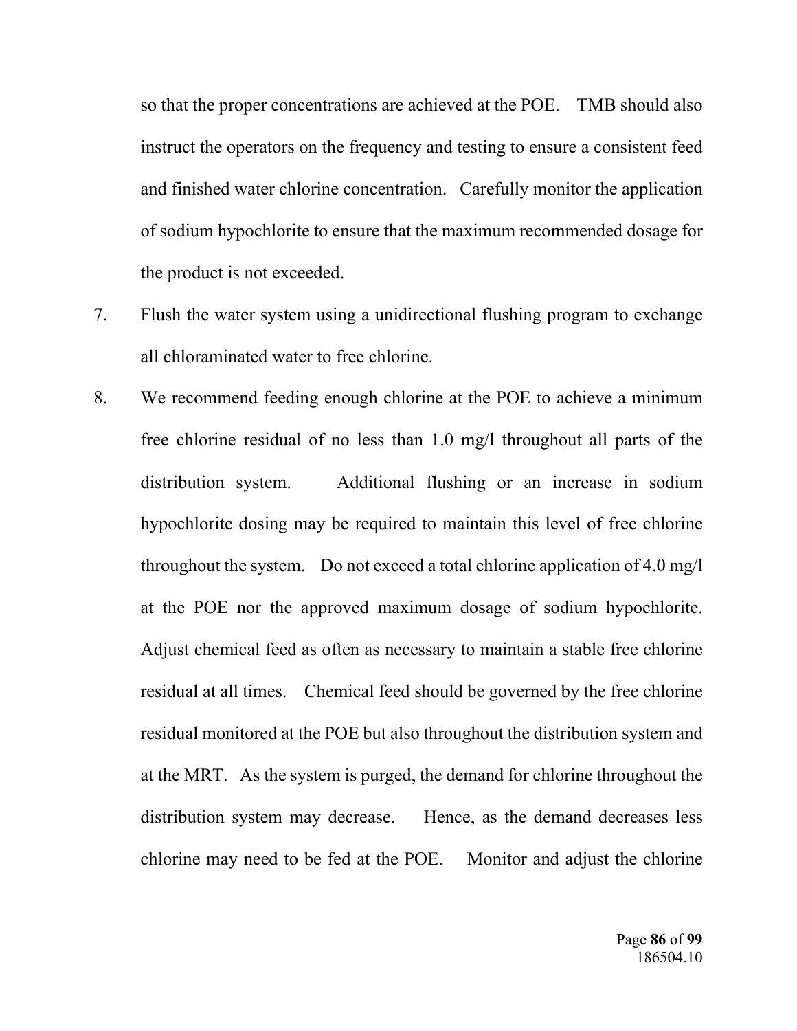so that the proper concentrations are achieved at the POE. TMB should also instruct the operators on the frequency and testing to ensure a consistent feed and finished water chlorine concentration. Carefully monitor the application of sodium hypochlorite to ensure that the maximum recommended dosage for the product is not exceeded.

7. Flush the water system using a unidirectional flushing program to exchange all chloraminated water to free chlorine.

8. We recommend feeding enough chlorine at the POE to achieve a minimum free chlorine residual of no less than 1.0 mg/l throughout all parts of the distribution system. Additional flushing or an increase in sodium hypochlorite dosing may be required to maintain this level of free chlorine throughout the system. Do not exceed a total chlorine application of 4.0 mg/l at the POE nor the approved maximum dosage of sodium hypochlorite. Adjust chemical feed as often as necessary to maintain a stable free chlorine residual at all times. Chemical feed should be governed by the free chlorine residual monitored at the POE but also throughout the distribution system and at the MRT. As the system is purged, the demand for chlorine throughout the distribution system may decrease. Hence, as the demand decreases less chlorine may need to be fed at the POE. Monitor and adjust the chlorine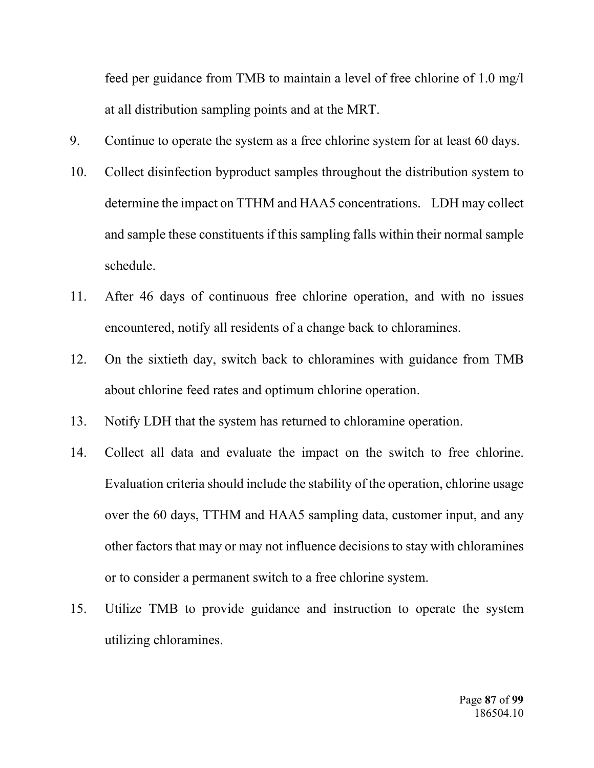feed per guidance from TMB to maintain a level of free chlorine of 1.0 mg/l at all distribution sampling points and at the MRT.

9. Continue to operate the system as a free chlorine system for at least 60 days.

10. Collect disinfection byproduct samples throughout the distribution system to determine the impact on TTHM and HAA5 concentrations. LDH may collect and sample these constituents if this sampling falls within their normal sample schedule.

11. After 46 days of continuous free chlorine operation, and with no issues encountered, notify all residents of a change back to chloramines.

12. On the sixtieth day, switch back to chloramines with guidance from TMB about chlorine feed rates and optimum chlorine operation.

13. Notify LDH that the system has returned to chloramine operation.

14. Collect all data and evaluate the impact on the switch to free chlorine. Evaluation criteria should include the stability of the operation, chlorine usage over the 60 days, TTHM and HAA5 sampling data, customer input, and any other factors that may or may not influence decisions to stay with chloramines or to consider a permanent switch to a free chlorine system.

15. Utilize TMB to provide guidance and instruction to operate the system utilizing chloramines.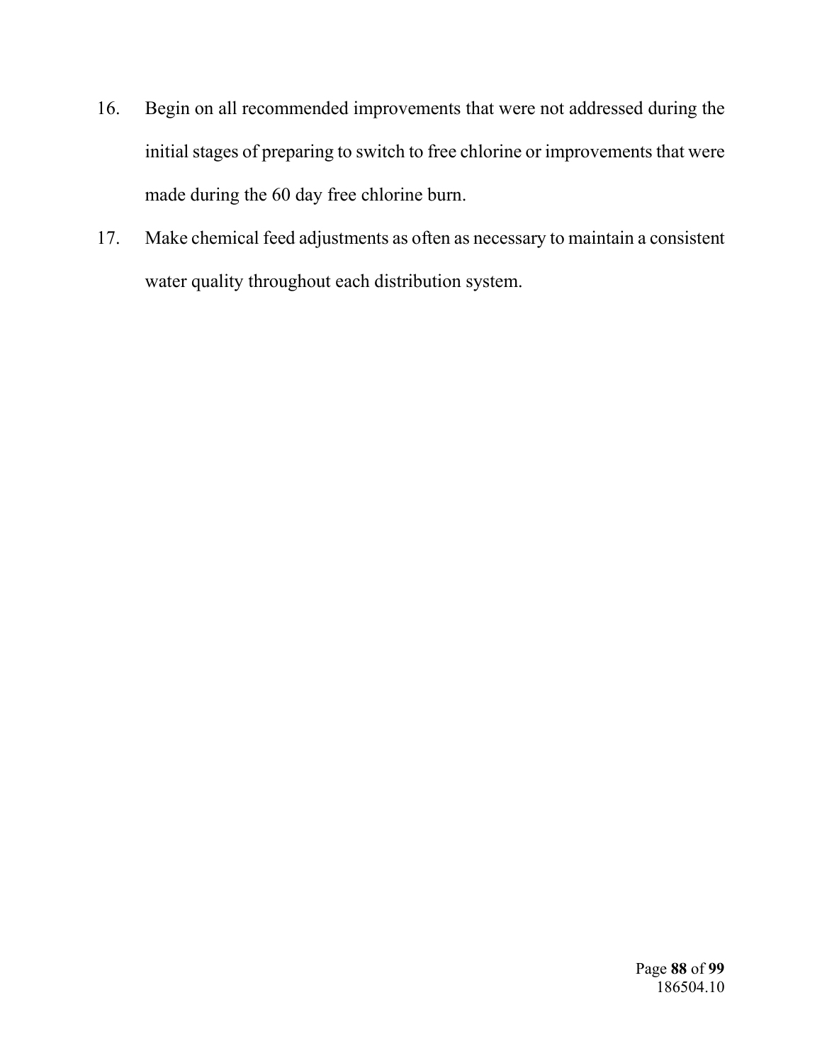16. Begin on all recommended improvements that were not addressed during the initial stages of preparing to switch to free chlorine or improvements that were made during the 60 day free chlorine burn.

17. Make chemical feed adjustments as often as necessary to maintain a consistent water quality throughout each distribution system.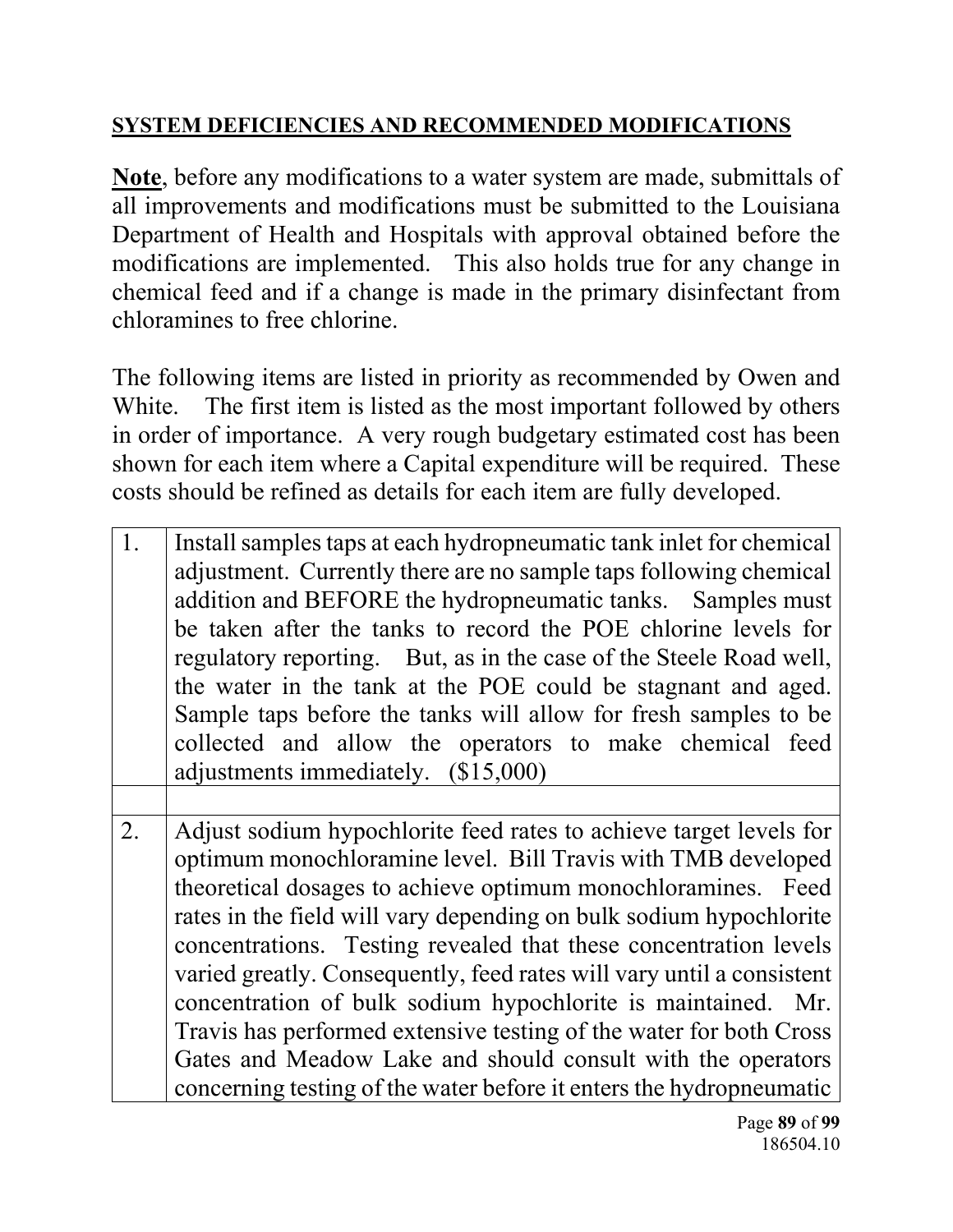**SYSTEM DEFICIENCIES AND RECOMMENDED MODIFICATIONS**

**Note**, before any modifications to a water system are made, submittals of all improvements and modifications must be submitted to the Louisiana Department of Health and Hospitals with approval obtained before the modifications are implemented. This also holds true for any change in chemical feed and if a change is made in the primary disinfectant from chloramines to free chlorine.

The following items are listed in priority as recommended by Owen and White. The first item is listed as the most important followed by others in order of importance. A very rough budgetary estimated cost has been shown for each item where a Capital expenditure will be required. These costs should be refined as details for each item are fully developed.

| | |
|---|---|
| 1. | Install samples taps at each hydropneumatic tank inlet for chemical adjustment. Currently there are no sample taps following chemical addition and BEFORE the hydropneumatic tanks. Samples must be taken after the tanks to record the POE chlorine levels for regulatory reporting. But, as in the case of the Steele Road well, the water in the tank at the POE could be stagnant and aged. Sample taps before the tanks will allow for fresh samples to be collected and allow the operators to make chemical feed adjustments immediately. ($15,000) |
| | |
| 2. | Adjust sodium hypochlorite feed rates to achieve target levels for optimum monochloramine level. Bill Travis with TMB developed theoretical dosages to achieve optimum monochloramines. Feed rates in the field will vary depending on bulk sodium hypochlorite concentrations. Testing revealed that these concentration levels varied greatly. Consequently, feed rates will vary until a consistent concentration of bulk sodium hypochlorite is maintained. Mr. Travis has performed extensive testing of the water for both Cross Gates and Meadow Lake and should consult with the operators concerning testing of the water before it enters the hydropneumatic |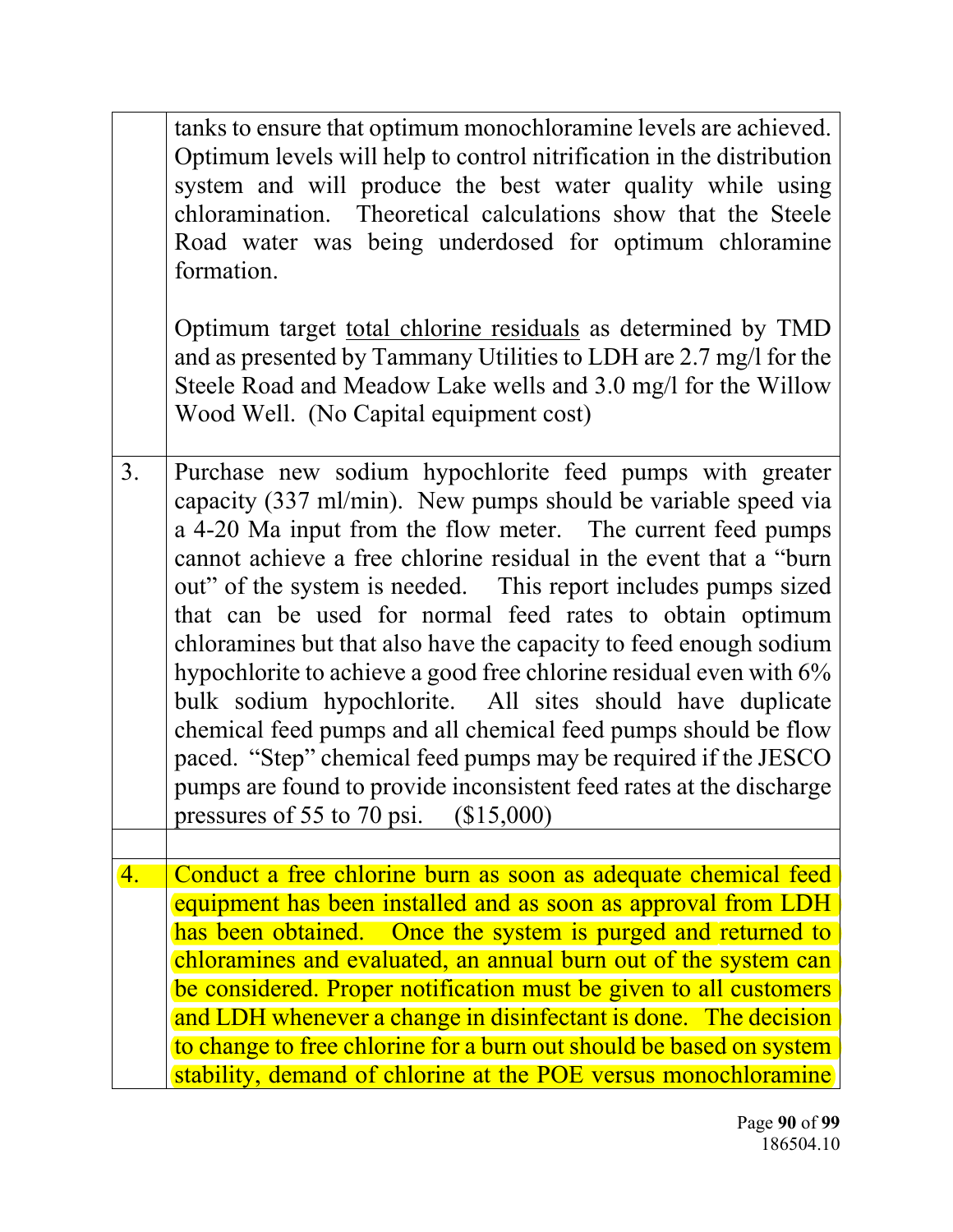| | |
|---|---|
| | tanks to ensure that optimum monochloramine levels are achieved. Optimum levels will help to control nitrification in the distribution system and will produce the best water quality while using chloramination. Theoretical calculations show that the Steele Road water was being underdosed for optimum chloramine formation.<br><br>Optimum target <u>total chlorine residuals</u> as determined by TMD and as presented by Tammany Utilities to LDH are 2.7 mg/l for the Steele Road and Meadow Lake wells and 3.0 mg/l for the Willow Wood Well. (No Capital equipment cost) |
| 3. | Purchase new sodium hypochlorite feed pumps with greater capacity (337 ml/min). New pumps should be variable speed via a 4-20 Ma input from the flow meter. The current feed pumps cannot achieve a free chlorine residual in the event that a "burn out" of the system is needed. This report includes pumps sized that can be used for normal feed rates to obtain optimum chloramines but that also have the capacity to feed enough sodium hypochlorite to achieve a good free chlorine residual even with 6% bulk sodium hypochlorite. All sites should have duplicate chemical feed pumps and all chemical feed pumps should be flow paced. "Step" chemical feed pumps may be required if the JESCO pumps are found to provide inconsistent feed rates at the discharge pressures of 55 to 70 psi. ($15,000) |
| | |
| 4. | Conduct a free chlorine burn as soon as adequate chemical feed equipment has been installed and as soon as approval from LDH has been obtained. Once the system is purged and returned to chloramines and evaluated, an annual burn out of the system can be considered. Proper notification must be given to all customers and LDH whenever a change in disinfectant is done. The decision to change to free chlorine for a burn out should be based on system stability, demand of chlorine at the POE versus monochloramine |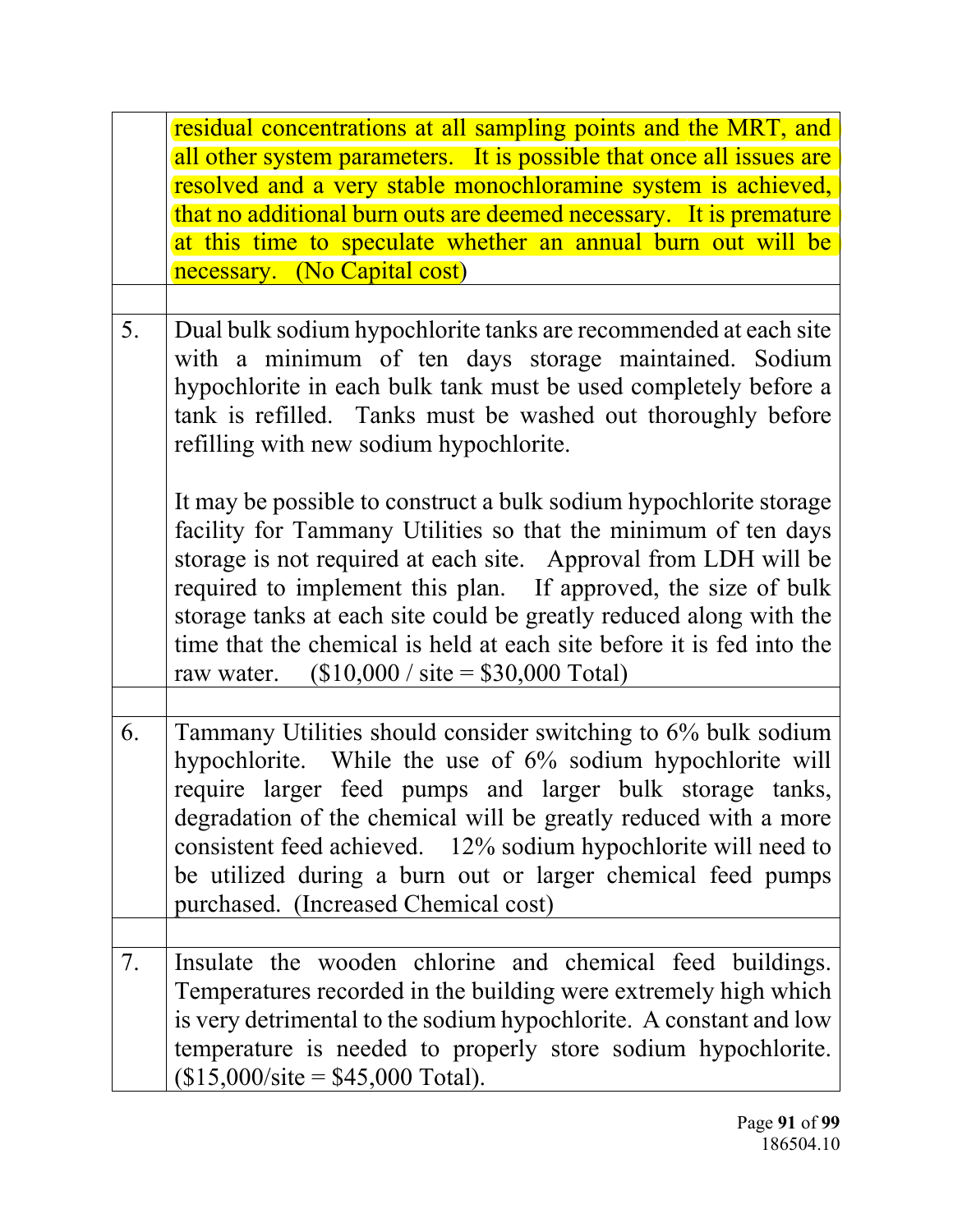| | |
|---|---|
| | residual concentrations at all sampling points and the MRT, and all other system parameters. It is possible that once all issues are resolved and a very stable monochloramine system is achieved, that no additional burn outs are deemed necessary. It is premature at this time to speculate whether an annual burn out will be necessary. (No Capital cost) |
| | |
| 5. | Dual bulk sodium hypochlorite tanks are recommended at each site with a minimum of ten days storage maintained. Sodium hypochlorite in each bulk tank must be used completely before a tank is refilled. Tanks must be washed out thoroughly before refilling with new sodium hypochlorite.<br><br>It may be possible to construct a bulk sodium hypochlorite storage facility for Tammany Utilities so that the minimum of ten days storage is not required at each site. Approval from LDH will be required to implement this plan. If approved, the size of bulk storage tanks at each site could be greatly reduced along with the time that the chemical is held at each site before it is fed into the raw water. ($10,000 / site = $30,000 Total) |
| | |
| 6. | Tammany Utilities should consider switching to 6% bulk sodium hypochlorite. While the use of 6% sodium hypochlorite will require larger feed pumps and larger bulk storage tanks, degradation of the chemical will be greatly reduced with a more consistent feed achieved. 12% sodium hypochlorite will need to be utilized during a burn out or larger chemical feed pumps purchased. (Increased Chemical cost) |
| | |
| 7. | Insulate the wooden chlorine and chemical feed buildings. Temperatures recorded in the building were extremely high which is very detrimental to the sodium hypochlorite. A constant and low temperature is needed to properly store sodium hypochlorite. ($15,000/site = $45,000 Total). |

186504.10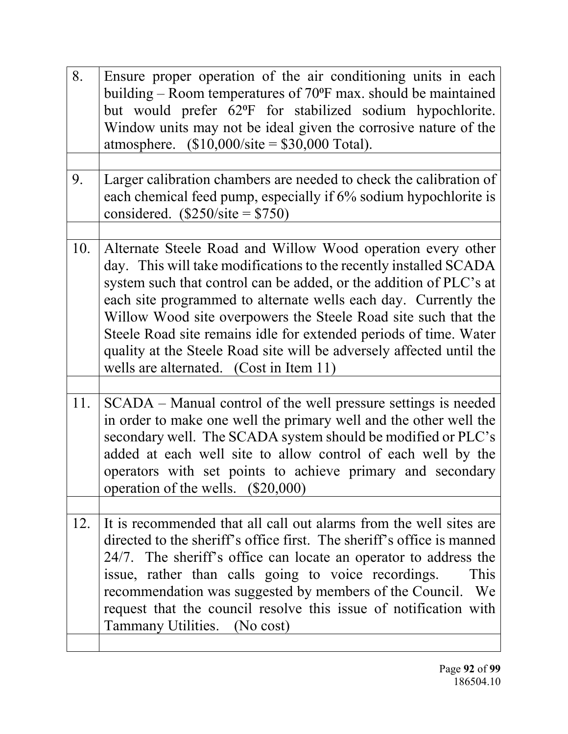| | |
|---|---|
| 8. | Ensure proper operation of the air conditioning units in each building – Room temperatures of 70ºF max. should be maintained but would prefer 62ºF for stabilized sodium hypochlorite. Window units may not be ideal given the corrosive nature of the atmosphere. ($10,000/site = $30,000 Total). |
| | |
| 9. | Larger calibration chambers are needed to check the calibration of each chemical feed pump, especially if 6% sodium hypochlorite is considered. ($250/site = $750) |
| | |
| 10. | Alternate Steele Road and Willow Wood operation every other day. This will take modifications to the recently installed SCADA system such that control can be added, or the addition of PLC's at each site programmed to alternate wells each day. Currently the Willow Wood site overpowers the Steele Road site such that the Steele Road site remains idle for extended periods of time. Water quality at the Steele Road site will be adversely affected until the wells are alternated. (Cost in Item 11) |
| | |
| 11. | SCADA – Manual control of the well pressure settings is needed in order to make one well the primary well and the other well the secondary well. The SCADA system should be modified or PLC's added at each well site to allow control of each well by the operators with set points to achieve primary and secondary operation of the wells. ($20,000) |
| | |
| 12. | It is recommended that all call out alarms from the well sites are directed to the sheriff's office first. The sheriff's office is manned 24/7. The sheriff's office can locate an operator to address the issue, rather than calls going to voice recordings. This recommendation was suggested by members of the Council. We request that the council resolve this issue of notification with Tammany Utilities. (No cost) |
| | |

186504.10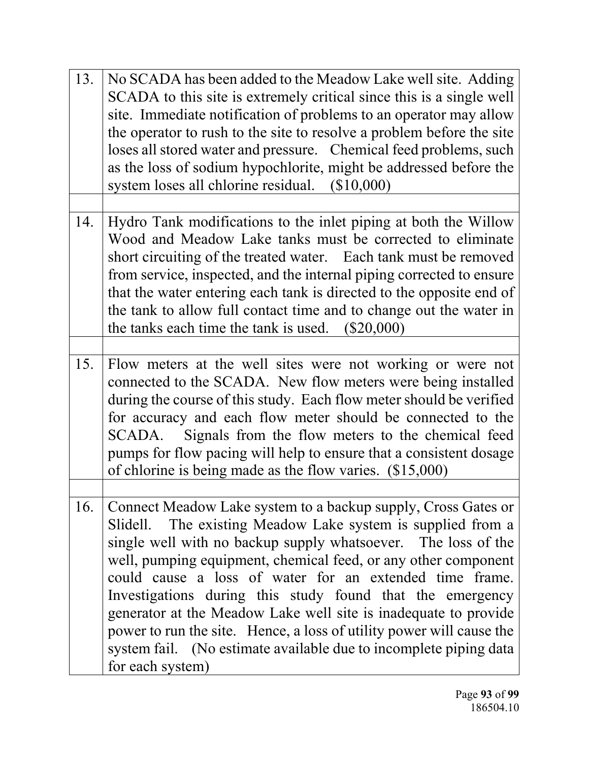| | |
|---|---|
| 13. | No SCADA has been added to the Meadow Lake well site. Adding SCADA to this site is extremely critical since this is a single well site. Immediate notification of problems to an operator may allow the operator to rush to the site to resolve a problem before the site loses all stored water and pressure. Chemical feed problems, such as the loss of sodium hypochlorite, might be addressed before the system loses all chlorine residual. ($10,000) |
| | |
| 14. | Hydro Tank modifications to the inlet piping at both the Willow Wood and Meadow Lake tanks must be corrected to eliminate short circuiting of the treated water. Each tank must be removed from service, inspected, and the internal piping corrected to ensure that the water entering each tank is directed to the opposite end of the tank to allow full contact time and to change out the water in the tanks each time the tank is used. ($20,000) |
| | |
| 15. | Flow meters at the well sites were not working or were not connected to the SCADA. New flow meters were being installed during the course of this study. Each flow meter should be verified for accuracy and each flow meter should be connected to the SCADA. Signals from the flow meters to the chemical feed pumps for flow pacing will help to ensure that a consistent dosage of chlorine is being made as the flow varies. ($15,000) |
| | |
| 16. | Connect Meadow Lake system to a backup supply, Cross Gates or Slidell. The existing Meadow Lake system is supplied from a single well with no backup supply whatsoever. The loss of the well, pumping equipment, chemical feed, or any other component could cause a loss of water for an extended time frame. Investigations during this study found that the emergency generator at the Meadow Lake well site is inadequate to provide power to run the site. Hence, a loss of utility power will cause the system fail. (No estimate available due to incomplete piping data for each system) |

186504.10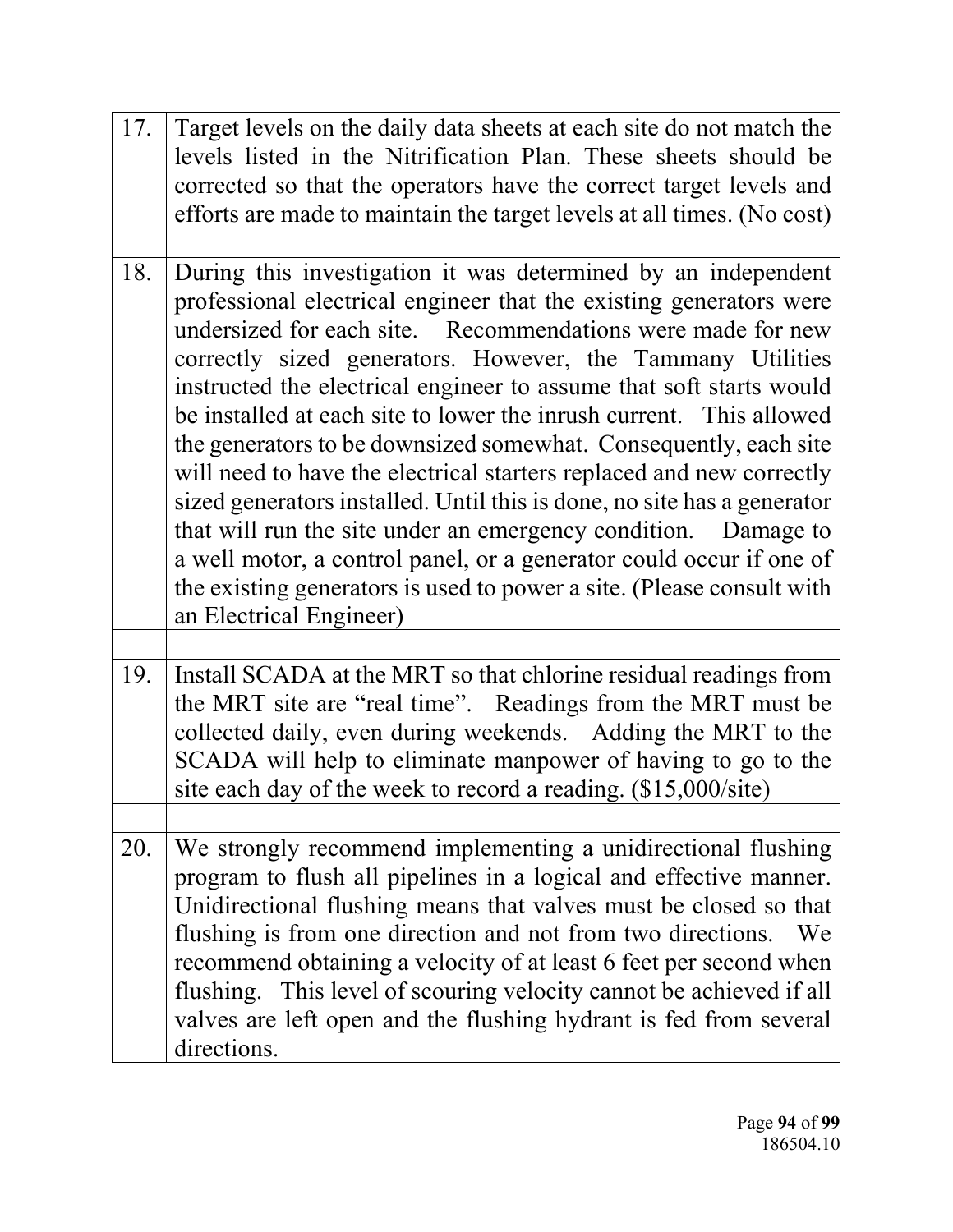| | |
|---|---|
| 17. | Target levels on the daily data sheets at each site do not match the levels listed in the Nitrification Plan. These sheets should be corrected so that the operators have the correct target levels and efforts are made to maintain the target levels at all times. (No cost) |
| | |
| 18. | During this investigation it was determined by an independent professional electrical engineer that the existing generators were undersized for each site. Recommendations were made for new correctly sized generators. However, the Tammany Utilities instructed the electrical engineer to assume that soft starts would be installed at each site to lower the inrush current. This allowed the generators to be downsized somewhat. Consequently, each site will need to have the electrical starters replaced and new correctly sized generators installed. Until this is done, no site has a generator that will run the site under an emergency condition. Damage to a well motor, a control panel, or a generator could occur if one of the existing generators is used to power a site. (Please consult with an Electrical Engineer) |
| | |
| 19. | Install SCADA at the MRT so that chlorine residual readings from the MRT site are "real time". Readings from the MRT must be collected daily, even during weekends. Adding the MRT to the SCADA will help to eliminate manpower of having to go to the site each day of the week to record a reading. ($15,000/site) |
| | |
| 20. | We strongly recommend implementing a unidirectional flushing program to flush all pipelines in a logical and effective manner. Unidirectional flushing means that valves must be closed so that flushing is from one direction and not from two directions. We recommend obtaining a velocity of at least 6 feet per second when flushing. This level of scouring velocity cannot be achieved if all valves are left open and the flushing hydrant is fed from several directions. |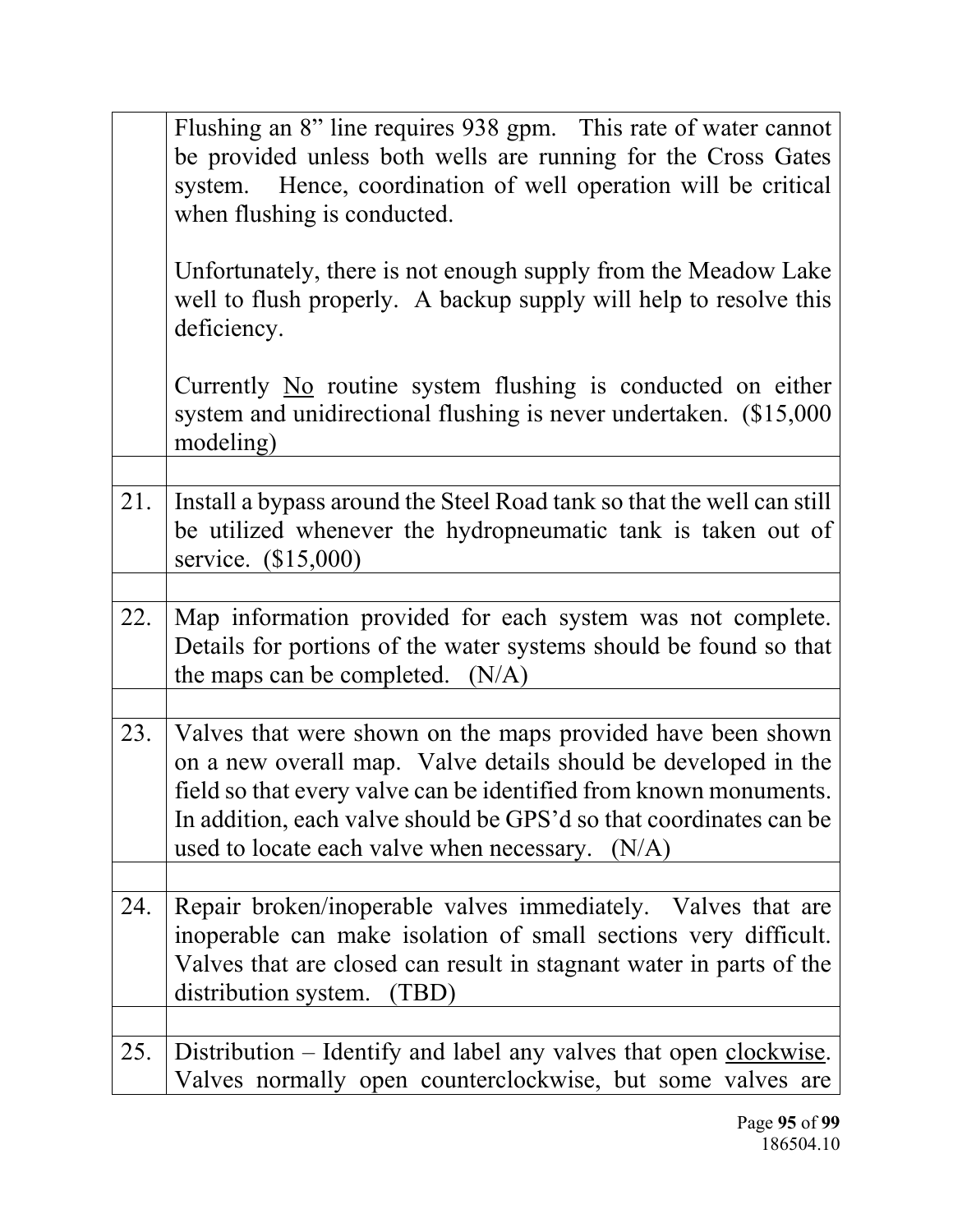|  |  |
|---|---|
|  | Flushing an 8" line requires 938 gpm. This rate of water cannot be provided unless both wells are running for the Cross Gates system. Hence, coordination of well operation will be critical when flushing is conducted.<br><br>Unfortunately, there is not enough supply from the Meadow Lake well to flush properly. A backup supply will help to resolve this deficiency.<br><br>Currently <u>No</u> routine system flushing is conducted on either system and unidirectional flushing is never undertaken. ($15,000 modeling) |
|  |  |
| 21. | Install a bypass around the Steel Road tank so that the well can still be utilized whenever the hydropneumatic tank is taken out of service. ($15,000) |
|  |  |
| 22. | Map information provided for each system was not complete. Details for portions of the water systems should be found so that the maps can be completed. (N/A) |
|  |  |
| 23. | Valves that were shown on the maps provided have been shown on a new overall map. Valve details should be developed in the field so that every valve can be identified from known monuments. In addition, each valve should be GPS'd so that coordinates can be used to locate each valve when necessary. (N/A) |
|  |  |
| 24. | Repair broken/inoperable valves immediately. Valves that are inoperable can make isolation of small sections very difficult. Valves that are closed can result in stagnant water in parts of the distribution system. (TBD) |
|  |  |
| 25. | Distribution – Identify and label any valves that open <u>clockwise</u>. Valves normally open counterclockwise, but some valves are |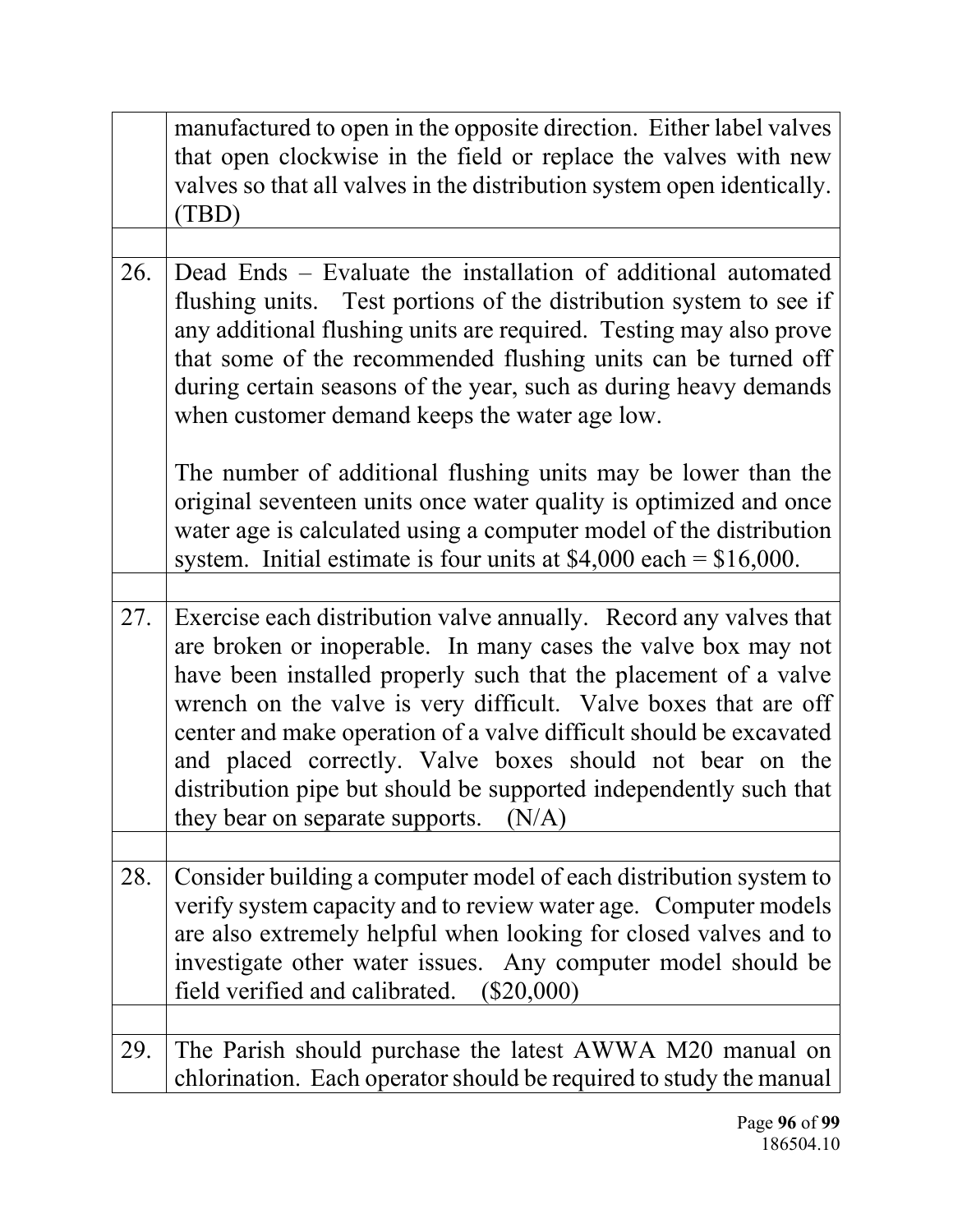| | |
|---|---|
| | manufactured to open in the opposite direction. Either label valves that open clockwise in the field or replace the valves with new valves so that all valves in the distribution system open identically. (TBD) |
| | |
| 26. | Dead Ends – Evaluate the installation of additional automated flushing units. Test portions of the distribution system to see if any additional flushing units are required. Testing may also prove that some of the recommended flushing units can be turned off during certain seasons of the year, such as during heavy demands when customer demand keeps the water age low.<br><br>The number of additional flushing units may be lower than the original seventeen units once water quality is optimized and once water age is calculated using a computer model of the distribution system. Initial estimate is four units at \$4,000 each = \$16,000. |
| | |
| 27. | Exercise each distribution valve annually. Record any valves that are broken or inoperable. In many cases the valve box may not have been installed properly such that the placement of a valve wrench on the valve is very difficult. Valve boxes that are off center and make operation of a valve difficult should be excavated and placed correctly. Valve boxes should not bear on the distribution pipe but should be supported independently such that they bear on separate supports. (N/A) |
| | |
| 28. | Consider building a computer model of each distribution system to verify system capacity and to review water age. Computer models are also extremely helpful when looking for closed valves and to investigate other water issues. Any computer model should be field verified and calibrated. (\$20,000) |
| | |
| 29. | The Parish should purchase the latest AWWA M20 manual on chlorination. Each operator should be required to study the manual |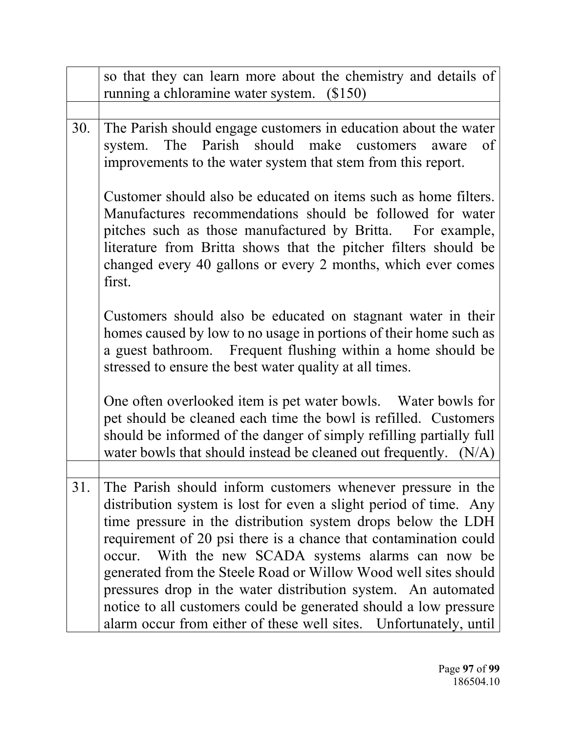| | |
|---|---|
| | so that they can learn more about the chemistry and details of running a chloramine water system. ($150) |
| | |
| 30. | The Parish should engage customers in education about the water system. The Parish should make customers aware of improvements to the water system that stem from this report.<br><br>Customer should also be educated on items such as home filters. Manufactures recommendations should be followed for water pitches such as those manufactured by Britta. For example, literature from Britta shows that the pitcher filters should be changed every 40 gallons or every 2 months, which ever comes first.<br><br>Customers should also be educated on stagnant water in their homes caused by low to no usage in portions of their home such as a guest bathroom. Frequent flushing within a home should be stressed to ensure the best water quality at all times.<br><br>One often overlooked item is pet water bowls. Water bowls for pet should be cleaned each time the bowl is refilled. Customers should be informed of the danger of simply refilling partially full water bowls that should instead be cleaned out frequently. (N/A) |
| | |
| 31. | The Parish should inform customers whenever pressure in the distribution system is lost for even a slight period of time. Any time pressure in the distribution system drops below the LDH requirement of 20 psi there is a chance that contamination could occur. With the new SCADA systems alarms can now be generated from the Steele Road or Willow Wood well sites should pressures drop in the water distribution system. An automated notice to all customers could be generated should a low pressure alarm occur from either of these well sites. Unfortunately, until |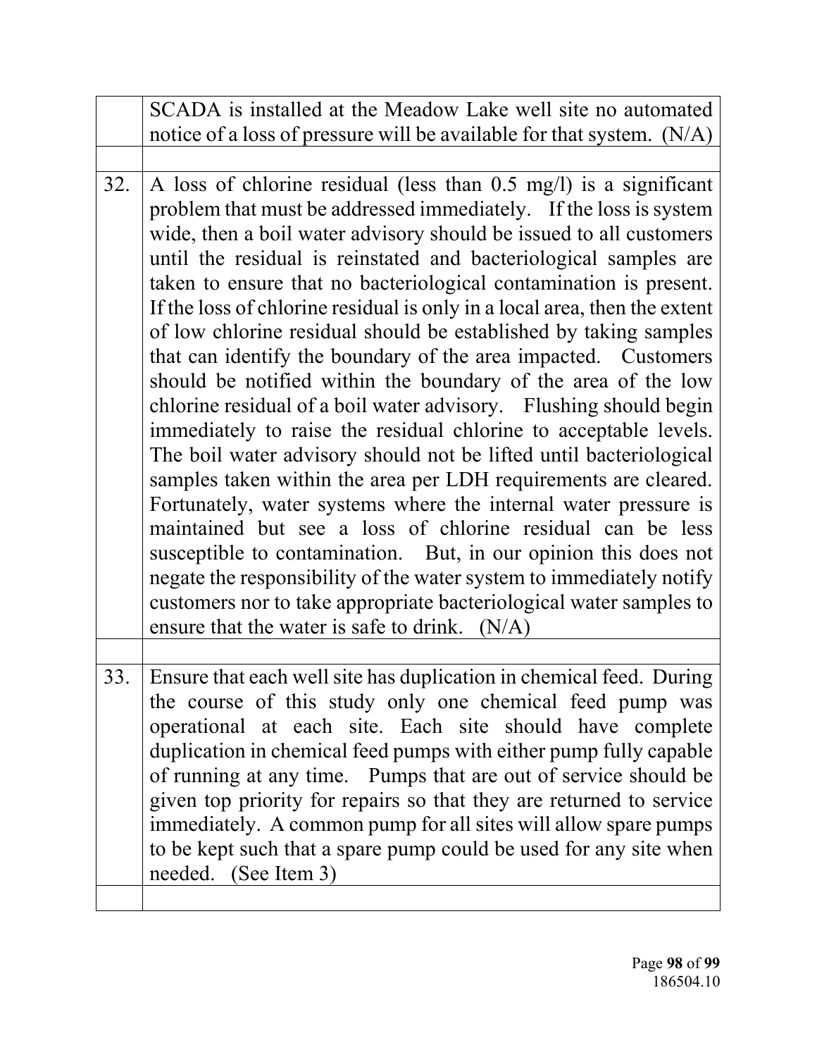| | |
|---|---|
| | SCADA is installed at the Meadow Lake well site no automated notice of a loss of pressure will be available for that system. (N/A) |
| | |
| 32. | A loss of chlorine residual (less than 0.5 mg/l) is a significant problem that must be addressed immediately. If the loss is system wide, then a boil water advisory should be issued to all customers until the residual is reinstated and bacteriological samples are taken to ensure that no bacteriological contamination is present. If the loss of chlorine residual is only in a local area, then the extent of low chlorine residual should be established by taking samples that can identify the boundary of the area impacted. Customers should be notified within the boundary of the area of the low chlorine residual of a boil water advisory. Flushing should begin immediately to raise the residual chlorine to acceptable levels. The boil water advisory should not be lifted until bacteriological samples taken within the area per LDH requirements are cleared. Fortunately, water systems where the internal water pressure is maintained but see a loss of chlorine residual can be less susceptible to contamination. But, in our opinion this does not negate the responsibility of the water system to immediately notify customers nor to take appropriate bacteriological water samples to ensure that the water is safe to drink. (N/A) |
| | |
| 33. | Ensure that each well site has duplication in chemical feed. During the course of this study only one chemical feed pump was operational at each site. Each site should have complete duplication in chemical feed pumps with either pump fully capable of running at any time. Pumps that are out of service should be given top priority for repairs so that they are returned to service immediately. A common pump for all sites will allow spare pumps to be kept such that a spare pump could be used for any site when needed. (See Item 3) |
| | |

186504.10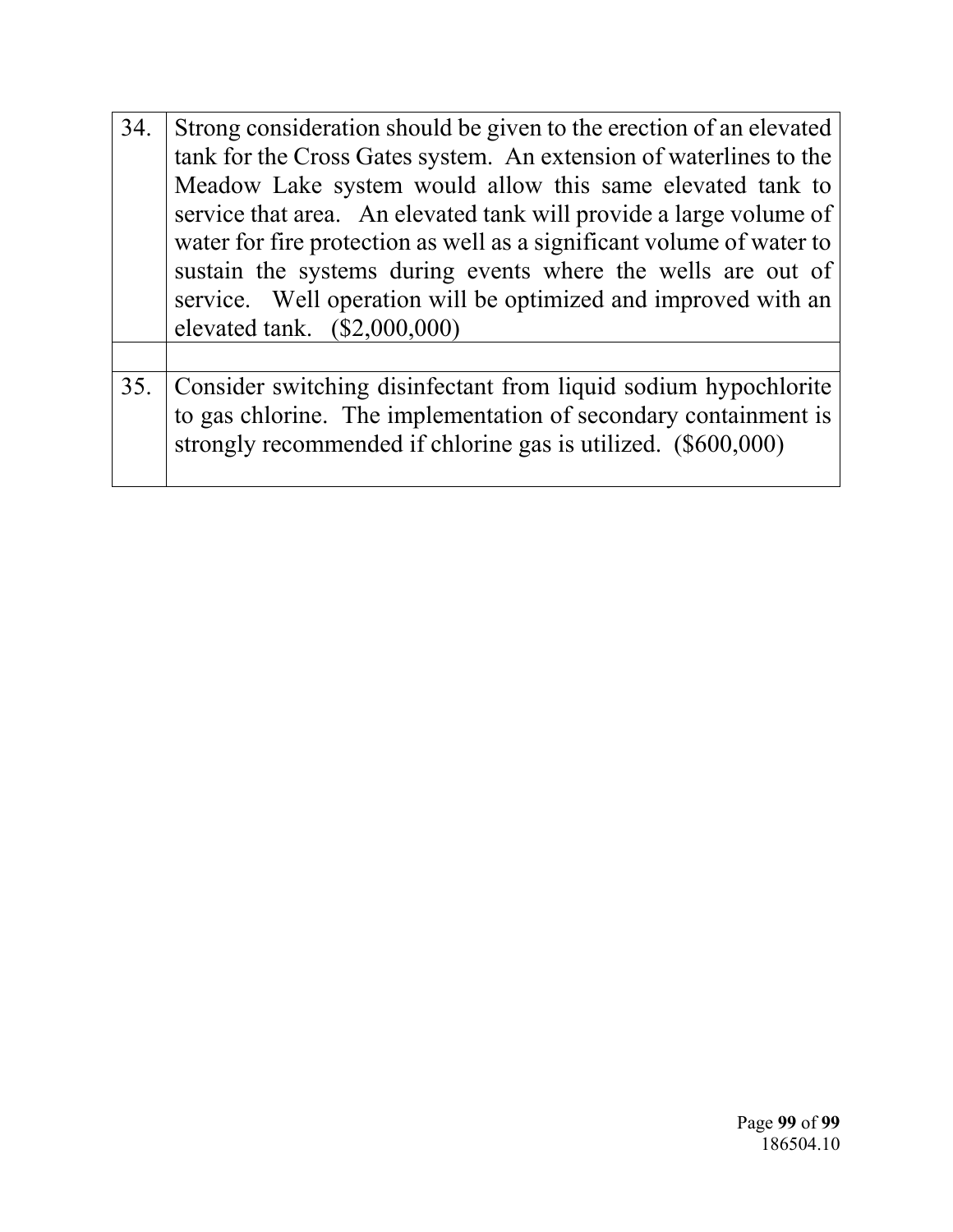| | |
|---|---|
| 34. | Strong consideration should be given to the erection of an elevated tank for the Cross Gates system. An extension of waterlines to the Meadow Lake system would allow this same elevated tank to service that area. An elevated tank will provide a large volume of water for fire protection as well as a significant volume of water to sustain the systems during events where the wells are out of service. Well operation will be optimized and improved with an elevated tank. ($2,000,000) |
| | |
| 35. | Consider switching disinfectant from liquid sodium hypochlorite to gas chlorine. The implementation of secondary containment is strongly recommended if chlorine gas is utilized. ($600,000) |

186504.10